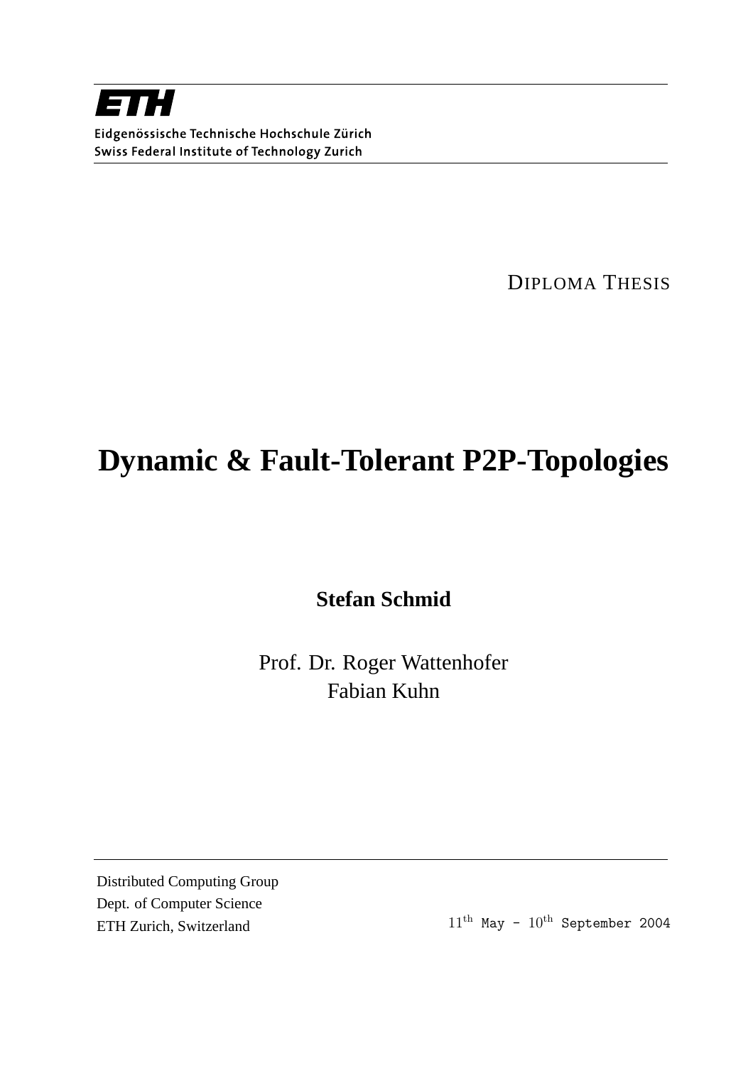**ETH**

Eidgenössische Technische Hochschule Zürich
Swiss Federal Institute of Technology Zurich

DIPLOMA THESIS

# Dynamic & Fault-Tolerant P2P-Topologies

**Stefan Schmid**

Prof. Dr. Roger Wattenhofer
Fabian Kuhn

Distributed Computing Group
Dept. of Computer Science
ETH Zurich, Switzerland

$11^{\text{th}}$ May - $10^{\text{th}}$ September 2004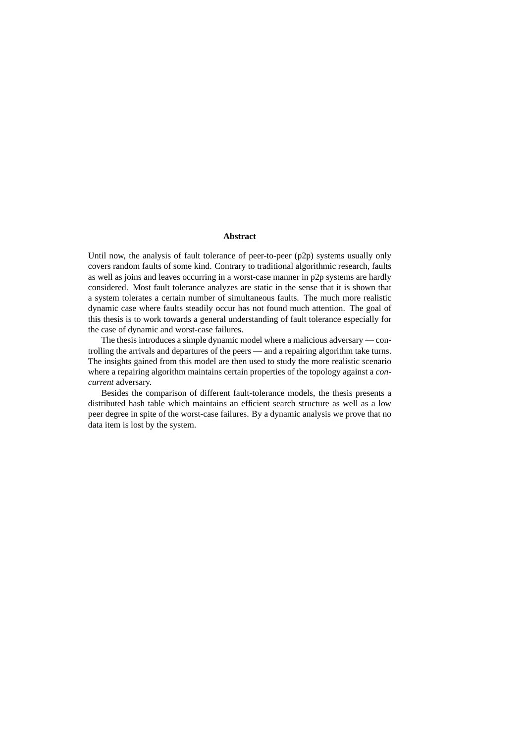## Abstract

Until now, the analysis of fault tolerance of peer-to-peer (p2p) systems usually only covers random faults of some kind. Contrary to traditional algorithmic research, faults as well as joins and leaves occurring in a worst-case manner in p2p systems are hardly considered. Most fault tolerance analyzes are static in the sense that it is shown that a system tolerates a certain number of simultaneous faults. The much more realistic dynamic case where faults steadily occur has not found much attention. The goal of this thesis is to work towards a general understanding of fault tolerance especially for the case of dynamic and worst-case failures.

The thesis introduces a simple dynamic model where a malicious adversary — controlling the arrivals and departures of the peers — and a repairing algorithm take turns. The insights gained from this model are then used to study the more realistic scenario where a repairing algorithm maintains certain properties of the topology against a *concurrent* adversary.

Besides the comparison of different fault-tolerance models, the thesis presents a distributed hash table which maintains an efficient search structure as well as a low peer degree in spite of the worst-case failures. By a dynamic analysis we prove that no data item is lost by the system.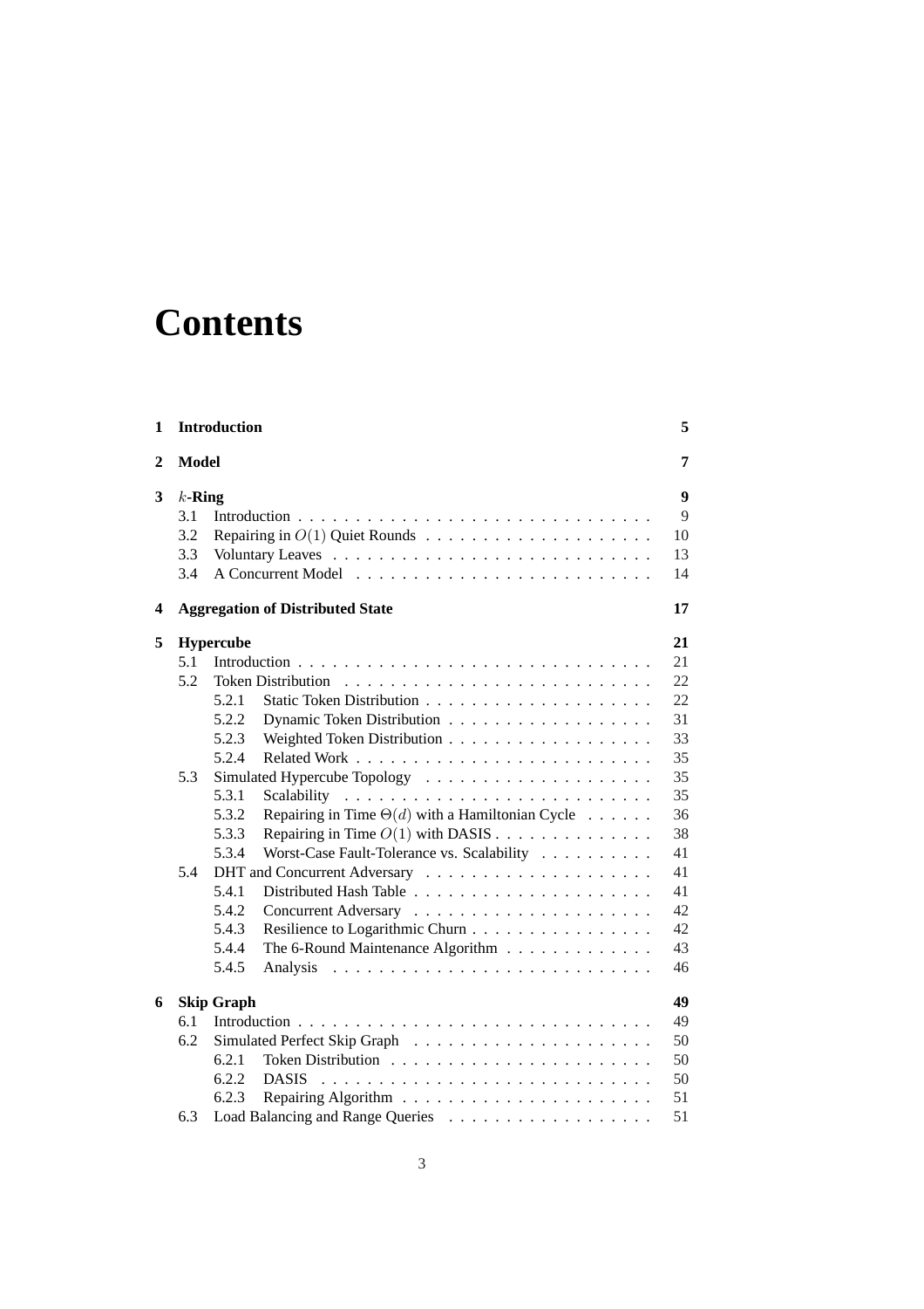# Contents

**1 Introduction** **5**

**2 Model** **7**

**3 $k$-Ring** **9**

- 3.1 Introduction . . . . . . . . . . 9
- 3.2 Repairing in $O(1)$ Quiet Rounds . . . . . . . . . . 10
- 3.3 Voluntary Leaves . . . . . . . . . . 13
- 3.4 A Concurrent Model . . . . . . . . . . 14

**4 Aggregation of Distributed State** **17**

**5 Hypercube** **21**

- 5.1 Introduction . . . . . . . . . . 21
- 5.2 Token Distribution . . . . . . . . . . 22
  - 5.2.1 Static Token Distribution . . . . . . . . . . 22
  - 5.2.2 Dynamic Token Distribution . . . . . . . . . . 31
  - 5.2.3 Weighted Token Distribution . . . . . . . . . . 33
  - 5.2.4 Related Work . . . . . . . . . . 35
- 5.3 Simulated Hypercube Topology . . . . . . . . . . 35
  - 5.3.1 Scalability . . . . . . . . . . 35
  - 5.3.2 Repairing in Time $\Theta(d)$ with a Hamiltonian Cycle . . . . . . . . . . 36
  - 5.3.3 Repairing in Time $O(1)$ with DASIS . . . . . . . . . . 38
  - 5.3.4 Worst-Case Fault-Tolerance vs. Scalability . . . . . . . . . . 41
- 5.4 DHT and Concurrent Adversary . . . . . . . . . . 41
  - 5.4.1 Distributed Hash Table . . . . . . . . . . 41
  - 5.4.2 Concurrent Adversary . . . . . . . . . . 42
  - 5.4.3 Resilience to Logarithmic Churn . . . . . . . . . . 42
  - 5.4.4 The 6-Round Maintenance Algorithm . . . . . . . . . . 43
  - 5.4.5 Analysis . . . . . . . . . . 46

**6 Skip Graph** **49**

- 6.1 Introduction . . . . . . . . . . 49
- 6.2 Simulated Perfect Skip Graph . . . . . . . . . . 50
  - 6.2.1 Token Distribution . . . . . . . . . . 50
  - 6.2.2 DASIS . . . . . . . . . . 50
  - 6.2.3 Repairing Algorithm . . . . . . . . . . 51
- 6.3 Load Balancing and Range Queries . . . . . . . . . . 51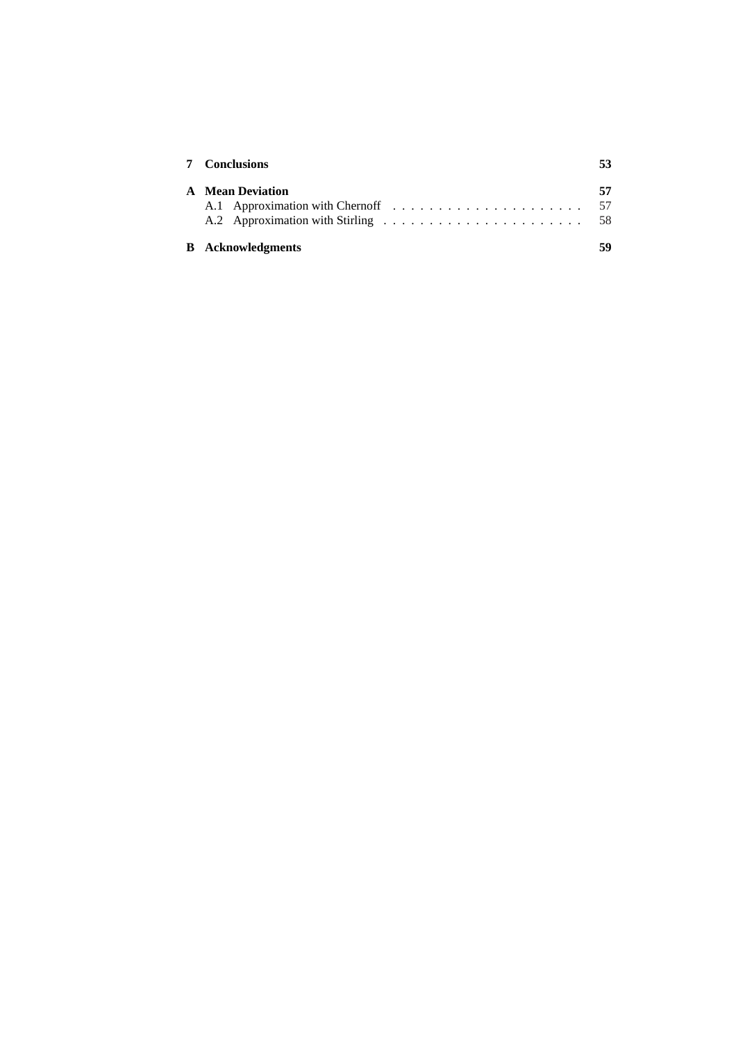**7 Conclusions** **53**

**A Mean Deviation** **57**

A.1 Approximation with Chernoff . . . . . . . . . . . . . . . . . . . . . 57

A.2 Approximation with Stirling . . . . . . . . . . . . . . . . . . . . . . 58

**B Acknowledgments** **59**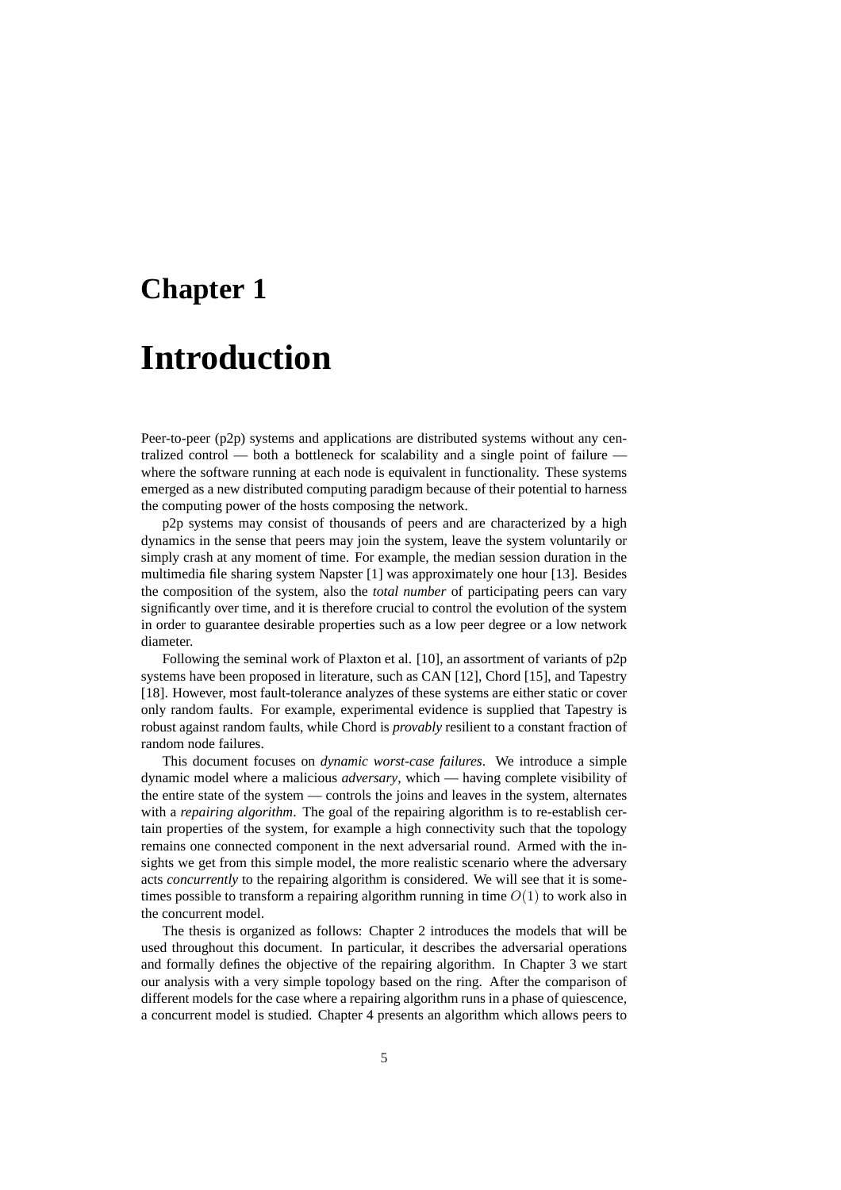# Chapter 1

# Introduction

Peer-to-peer (p2p) systems and applications are distributed systems without any centralized control — both a bottleneck for scalability and a single point of failure — where the software running at each node is equivalent in functionality. These systems emerged as a new distributed computing paradigm because of their potential to harness the computing power of the hosts composing the network.

p2p systems may consist of thousands of peers and are characterized by a high dynamics in the sense that peers may join the system, leave the system voluntarily or simply crash at any moment of time. For example, the median session duration in the multimedia file sharing system Napster [1] was approximately one hour [13]. Besides the composition of the system, also the *total number* of participating peers can vary significantly over time, and it is therefore crucial to control the evolution of the system in order to guarantee desirable properties such as a low peer degree or a low network diameter.

Following the seminal work of Plaxton et al. [10], an assortment of variants of p2p systems have been proposed in literature, such as CAN [12], Chord [15], and Tapestry [18]. However, most fault-tolerance analyzes of these systems are either static or cover only random faults. For example, experimental evidence is supplied that Tapestry is robust against random faults, while Chord is *provably* resilient to a constant fraction of random node failures.

This document focuses on *dynamic worst-case failures*. We introduce a simple dynamic model where a malicious *adversary*, which — having complete visibility of the entire state of the system — controls the joins and leaves in the system, alternates with a *repairing algorithm*. The goal of the repairing algorithm is to re-establish certain properties of the system, for example a high connectivity such that the topology remains one connected component in the next adversarial round. Armed with the insights we get from this simple model, the more realistic scenario where the adversary acts *concurrently* to the repairing algorithm is considered. We will see that it is sometimes possible to transform a repairing algorithm running in time $O(1)$ to work also in the concurrent model.

The thesis is organized as follows: Chapter 2 introduces the models that will be used throughout this document. In particular, it describes the adversarial operations and formally defines the objective of the repairing algorithm. In Chapter 3 we start our analysis with a very simple topology based on the ring. After the comparison of different models for the case where a repairing algorithm runs in a phase of quiescence, a concurrent model is studied. Chapter 4 presents an algorithm which allows peers to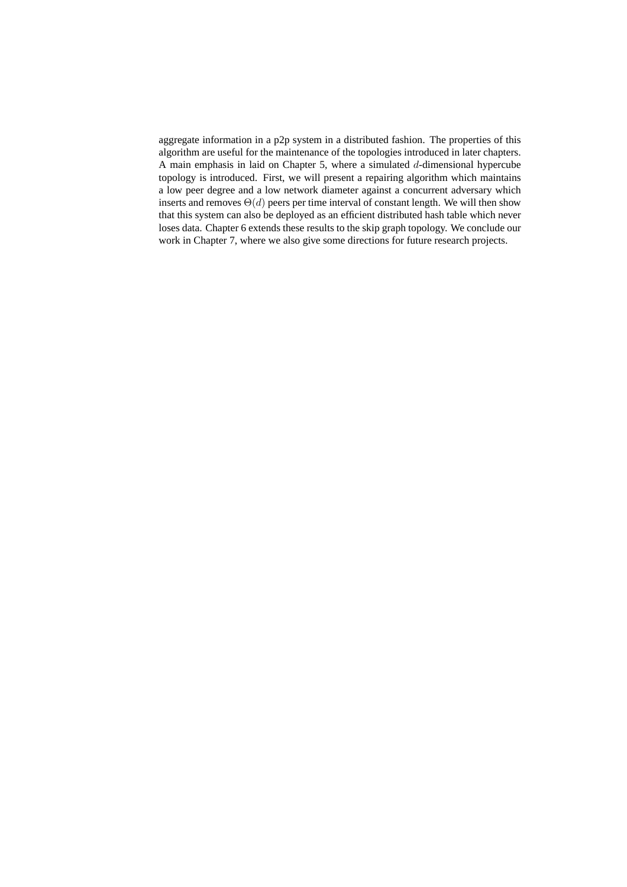aggregate information in a p2p system in a distributed fashion. The properties of this algorithm are useful for the maintenance of the topologies introduced in later chapters. A main emphasis in laid on Chapter 5, where a simulated $d$-dimensional hypercube topology is introduced. First, we will present a repairing algorithm which maintains a low peer degree and a low network diameter against a concurrent adversary which inserts and removes $\Theta(d)$ peers per time interval of constant length. We will then show that this system can also be deployed as an efficient distributed hash table which never loses data. Chapter 6 extends these results to the skip graph topology. We conclude our work in Chapter 7, where we also give some directions for future research projects.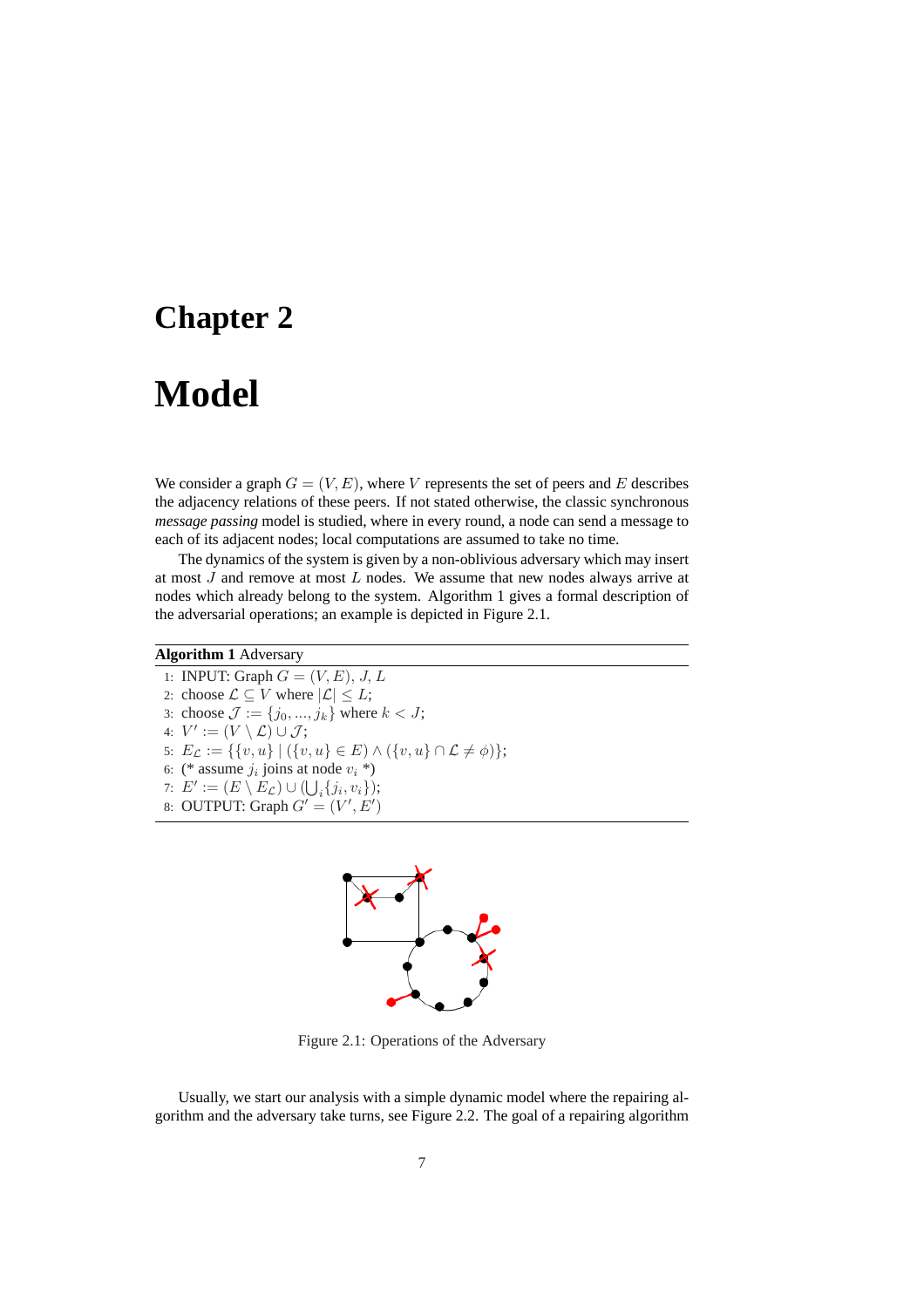# Chapter 2

# Model

We consider a graph $G = (V, E)$, where $V$ represents the set of peers and $E$ describes the adjacency relations of these peers. If not stated otherwise, the classic synchronous *message passing* model is studied, where in every round, a node can send a message to each of its adjacent nodes; local computations are assumed to take no time.

The dynamics of the system is given by a non-oblivious adversary which may insert at most $J$ and remove at most $L$ nodes. We assume that new nodes always arrive at nodes which already belong to the system. Algorithm 1 gives a formal description of the adversarial operations; an example is depicted in Figure 2.1.

**Algorithm 1** Adversary

1: INPUT: Graph $G = (V, E)$, $J$, $L$
2: choose $\mathcal{L} \subseteq V$ where $|\mathcal{L}| \leq L$;
3: choose $\mathcal{J} := \{j_0, ..., j_k\}$ where $k < J$;
4: $V' := (V \setminus \mathcal{L}) \cup \mathcal{J}$;
5: $E_{\mathcal{L}} := \{\{v, u\} \mid (\{v, u\} \in E) \wedge (\{v, u\} \cap \mathcal{L} \neq \phi)\}$;
6: (* assume $j_i$ joins at node $v_i$ *)
7: $E' := (E \setminus E_{\mathcal{L}}) \cup (\bigcup_i \{j_i, v_i\})$;
8: OUTPUT: Graph $G' = (V', E')$

Figure 2.1: Operations of the Adversary

Usually, we start our analysis with a simple dynamic model where the repairing algorithm and the adversary take turns, see Figure 2.2. The goal of a repairing algorithm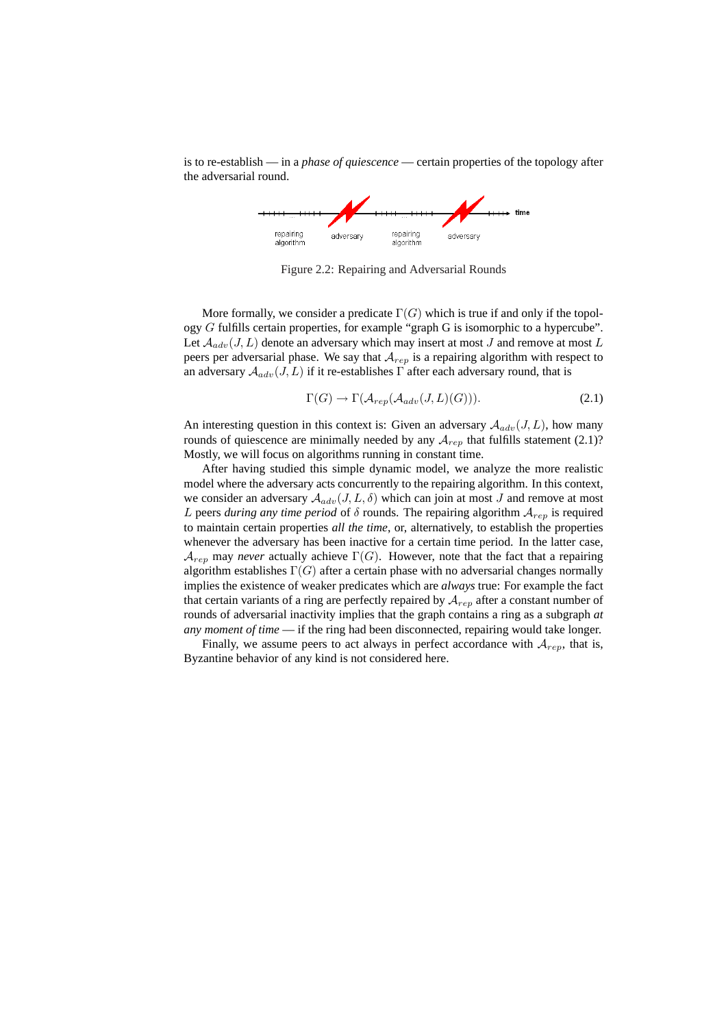is to re-establish — in a *phase of quiescence* — certain properties of the topology after the adversarial round.

Figure 2.2: Repairing and Adversarial Rounds

More formally, we consider a predicate $\Gamma(G)$ which is true if and only if the topology $G$ fulfills certain properties, for example "graph G is isomorphic to a hypercube". Let $\mathcal{A}_{adv}(J, L)$ denote an adversary which may insert at most $J$ and remove at most $L$ peers per adversarial phase. We say that $\mathcal{A}_{rep}$ is a repairing algorithm with respect to an adversary $\mathcal{A}_{adv}(J, L)$ if it re-establishes $\Gamma$ after each adversary round, that is

$$\Gamma(G) \rightarrow \Gamma(\mathcal{A}_{rep}(\mathcal{A}_{adv}(J, L)(G))). \tag{2.1}$$

An interesting question in this context is: Given an adversary $\mathcal{A}_{adv}(J, L)$, how many rounds of quiescence are minimally needed by any $\mathcal{A}_{rep}$ that fulfills statement (2.1)? Mostly, we will focus on algorithms running in constant time.

After having studied this simple dynamic model, we analyze the more realistic model where the adversary acts concurrently to the repairing algorithm. In this context, we consider an adversary $\mathcal{A}_{adv}(J, L, \delta)$ which can join at most $J$ and remove at most $L$ peers *during any time period* of $\delta$ rounds. The repairing algorithm $\mathcal{A}_{rep}$ is required to maintain certain properties *all the time*, or, alternatively, to establish the properties whenever the adversary has been inactive for a certain time period. In the latter case, $\mathcal{A}_{rep}$ may *never* actually achieve $\Gamma(G)$. However, note that the fact that a repairing algorithm establishes $\Gamma(G)$ after a certain phase with no adversarial changes normally implies the existence of weaker predicates which are *always* true: For example the fact that certain variants of a ring are perfectly repaired by $\mathcal{A}_{rep}$ after a constant number of rounds of adversarial inactivity implies that the graph contains a ring as a subgraph *at any moment of time* — if the ring had been disconnected, repairing would take longer.

Finally, we assume peers to act always in perfect accordance with $\mathcal{A}_{rep}$, that is, Byzantine behavior of any kind is not considered here.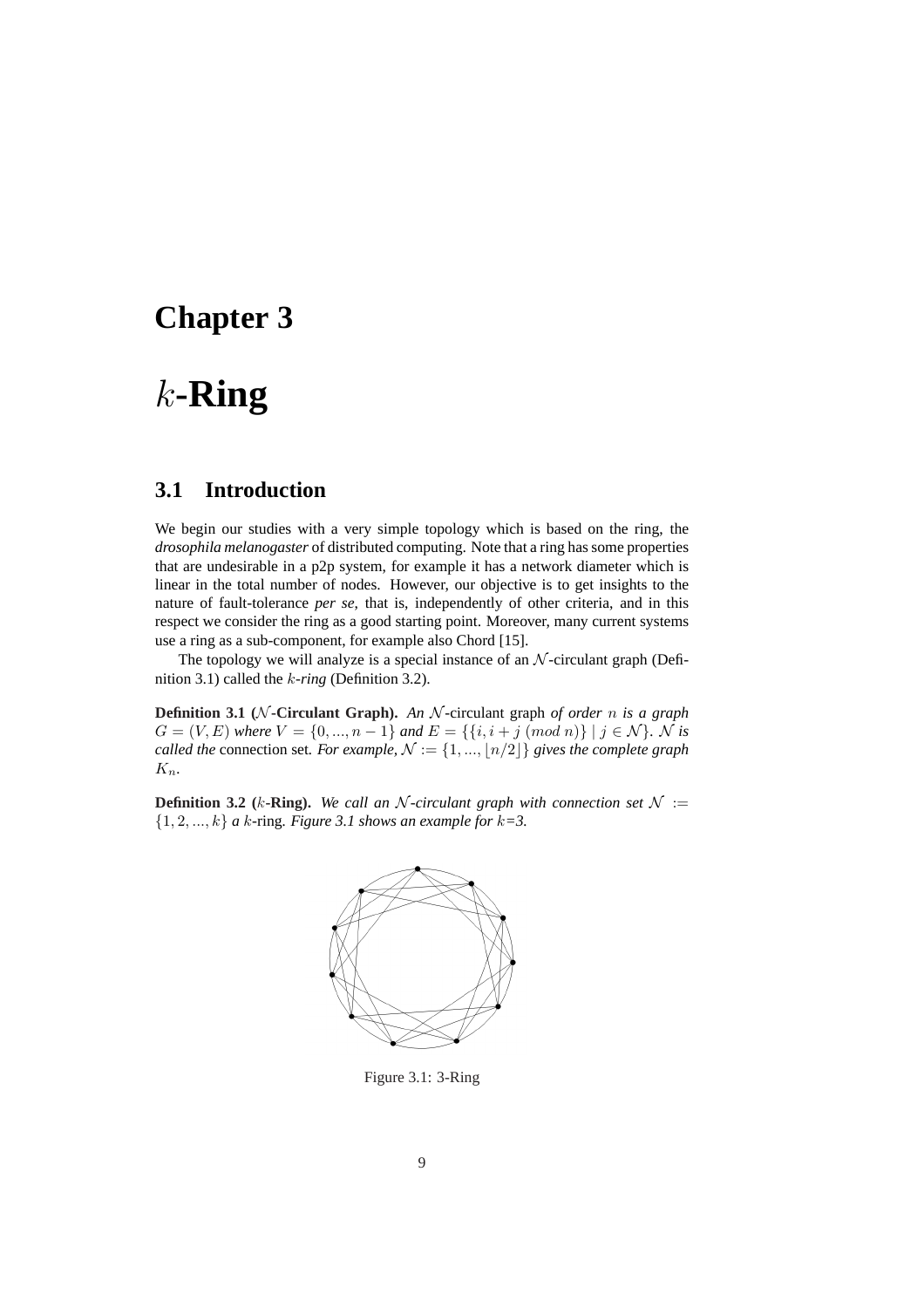# Chapter 3

# $k$-Ring

## 3.1 Introduction

We begin our studies with a very simple topology which is based on the ring, the *drosophila melanogaster* of distributed computing. Note that a ring has some properties that are undesirable in a p2p system, for example it has a network diameter which is linear in the total number of nodes. However, our objective is to get insights to the nature of fault-tolerance *per se*, that is, independently of other criteria, and in this respect we consider the ring as a good starting point. Moreover, many current systems use a ring as a sub-component, for example also Chord [15].

The topology we will analyze is a special instance of an $\mathcal{N}$-circulant graph (Definition 3.1) called the *$k$-ring* (Definition 3.2).

**Definition 3.1 ($\mathcal{N}$-Circulant Graph).** *An* $\mathcal{N}$-circulant graph *of order $n$ is a graph $G = (V, E)$ where $V = \{0, ..., n-1\}$ and $E = \{\{i, i + j \ (mod\ n)\} \mid j \in \mathcal{N}\}$. $\mathcal{N}$ is called the* connection set*. For example, $\mathcal{N} := \{1, ..., \lfloor n/2 \rfloor\}$ gives the complete graph $K_n$.*

**Definition 3.2 ($k$-Ring).** *We call an $\mathcal{N}$-circulant graph with connection set $\mathcal{N} := \{1, 2, ..., k\}$ a* $k$-ring*. Figure 3.1 shows an example for $k$=3.*

Figure 3.1: 3-Ring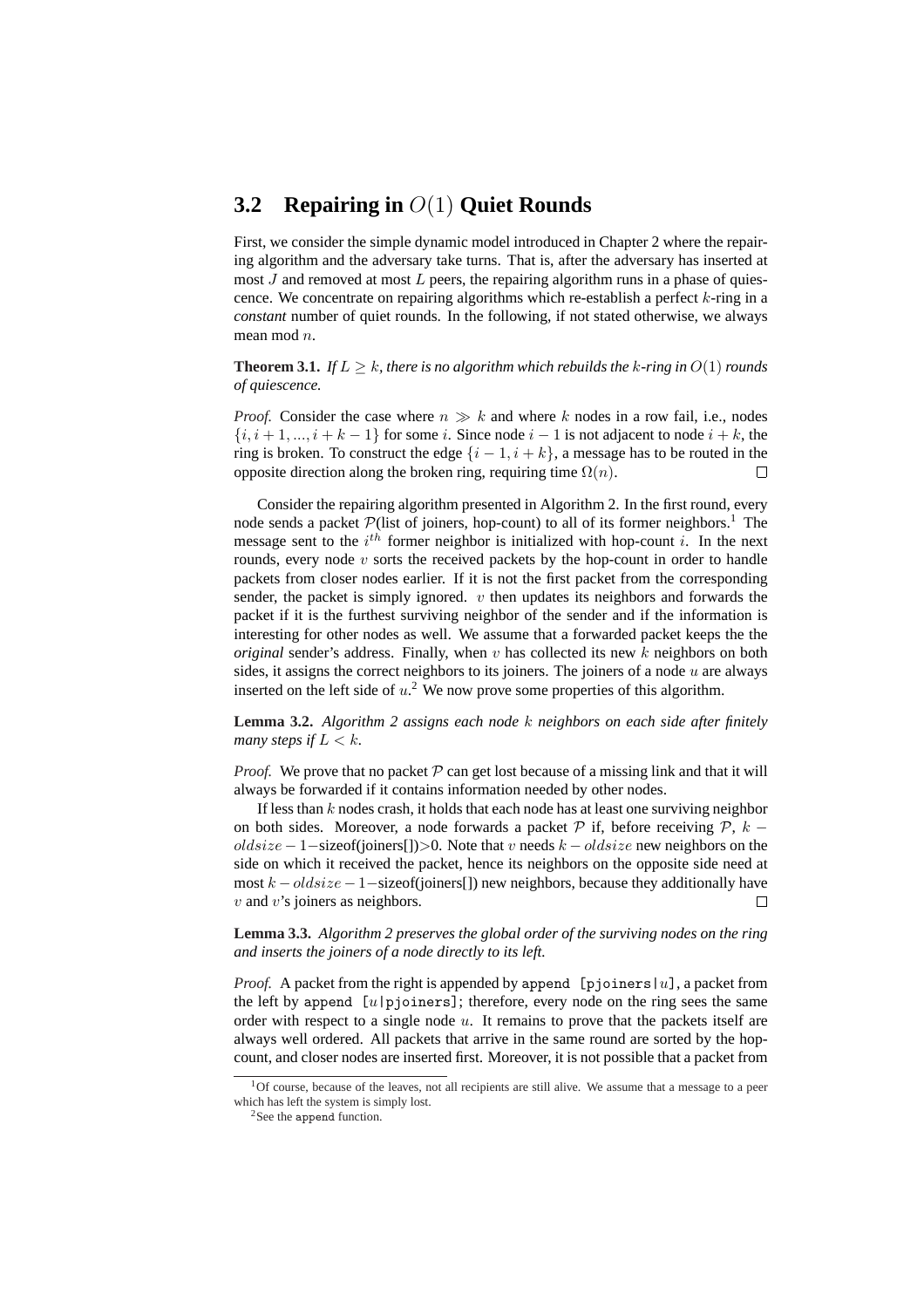## 3.2 Repairing in $O(1)$ Quiet Rounds

First, we consider the simple dynamic model introduced in Chapter 2 where the repairing algorithm and the adversary take turns. That is, after the adversary has inserted at most $J$ and removed at most $L$ peers, the repairing algorithm runs in a phase of quiescence. We concentrate on repairing algorithms which re-establish a perfect $k$-ring in a *constant* number of quiet rounds. In the following, if not stated otherwise, we always mean mod $n$.

**Theorem 3.1.** *If $L \geq k$, there is no algorithm which rebuilds the $k$-ring in $O(1)$ rounds of quiescence.*

*Proof.* Consider the case where $n \gg k$ and where $k$ nodes in a row fail, i.e., nodes $\{i, i+1, ..., i+k-1\}$ for some $i$. Since node $i-1$ is not adjacent to node $i+k$, the ring is broken. To construct the edge $\{i-1, i+k\}$, a message has to be routed in the opposite direction along the broken ring, requiring time $\Omega(n)$. □

Consider the repairing algorithm presented in Algorithm 2. In the first round, every node sends a packet $\mathcal{P}$(list of joiners, hop-count) to all of its former neighbors.[1] The message sent to the $i^{th}$ former neighbor is initialized with hop-count $i$. In the next rounds, every node $v$ sorts the received packets by the hop-count in order to handle packets from closer nodes earlier. If it is not the first packet from the corresponding sender, the packet is simply ignored. $v$ then updates its neighbors and forwards the packet if it is the furthest surviving neighbor of the sender and if the information is interesting for other nodes as well. We assume that a forwarded packet keeps the the *original* sender's address. Finally, when $v$ has collected its new $k$ neighbors on both sides, it assigns the correct neighbors to its joiners. The joiners of a node $u$ are always inserted on the left side of $u$.[2] We now prove some properties of this algorithm.

**Lemma 3.2.** *Algorithm 2 assigns each node $k$ neighbors on each side after finitely many steps if $L < k$.*

*Proof.* We prove that no packet $\mathcal{P}$ can get lost because of a missing link and that it will always be forwarded if it contains information needed by other nodes.

If less than $k$ nodes crash, it holds that each node has at least one surviving neighbor on both sides. Moreover, a node forwards a packet $\mathcal{P}$ if, before receiving $\mathcal{P}$, $k - oldsize - 1-$sizeof(joiners[])>0. Note that $v$ needs $k - oldsize$ new neighbors on the side on which it received the packet, hence its neighbors on the opposite side need at most $k - oldsize - 1-$sizeof(joiners[]) new neighbors, because they additionally have $v$ and $v$'s joiners as neighbors. □

**Lemma 3.3.** *Algorithm 2 preserves the global order of the surviving nodes on the ring and inserts the joiners of a node directly to its left.*

*Proof.* A packet from the right is appended by `append [pjoiners|`$u$`]`, a packet from the left by `append [`$u$`|pjoiners]`; therefore, every node on the ring sees the same order with respect to a single node $u$. It remains to prove that the packets itself are always well ordered. All packets that arrive in the same round are sorted by the hop-count, and closer nodes are inserted first. Moreover, it is not possible that a packet from

---

[1] Of course, because of the leaves, not all recipients are still alive. We assume that a message to a peer which has left the system is simply lost.

[2] See the `append` function.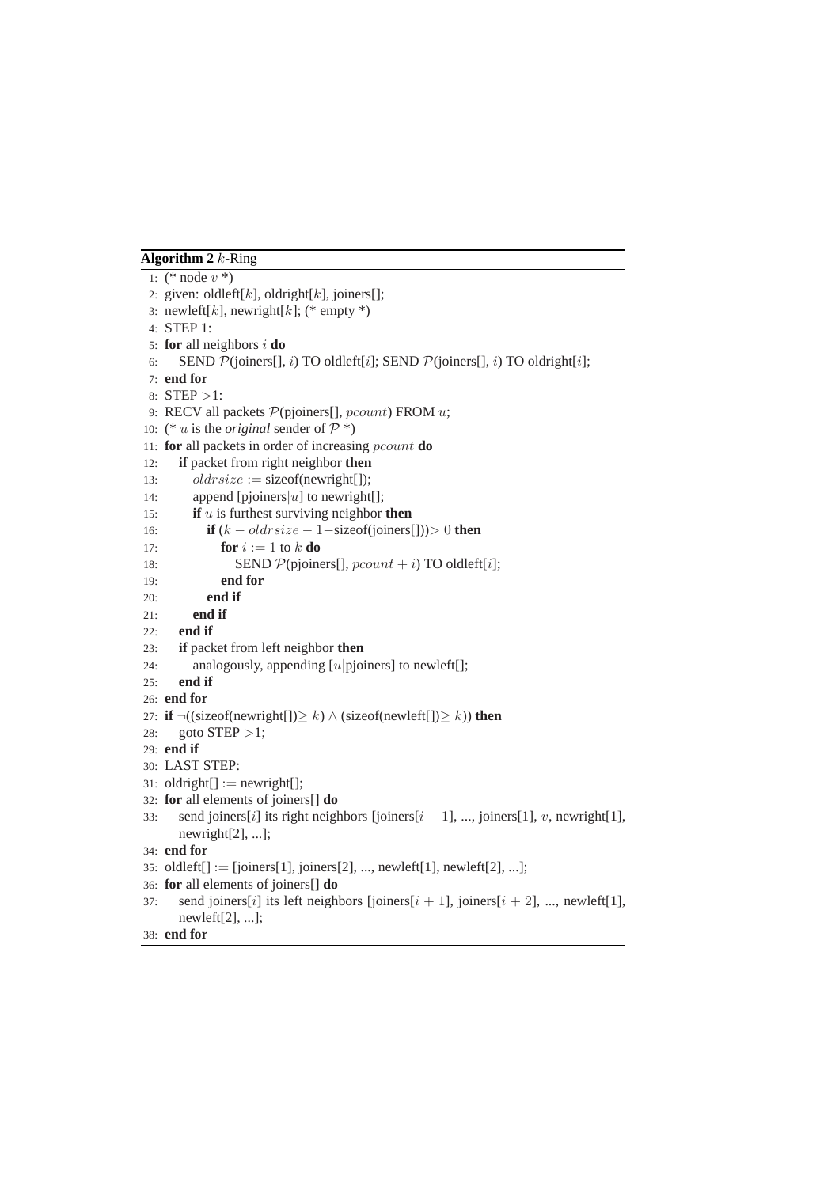**Algorithm 2** $k$-Ring

```
1: (* node v *)
2: given: oldleft[k], oldright[k], joiners[];
3: newleft[k], newright[k]; (* empty *)
4: STEP 1:
5: for all neighbors i do
6:     SEND P(joiners[], i) TO oldleft[i]; SEND P(joiners[], i) TO oldright[i];
7: end for
8: STEP >1:
9: RECV all packets P(pjoiners[], pcount) FROM u;
10: (* u is the original sender of P *)
11: for all packets in order of increasing pcount do
12:     if packet from right neighbor then
13:         oldrsize := sizeof(newright[]);
14:         append [pjoiners|u] to newright[];
15:         if u is furthest surviving neighbor then
16:             if (k − oldrsize − 1−sizeof(joiners[]))> 0 then
17:                 for i := 1 to k do
18:                     SEND P(pjoiners[], pcount + i) TO oldleft[i];
19:                 end for
20:             end if
21:         end if
22:     end if
23:     if packet from left neighbor then
24:         analogously, appending [u|pjoiners] to newleft[];
25:     end if
26: end for
27: if ¬((sizeof(newright[])≥ k) ∧ (sizeof(newleft[])≥ k)) then
28:     goto STEP >1;
29: end if
30: LAST STEP:
31: oldright[] := newright[];
32: for all elements of joiners[] do
33:     send joiners[i] its right neighbors [joiners[i − 1], ..., joiners[1], v, newright[1],
        newright[2], ...];
34: end for
35: oldleft[] := [joiners[1], joiners[2], ..., newleft[1], newleft[2], ...];
36: for all elements of joiners[] do
37:     send joiners[i] its left neighbors [joiners[i + 1], joiners[i + 2], ..., newleft[1],
        newleft[2], ...];
38: end for
```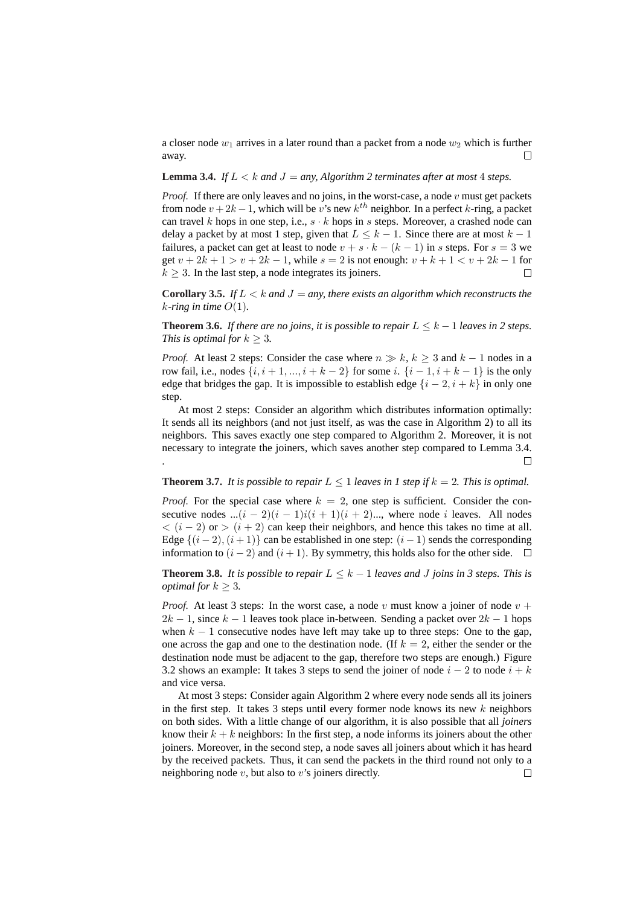a closer node $w_1$ arrives in a later round than a packet from a node $w_2$ which is further away. □

**Lemma 3.4.** *If $L < k$ and $J =$ any, Algorithm 2 terminates after at most 4 steps.*

*Proof.* If there are only leaves and no joins, in the worst-case, a node $v$ must get packets from node $v+2k-1$, which will be $v$'s new $k^{th}$ neighbor. In a perfect $k$-ring, a packet can travel $k$ hops in one step, i.e., $s \cdot k$ hops in $s$ steps. Moreover, a crashed node can delay a packet by at most 1 step, given that $L \leq k-1$. Since there are at most $k-1$ failures, a packet can get at least to node $v + s \cdot k - (k-1)$ in $s$ steps. For $s = 3$ we get $v + 2k + 1 > v + 2k - 1$, while $s = 2$ is not enough: $v + k + 1 < v + 2k - 1$ for $k \geq 3$. In the last step, a node integrates its joiners. □

**Corollary 3.5.** *If $L < k$ and $J =$ any, there exists an algorithm which reconstructs the $k$-ring in time $O(1)$.*

**Theorem 3.6.** *If there are no joins, it is possible to repair $L \leq k-1$ leaves in 2 steps. This is optimal for $k \geq 3$.*

*Proof.* At least 2 steps: Consider the case where $n \gg k$, $k \geq 3$ and $k-1$ nodes in a row fail, i.e., nodes $\{i, i+1, ..., i+k-2\}$ for some $i$. $\{i-1, i+k-1\}$ is the only edge that bridges the gap. It is impossible to establish edge $\{i-2, i+k\}$ in only one step.

At most 2 steps: Consider an algorithm which distributes information optimally: It sends all its neighbors (and not just itself, as was the case in Algorithm 2) to all its neighbors. This saves exactly one step compared to Algorithm 2. Moreover, it is not necessary to integrate the joiners, which saves another step compared to Lemma 3.4. . □

**Theorem 3.7.** *It is possible to repair $L \leq 1$ leaves in 1 step if $k = 2$. This is optimal.*

*Proof.* For the special case where $k = 2$, one step is sufficient. Consider the consecutive nodes $...(i-2)(i-1)i(i+1)(i+2)...$, where node $i$ leaves. All nodes $< (i-2)$ or $> (i+2)$ can keep their neighbors, and hence this takes no time at all. Edge $\{(i-2),(i+1)\}$ can be established in one step: $(i-1)$ sends the corresponding information to $(i-2)$ and $(i+1)$. By symmetry, this holds also for the other side. □

**Theorem 3.8.** *It is possible to repair $L \leq k-1$ leaves and $J$ joins in 3 steps. This is optimal for $k \geq 3$.*

*Proof.* At least 3 steps: In the worst case, a node $v$ must know a joiner of node $v + 2k - 1$, since $k-1$ leaves took place in-between. Sending a packet over $2k-1$ hops when $k-1$ consecutive nodes have left may take up to three steps: One to the gap, one across the gap and one to the destination node. (If $k = 2$, either the sender or the destination node must be adjacent to the gap, therefore two steps are enough.) Figure 3.2 shows an example: It takes 3 steps to send the joiner of node $i-2$ to node $i+k$ and vice versa.

At most 3 steps: Consider again Algorithm 2 where every node sends all its joiners in the first step. It takes 3 steps until every former node knows its new $k$ neighbors on both sides. With a little change of our algorithm, it is also possible that all *joiners* know their $k+k$ neighbors: In the first step, a node informs its joiners about the other joiners. Moreover, in the second step, a node saves all joiners about which it has heard by the received packets. Thus, it can send the packets in the third round not only to a neighboring node $v$, but also to $v$'s joiners directly. □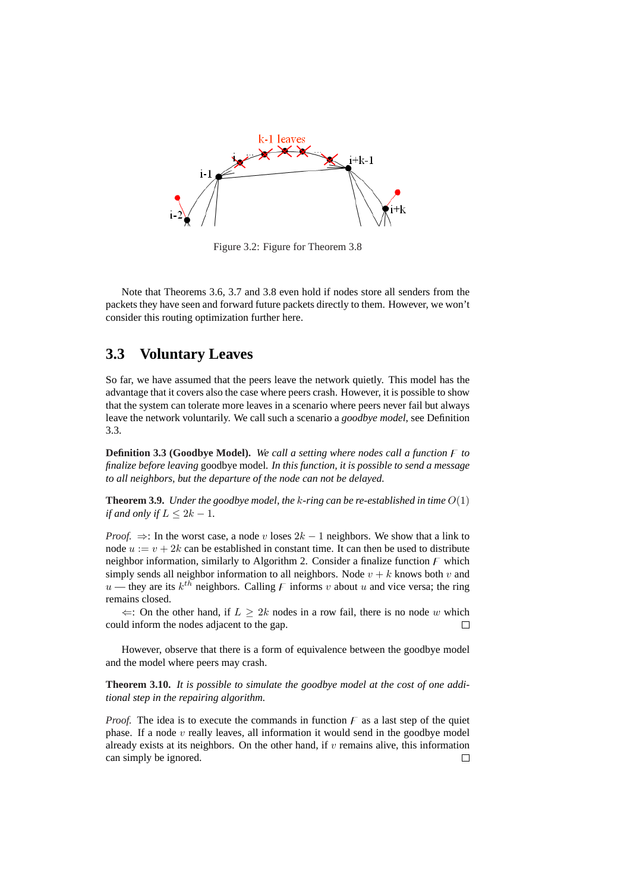Figure 3.2: Figure for Theorem 3.8

Note that Theorems 3.6, 3.7 and 3.8 even hold if nodes store all senders from the packets they have seen and forward future packets directly to them. However, we won't consider this routing optimization further here.

## 3.3 Voluntary Leaves

So far, we have assumed that the peers leave the network quietly. This model has the advantage that it covers also the case where peers crash. However, it is possible to show that the system can tolerate more leaves in a scenario where peers never fail but always leave the network voluntarily. We call such a scenario a *goodbye model*, see Definition 3.3.

**Definition 3.3 (Goodbye Model).** *We call a setting where nodes call a function $\mathcal{F}$ to finalize before leaving* goodbye model. *In this function, it is possible to send a message to all neighbors, but the departure of the node can not be delayed.*

**Theorem 3.9.** *Under the goodbye model, the $k$-ring can be re-established in time $O(1)$ if and only if $L \leq 2k - 1$.*

*Proof.* $\Rightarrow$: In the worst case, a node $v$ loses $2k - 1$ neighbors. We show that a link to node $u := v + 2k$ can be established in constant time. It can then be used to distribute neighbor information, similarly to Algorithm 2. Consider a finalize function $\mathcal{F}$ which simply sends all neighbor information to all neighbors. Node $v + k$ knows both $v$ and $u$ — they are its $k^{th}$ neighbors. Calling $\mathcal{F}$ informs $v$ about $u$ and vice versa; the ring remains closed.

$\Leftarrow$: On the other hand, if $L \geq 2k$ nodes in a row fail, there is no node $w$ which could inform the nodes adjacent to the gap. □

However, observe that there is a form of equivalence between the goodbye model and the model where peers may crash.

**Theorem 3.10.** *It is possible to simulate the goodbye model at the cost of one additional step in the repairing algorithm.*

*Proof.* The idea is to execute the commands in function $\mathcal{F}$ as a last step of the quiet phase. If a node $v$ really leaves, all information it would send in the goodbye model already exists at its neighbors. On the other hand, if $v$ remains alive, this information can simply be ignored. □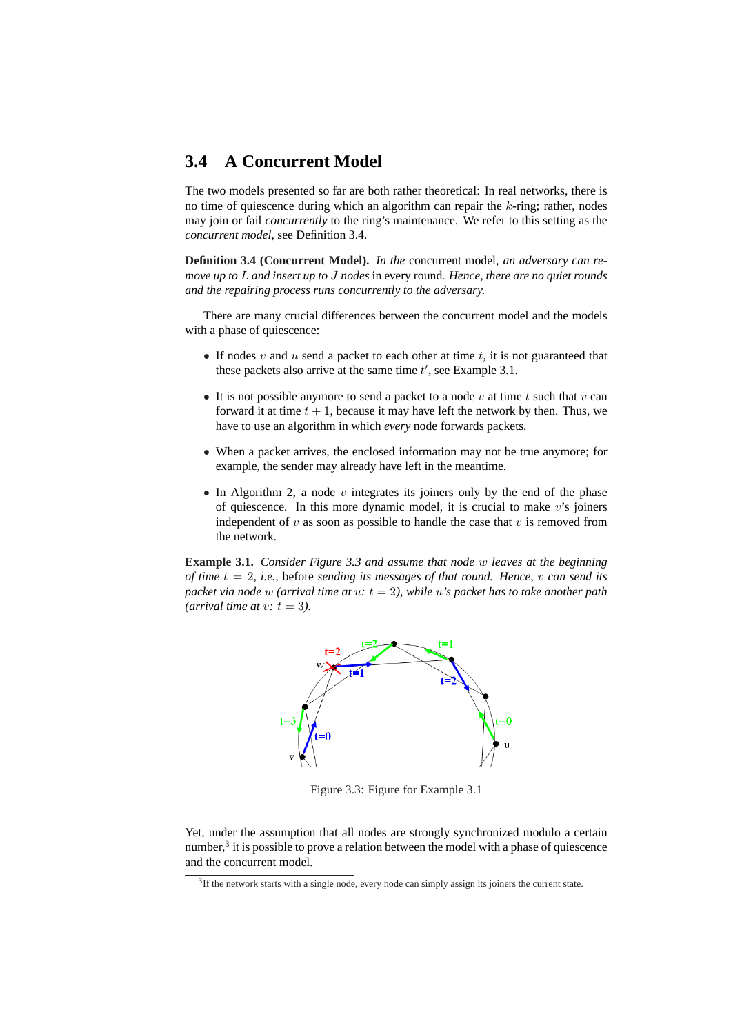## 3.4 A Concurrent Model

The two models presented so far are both rather theoretical: In real networks, there is no time of quiescence during which an algorithm can repair the $k$-ring; rather, nodes may join or fail *concurrently* to the ring's maintenance. We refer to this setting as the *concurrent model*, see Definition 3.4.

**Definition 3.4 (Concurrent Model).** *In the* concurrent model*, an adversary can remove up to $L$ and insert up to $J$ nodes* in every round*. Hence, there are no quiet rounds and the repairing process runs concurrently to the adversary.*

There are many crucial differences between the concurrent model and the models with a phase of quiescence:

- If nodes $v$ and $u$ send a packet to each other at time $t$, it is not guaranteed that these packets also arrive at the same time $t'$, see Example 3.1.
- It is not possible anymore to send a packet to a node $v$ at time $t$ such that $v$ can forward it at time $t+1$, because it may have left the network by then. Thus, we have to use an algorithm in which *every* node forwards packets.
- When a packet arrives, the enclosed information may not be true anymore; for example, the sender may already have left in the meantime.
- In Algorithm 2, a node $v$ integrates its joiners only by the end of the phase of quiescence. In this more dynamic model, it is crucial to make $v$'s joiners independent of $v$ as soon as possible to handle the case that $v$ is removed from the network.

**Example 3.1.** *Consider Figure 3.3 and assume that node $w$ leaves at the beginning of time $t = 2$, i.e.,* before *sending its messages of that round. Hence, $v$ can send its packet via node $w$ (arrival time at $u$: $t = 2$), while $u$'s packet has to take another path (arrival time at $v$: $t = 3$).*

Figure 3.3: Figure for Example 3.1

Yet, under the assumption that all nodes are strongly synchronized modulo a certain number,[3] it is possible to prove a relation between the model with a phase of quiescence and the concurrent model.

[3] If the network starts with a single node, every node can simply assign its joiners the current state.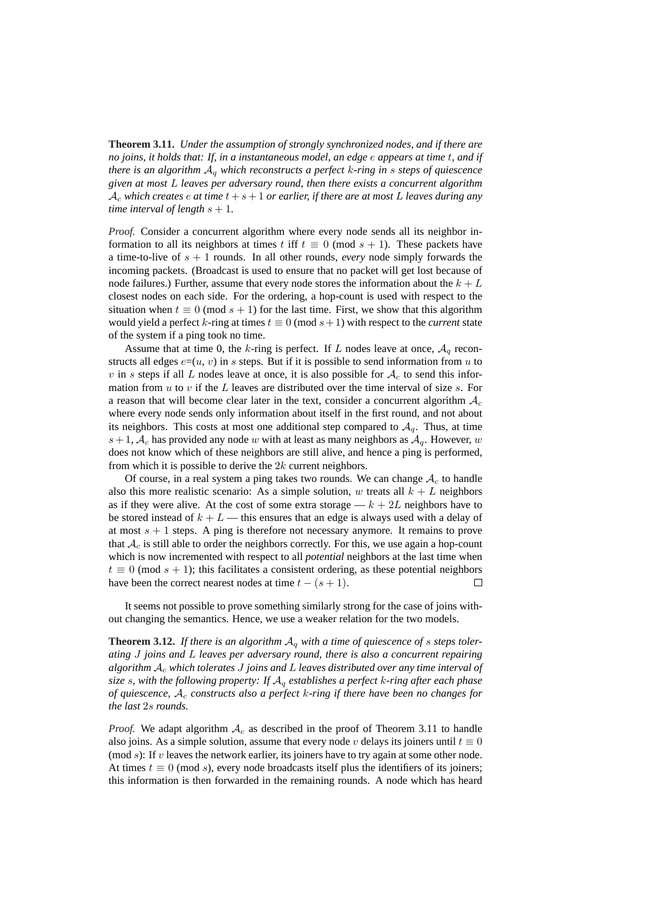**Theorem 3.11.** *Under the assumption of strongly synchronized nodes, and if there are no joins, it holds that: If, in a instantaneous model, an edge $e$ appears at time $t$, and if there is an algorithm $\mathcal{A}_q$ which reconstructs a perfect $k$-ring in $s$ steps of quiescence given at most $L$ leaves per adversary round, then there exists a concurrent algorithm $\mathcal{A}_c$ which creates $e$ at time $t+s+1$ or earlier, if there are at most $L$ leaves during any time interval of length $s+1$.*

*Proof.* Consider a concurrent algorithm where every node sends all its neighbor information to all its neighbors at times $t$ iff $t \equiv 0 \pmod{s+1}$. These packets have a time-to-live of $s+1$ rounds. In all other rounds, *every* node simply forwards the incoming packets. (Broadcast is used to ensure that no packet will get lost because of node failures.) Further, assume that every node stores the information about the $k+L$ closest nodes on each side. For the ordering, a hop-count is used with respect to the situation when $t \equiv 0 \pmod{s+1}$ for the last time. First, we show that this algorithm would yield a perfect $k$-ring at times $t \equiv 0 \pmod{s+1}$ with respect to the *current* state of the system if a ping took no time.

Assume that at time 0, the $k$-ring is perfect. If $L$ nodes leave at once, $\mathcal{A}_q$ reconstructs all edges $e$=($u$, $v$) in $s$ steps. But if it is possible to send information from $u$ to $v$ in $s$ steps if all $L$ nodes leave at once, it is also possible for $\mathcal{A}_c$ to send this information from $u$ to $v$ if the $L$ leaves are distributed over the time interval of size $s$. For a reason that will become clear later in the text, consider a concurrent algorithm $\mathcal{A}_c$ where every node sends only information about itself in the first round, and not about its neighbors. This costs at most one additional step compared to $\mathcal{A}_q$. Thus, at time $s+1$, $\mathcal{A}_c$ has provided any node $w$ with at least as many neighbors as $\mathcal{A}_q$. However, $w$ does not know which of these neighbors are still alive, and hence a ping is performed, from which it is possible to derive the $2k$ current neighbors.

Of course, in a real system a ping takes two rounds. We can change $\mathcal{A}_c$ to handle also this more realistic scenario: As a simple solution, $w$ treats all $k+L$ neighbors as if they were alive. At the cost of some extra storage — $k+2L$ neighbors have to be stored instead of $k+L$ — this ensures that an edge is always used with a delay of at most $s+1$ steps. A ping is therefore not necessary anymore. It remains to prove that $\mathcal{A}_c$ is still able to order the neighbors correctly. For this, we use again a hop-count which is now incremented with respect to all *potential* neighbors at the last time when $t \equiv 0 \pmod{s+1}$; this facilitates a consistent ordering, as these potential neighbors have been the correct nearest nodes at time $t-(s+1)$. □

It seems not possible to prove something similarly strong for the case of joins without changing the semantics. Hence, we use a weaker relation for the two models.

**Theorem 3.12.** *If there is an algorithm $\mathcal{A}_q$ with a time of quiescence of $s$ steps tolerating $J$ joins and $L$ leaves per adversary round, there is also a concurrent repairing algorithm $\mathcal{A}_c$ which tolerates $J$ joins and $L$ leaves distributed over any time interval of size $s$, with the following property: If $\mathcal{A}_q$ establishes a perfect $k$-ring after each phase of quiescence, $\mathcal{A}_c$ constructs also a perfect $k$-ring if there have been no changes for the last $2s$ rounds.*

*Proof.* We adapt algorithm $\mathcal{A}_c$ as described in the proof of Theorem 3.11 to handle also joins. As a simple solution, assume that every node $v$ delays its joiners until $t \equiv 0 \pmod{s}$: If $v$ leaves the network earlier, its joiners have to try again at some other node. At times $t \equiv 0 \pmod{s}$, every node broadcasts itself plus the identifiers of its joiners; this information is then forwarded in the remaining rounds. A node which has heard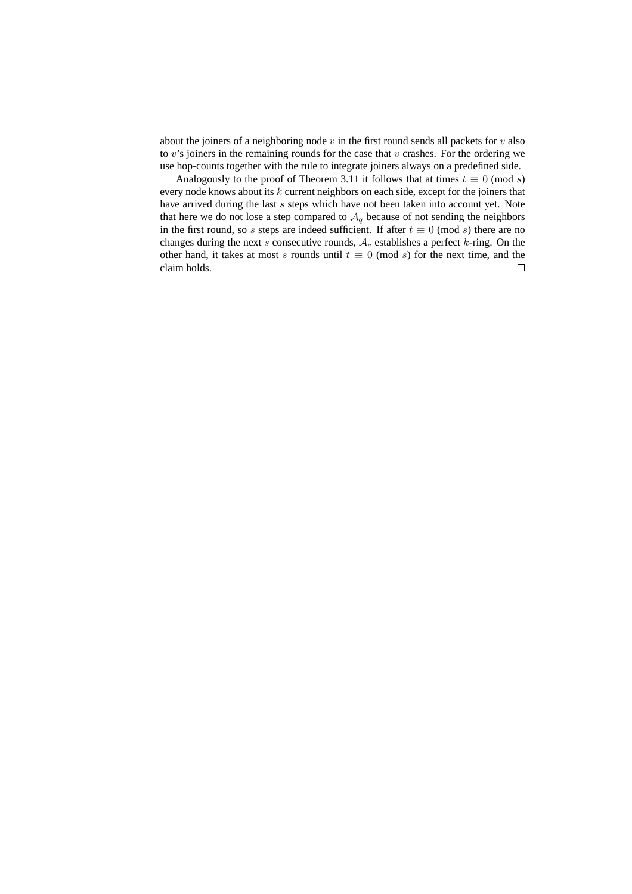about the joiners of a neighboring node $v$ in the first round sends all packets for $v$ also to $v$'s joiners in the remaining rounds for the case that $v$ crashes. For the ordering we use hop-counts together with the rule to integrate joiners always on a predefined side.

Analogously to the proof of Theorem 3.11 it follows that at times $t \equiv 0 \pmod{s}$ every node knows about its $k$ current neighbors on each side, except for the joiners that have arrived during the last $s$ steps which have not been taken into account yet. Note that here we do not lose a step compared to $\mathcal{A}_q$ because of not sending the neighbors in the first round, so $s$ steps are indeed sufficient. If after $t \equiv 0 \pmod{s}$ there are no changes during the next $s$ consecutive rounds, $\mathcal{A}_c$ establishes a perfect $k$-ring. On the other hand, it takes at most $s$ rounds until $t \equiv 0 \pmod{s}$ for the next time, and the claim holds. □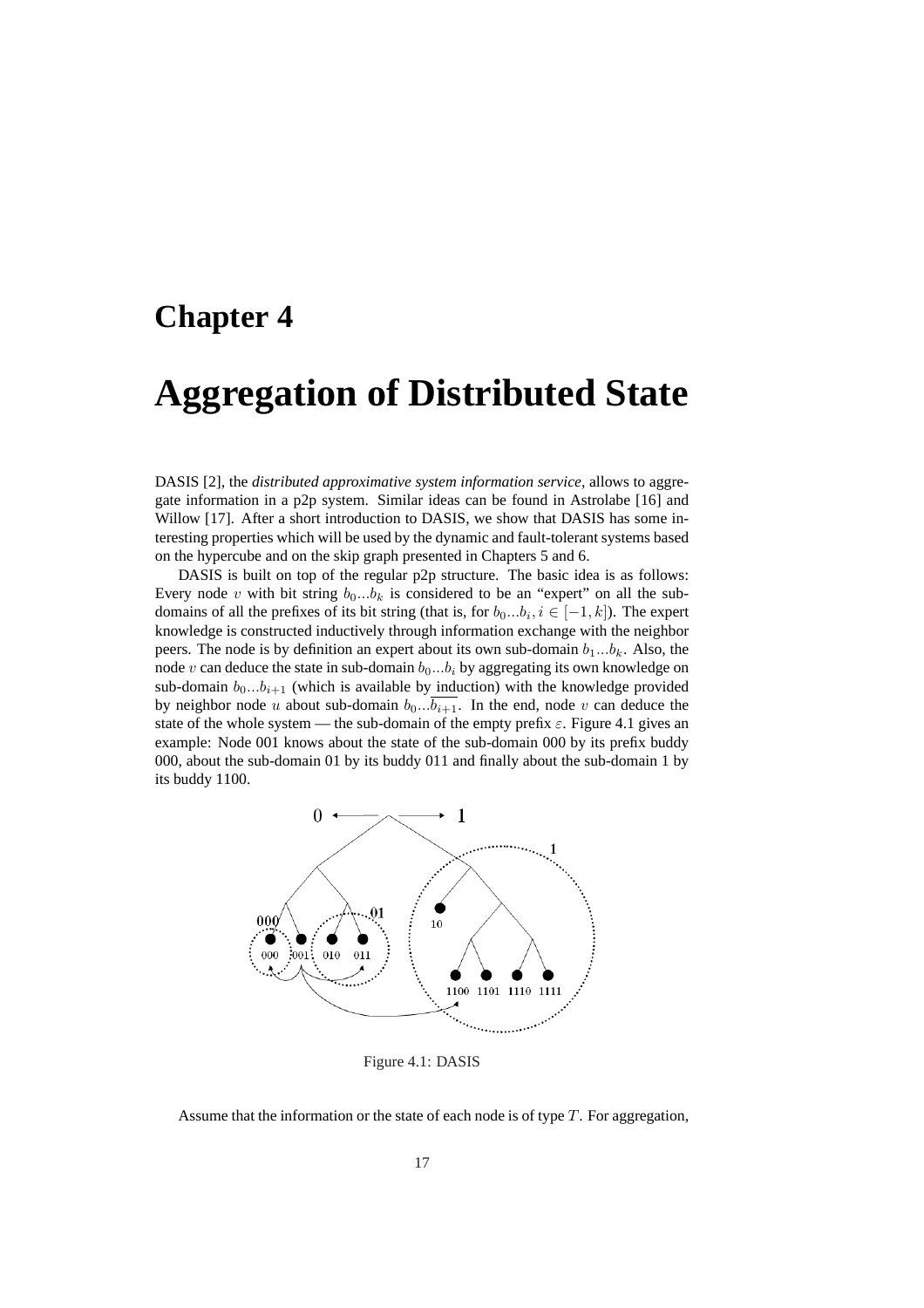# Chapter 4

# Aggregation of Distributed State

DASIS [2], the *distributed approximative system information service*, allows to aggregate information in a p2p system. Similar ideas can be found in Astrolabe [16] and Willow [17]. After a short introduction to DASIS, we show that DASIS has some interesting properties which will be used by the dynamic and fault-tolerant systems based on the hypercube and on the skip graph presented in Chapters 5 and 6.

DASIS is built on top of the regular p2p structure. The basic idea is as follows: Every node $v$ with bit string $b_0...b_k$ is considered to be an "expert" on all the sub-domains of all the prefixes of its bit string (that is, for $b_0...b_i, i \in [-1, k]$). The expert knowledge is constructed inductively through information exchange with the neighbor peers. The node is by definition an expert about its own sub-domain $b_1...b_k$. Also, the node $v$ can deduce the state in sub-domain $b_0...b_i$ by aggregating its own knowledge on sub-domain $b_0...b_{i+1}$ (which is available by induction) with the knowledge provided by neighbor node $u$ about sub-domain $b_0...\overline{b_{i+1}}$. In the end, node $v$ can deduce the state of the whole system — the sub-domain of the empty prefix $\varepsilon$. Figure 4.1 gives an example: Node 001 knows about the state of the sub-domain 000 by its prefix buddy 000, about the sub-domain 01 by its buddy 011 and finally about the sub-domain 1 by its buddy 1100.

Figure 4.1: DASIS

Assume that the information or the state of each node is of type $T$. For aggregation,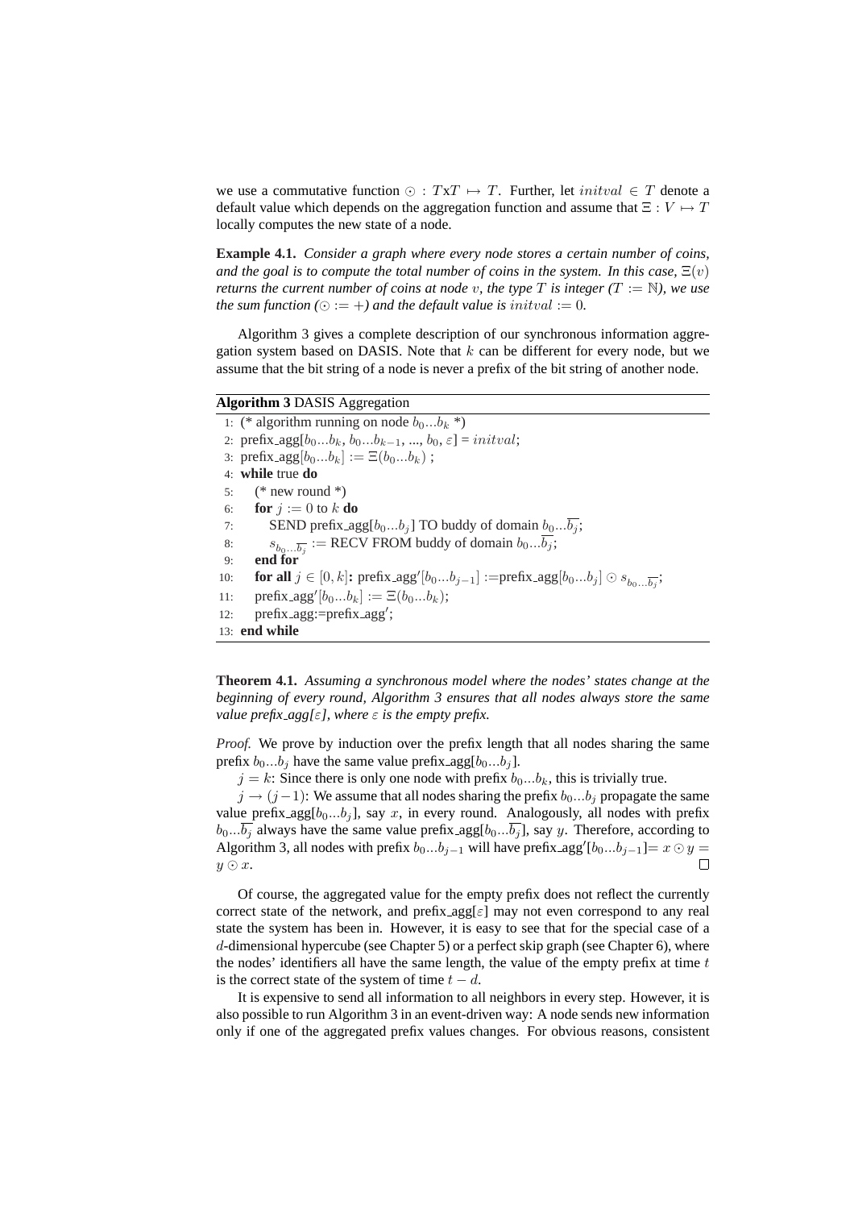we use a commutative function $\odot : TxT \mapsto T$. Further, let $initval \in T$ denote a default value which depends on the aggregation function and assume that $\Xi : V \mapsto T$ locally computes the new state of a node.

**Example 4.1.** *Consider a graph where every node stores a certain number of coins, and the goal is to compute the total number of coins in the system. In this case, $\Xi(v)$ returns the current number of coins at node $v$, the type $T$ is integer ($T := \mathbb{N}$), we use the sum function ($\odot := +$) and the default value is $initval := 0$.*

Algorithm 3 gives a complete description of our synchronous information aggregation system based on DASIS. Note that $k$ can be different for every node, but we assume that the bit string of a node is never a prefix of the bit string of another node.

**Algorithm 3** DASIS Aggregation

```
1:  (* algorithm running on node b_0...b_k *)
2:  prefix_agg[b_0...b_k, b_0...b_{k-1}, ..., b_0, ε] = initval;
3:  prefix_agg[b_0...b_k] := Ξ(b_0...b_k) ;
4:  while true do
5:     (* new round *)
6:     for j := 0 to k do
7:        SEND prefix_agg[b_0...b_j] TO buddy of domain b_0...\overline{b_j};
8:        s_{b_0...\overline{b_j}} := RECV FROM buddy of domain b_0...\overline{b_j};
9:     end for
10:    for all j ∈ [0, k]: prefix_agg'[b_0...b_{j-1}] := prefix_agg[b_0...b_j] ⊙ s_{b_0...\overline{b_j}};
11:    prefix_agg'[b_0...b_k] := Ξ(b_0...b_k);
12:    prefix_agg:=prefix_agg';
13: end while
```

**Theorem 4.1.** *Assuming a synchronous model where the nodes' states change at the beginning of every round, Algorithm 3 ensures that all nodes always store the same value prefix_agg[$\varepsilon$], where $\varepsilon$ is the empty prefix.*

*Proof.* We prove by induction over the prefix length that all nodes sharing the same prefix $b_0...b_j$ have the same value prefix_agg[$b_0...b_j$].

$j = k$: Since there is only one node with prefix $b_0...b_k$, this is trivially true.

$j \to (j-1)$: We assume that all nodes sharing the prefix $b_0...b_j$ propagate the same value prefix_agg[$b_0...b_j$], say $x$, in every round. Analogously, all nodes with prefix $b_0...\overline{b_j}$ always have the same value prefix_agg[$b_0...\overline{b_j}$], say $y$. Therefore, according to Algorithm 3, all nodes with prefix $b_0...b_{j-1}$ will have prefix_agg$'[b_0...b_{j-1}]= x \odot y = y \odot x$. $\square$

Of course, the aggregated value for the empty prefix does not reflect the currently correct state of the network, and prefix_agg[$\varepsilon$] may not even correspond to any real state the system has been in. However, it is easy to see that for the special case of a $d$-dimensional hypercube (see Chapter 5) or a perfect skip graph (see Chapter 6), where the nodes' identifiers all have the same length, the value of the empty prefix at time $t$ is the correct state of the system of time $t - d$.

It is expensive to send all information to all neighbors in every step. However, it is also possible to run Algorithm 3 in an event-driven way: A node sends new information only if one of the aggregated prefix values changes. For obvious reasons, consistent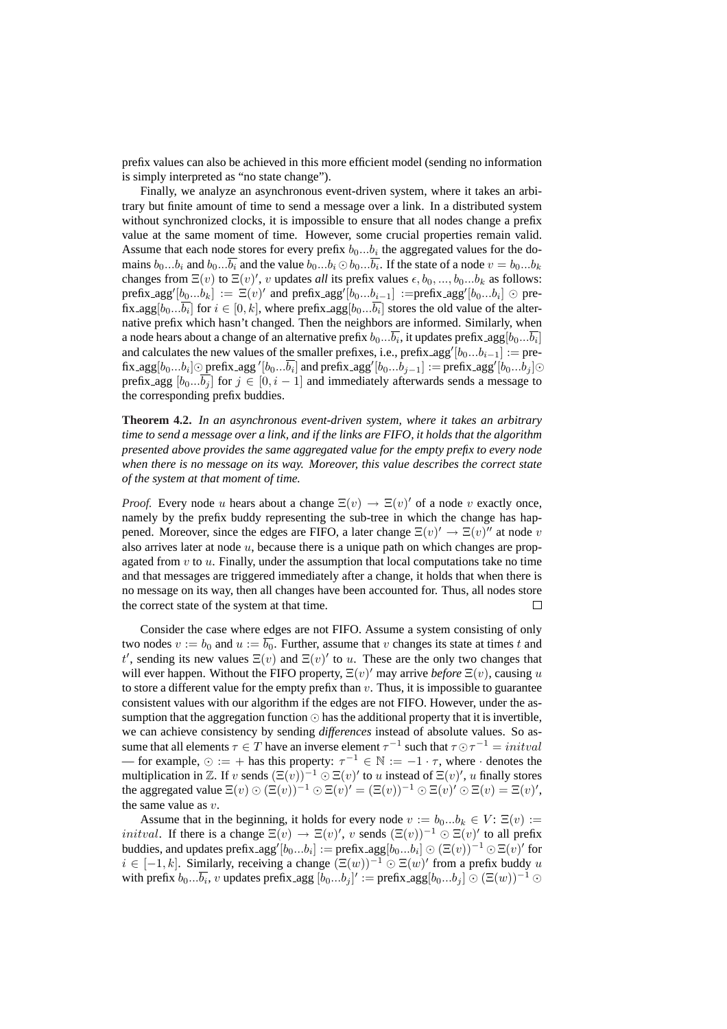prefix values can also be achieved in this more efficient model (sending no information is simply interpreted as "no state change").

Finally, we analyze an asynchronous event-driven system, where it takes an arbitrary but finite amount of time to send a message over a link. In a distributed system without synchronized clocks, it is impossible to ensure that all nodes change a prefix value at the same moment of time. However, some crucial properties remain valid. Assume that each node stores for every prefix $b_0...b_i$ the aggregated values for the domains $b_0...b_i$ and $b_0...\overline{b_i}$ and the value $b_0...b_i \odot b_0...\overline{b_i}$. If the state of a node $v = b_0...b_k$ changes from $\Xi(v)$ to $\Xi(v)'$, $v$ updates *all* its prefix values $\epsilon, b_0, ..., b_0...b_k$ as follows: prefix_agg$'[b_0...b_k] := \Xi(v)'$ and prefix_agg$'[b_0...b_{i-1}]$ :=prefix_agg$'[b_0...b_i] \odot$ prefix_agg$[b_0...\overline{b_i}]$ for $i \in [0, k]$, where prefix_agg$[b_0...\overline{b_i}]$ stores the old value of the alternative prefix which hasn't changed. Then the neighbors are informed. Similarly, when a node hears about a change of an alternative prefix $b_0...\overline{b_i}$, it updates prefix_agg$[b_0...\overline{b_i}]$ and calculates the new values of the smaller prefixes, i.e., prefix_agg$'[b_0...b_{i-1}]$ := prefix_agg$[b_0...b_i] \odot$ prefix_agg $'[b_0...\overline{b_i}]$ and prefix_agg$'[b_0...b_{j-1}]$ := prefix_agg$'[b_0...b_j] \odot$ prefix_agg $[b_0...\overline{b_j}]$ for $j \in [0, i-1]$ and immediately afterwards sends a message to the corresponding prefix buddies.

**Theorem 4.2.** *In an asynchronous event-driven system, where it takes an arbitrary time to send a message over a link, and if the links are FIFO, it holds that the algorithm presented above provides the same aggregated value for the empty prefix to every node when there is no message on its way. Moreover, this value describes the correct state of the system at that moment of time.*

*Proof.* Every node $u$ hears about a change $\Xi(v) \to \Xi(v)'$ of a node $v$ exactly once, namely by the prefix buddy representing the sub-tree in which the change has happened. Moreover, since the edges are FIFO, a later change $\Xi(v)' \to \Xi(v)''$ at node $v$ also arrives later at node $u$, because there is a unique path on which changes are propagated from $v$ to $u$. Finally, under the assumption that local computations take no time and that messages are triggered immediately after a change, it holds that when there is no message on its way, then all changes have been accounted for. Thus, all nodes store the correct state of the system at that time. □

Consider the case where edges are not FIFO. Assume a system consisting of only two nodes $v := b_0$ and $u := \overline{b_0}$. Further, assume that $v$ changes its state at times $t$ and $t'$, sending its new values $\Xi(v)$ and $\Xi(v)'$ to $u$. These are the only two changes that will ever happen. Without the FIFO property, $\Xi(v)'$ may arrive *before* $\Xi(v)$, causing $u$ to store a different value for the empty prefix than $v$. Thus, it is impossible to guarantee consistent values with our algorithm if the edges are not FIFO. However, under the assumption that the aggregation function $\odot$ has the additional property that it is invertible, we can achieve consistency by sending *differences* instead of absolute values. So assume that all elements $\tau \in T$ have an inverse element $\tau^{-1}$ such that $\tau \odot \tau^{-1} = initval$ — for example, $\odot := +$ has this property: $\tau^{-1} \in \mathbb{N} := -1 \cdot \tau$, where $\cdot$ denotes the multiplication in $\mathbb{Z}$. If $v$ sends $(\Xi(v))^{-1} \odot \Xi(v)'$ to $u$ instead of $\Xi(v)'$, $u$ finally stores the aggregated value $\Xi(v) \odot (\Xi(v))^{-1} \odot \Xi(v)' = (\Xi(v))^{-1} \odot \Xi(v)' \odot \Xi(v) = \Xi(v)'$, the same value as $v$.

Assume that in the beginning, it holds for every node $v := b_0...b_k \in V$: $\Xi(v) := initval$. If there is a change $\Xi(v) \to \Xi(v)'$, $v$ sends $(\Xi(v))^{-1} \odot \Xi(v)'$ to all prefix buddies, and updates prefix_agg$'[b_0...b_i]$ := prefix_agg$[b_0...b_i] \odot (\Xi(v))^{-1} \odot \Xi(v)'$ for $i \in [-1, k]$. Similarly, receiving a change $(\Xi(w))^{-1} \odot \Xi(w)'$ from a prefix buddy $u$ with prefix $b_0...\overline{b_i}$, $v$ updates prefix_agg $[b_0...b_j]'$ := prefix_agg$[b_0...b_j] \odot (\Xi(w))^{-1} \odot$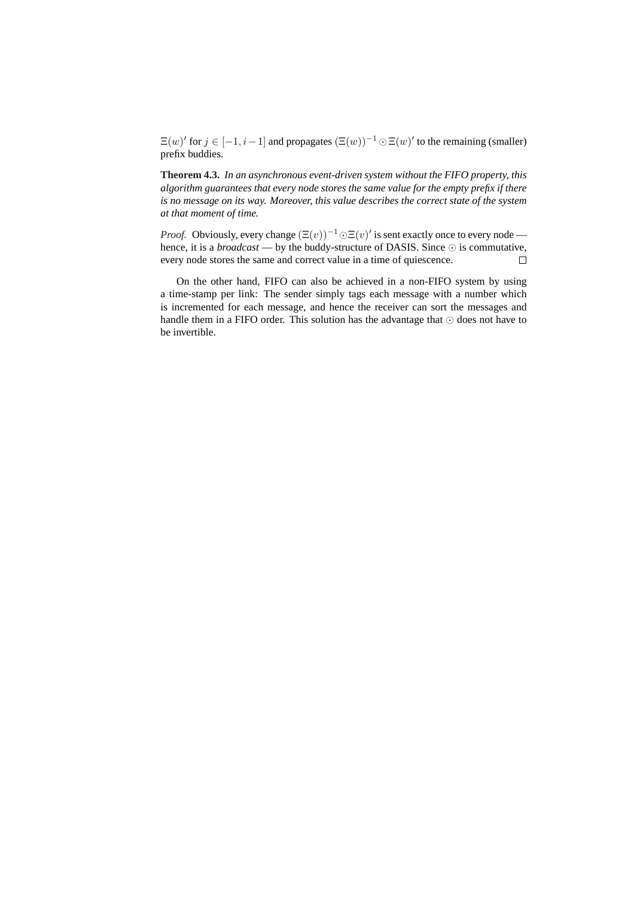$\Xi(w)'$ for $j \in [-1, i-1]$ and propagates $(\Xi(w))^{-1} \odot \Xi(w)'$ to the remaining (smaller) prefix buddies.

**Theorem 4.3.** *In an asynchronous event-driven system without the FIFO property, this algorithm guarantees that every node stores the same value for the empty prefix if there is no message on its way. Moreover, this value describes the correct state of the system at that moment of time.*

*Proof.* Obviously, every change $(\Xi(v))^{-1} \odot \Xi(v)'$ is sent exactly once to every node — hence, it is a *broadcast* — by the buddy-structure of DASIS. Since $\odot$ is commutative, every node stores the same and correct value in a time of quiescence. □

On the other hand, FIFO can also be achieved in a non-FIFO system by using a time-stamp per link: The sender simply tags each message with a number which is incremented for each message, and hence the receiver can sort the messages and handle them in a FIFO order. This solution has the advantage that $\odot$ does not have to be invertible.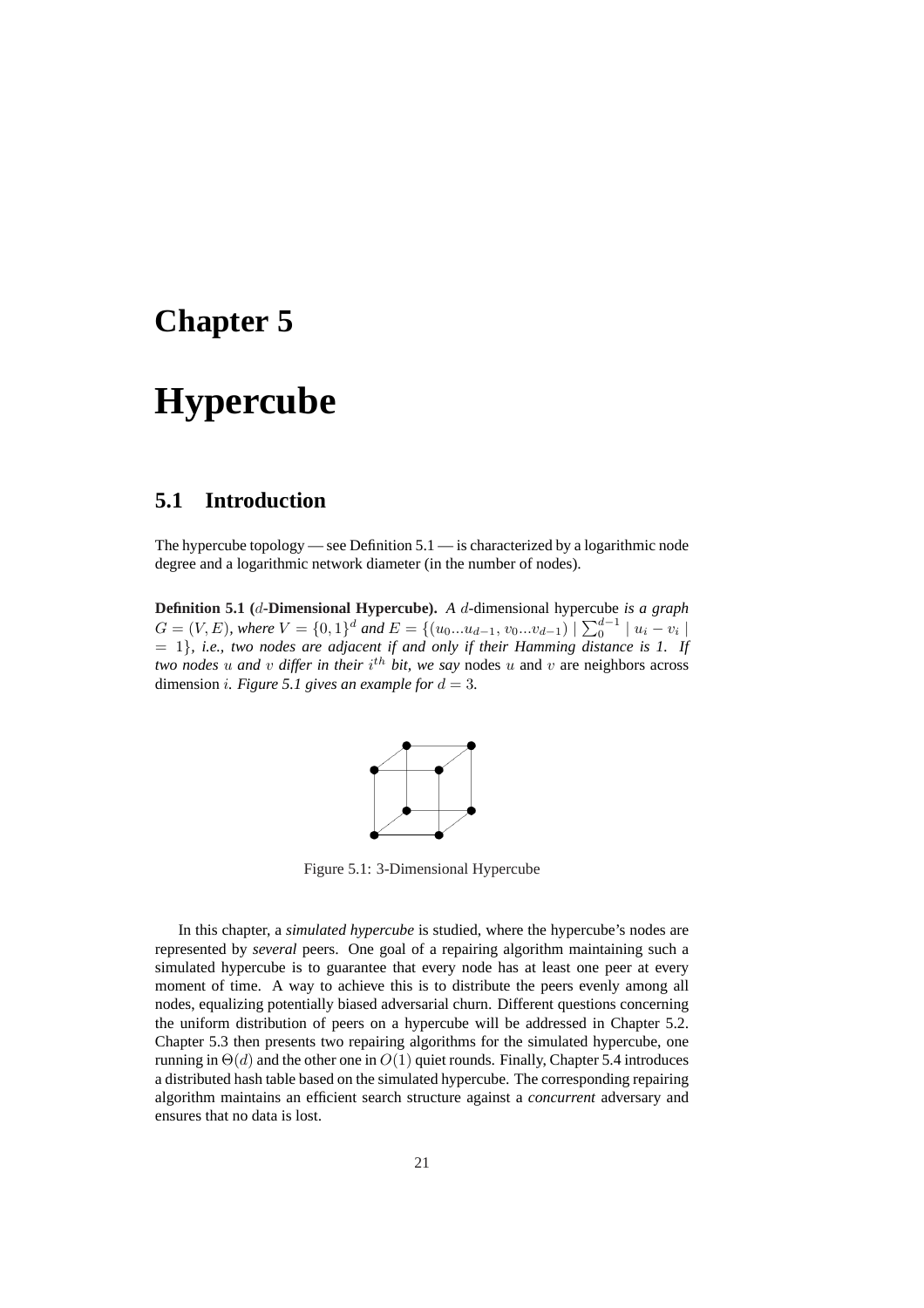# Chapter 5

# Hypercube

## 5.1 Introduction

The hypercube topology — see Definition 5.1 — is characterized by a logarithmic node degree and a logarithmic network diameter (in the number of nodes).

**Definition 5.1 ($d$-Dimensional Hypercube).** *A* $d$-dimensional hypercube *is a graph* $G = (V, E)$*, where* $V = \{0,1\}^d$ *and* $E = \{(u_0...u_{d-1}, v_0...v_{d-1}) \mid \sum_0^{d-1} \mid u_i - v_i \mid = 1\}$*, i.e., two nodes are adjacent if and only if their Hamming distance is 1. If two nodes* $u$ *and* $v$ *differ in their* $i^{th}$ *bit, we say* nodes $u$ and $v$ are neighbors across dimension $i$*. Figure 5.1 gives an example for* $d = 3$*.*

Figure 5.1: 3-Dimensional Hypercube

In this chapter, a *simulated hypercube* is studied, where the hypercube's nodes are represented by *several* peers. One goal of a repairing algorithm maintaining such a simulated hypercube is to guarantee that every node has at least one peer at every moment of time. A way to achieve this is to distribute the peers evenly among all nodes, equalizing potentially biased adversarial churn. Different questions concerning the uniform distribution of peers on a hypercube will be addressed in Chapter 5.2. Chapter 5.3 then presents two repairing algorithms for the simulated hypercube, one running in $\Theta(d)$ and the other one in $O(1)$ quiet rounds. Finally, Chapter 5.4 introduces a distributed hash table based on the simulated hypercube. The corresponding repairing algorithm maintains an efficient search structure against a *concurrent* adversary and ensures that no data is lost.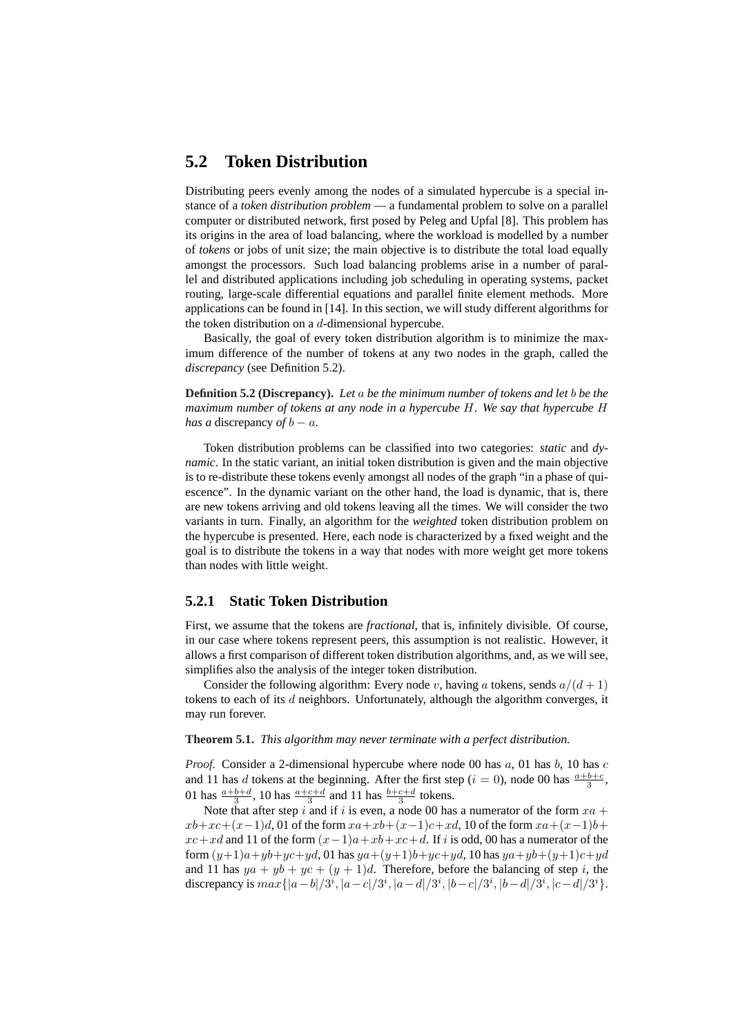## 5.2 Token Distribution

Distributing peers evenly among the nodes of a simulated hypercube is a special instance of a *token distribution problem* — a fundamental problem to solve on a parallel computer or distributed network, first posed by Peleg and Upfal [8]. This problem has its origins in the area of load balancing, where the workload is modelled by a number of *tokens* or jobs of unit size; the main objective is to distribute the total load equally amongst the processors. Such load balancing problems arise in a number of parallel and distributed applications including job scheduling in operating systems, packet routing, large-scale differential equations and parallel finite element methods. More applications can be found in [14]. In this section, we will study different algorithms for the token distribution on a $d$-dimensional hypercube.

Basically, the goal of every token distribution algorithm is to minimize the maximum difference of the number of tokens at any two nodes in the graph, called the *discrepancy* (see Definition 5.2).

**Definition 5.2 (Discrepancy).** *Let $a$ be the minimum number of tokens and let $b$ be the maximum number of tokens at any node in a hypercube $H$. We say that hypercube $H$ has a* discrepancy *of $b - a$.*

Token distribution problems can be classified into two categories: *static* and *dynamic*. In the static variant, an initial token distribution is given and the main objective is to re-distribute these tokens evenly amongst all nodes of the graph "in a phase of quiescence". In the dynamic variant on the other hand, the load is dynamic, that is, there are new tokens arriving and old tokens leaving all the times. We will consider the two variants in turn. Finally, an algorithm for the *weighted* token distribution problem on the hypercube is presented. Here, each node is characterized by a fixed weight and the goal is to distribute the tokens in a way that nodes with more weight get more tokens than nodes with little weight.

### 5.2.1 Static Token Distribution

First, we assume that the tokens are *fractional*, that is, infinitely divisible. Of course, in our case where tokens represent peers, this assumption is not realistic. However, it allows a first comparison of different token distribution algorithms, and, as we will see, simplifies also the analysis of the integer token distribution.

Consider the following algorithm: Every node $v$, having $a$ tokens, sends $a/(d+1)$ tokens to each of its $d$ neighbors. Unfortunately, although the algorithm converges, it may run forever.

**Theorem 5.1.** *This algorithm may never terminate with a perfect distribution.*

*Proof.* Consider a 2-dimensional hypercube where node 00 has $a$, 01 has $b$, 10 has $c$ and 11 has $d$ tokens at the beginning. After the first step ($i = 0$), node 00 has $\frac{a+b+c}{3}$, 01 has $\frac{a+b+d}{3}$, 10 has $\frac{a+c+d}{3}$ and 11 has $\frac{b+c+d}{3}$ tokens.

Note that after step $i$ and if $i$ is even, a node 00 has a numerator of the form $xa + xb+xc+(x-1)d$, 01 of the form $xa+xb+(x-1)c+xd$, 10 of the form $xa+(x-1)b+xc+xd$ and 11 of the form $(x-1)a+xb+xc+d$. If $i$ is odd, 00 has a numerator of the form $(y+1)a+yb+yc+yd$, 01 has $ya+(y+1)b+yc+yd$, 10 has $ya+yb+(y+1)c+yd$ and 11 has $ya + yb + yc + (y + 1)d$. Therefore, before the balancing of step $i$, the discrepancy is $max\{|a-b|/3^i, |a-c|/3^i, |a-d|/3^i, |b-c|/3^i, |b-d|/3^i, |c-d|/3^i\}$.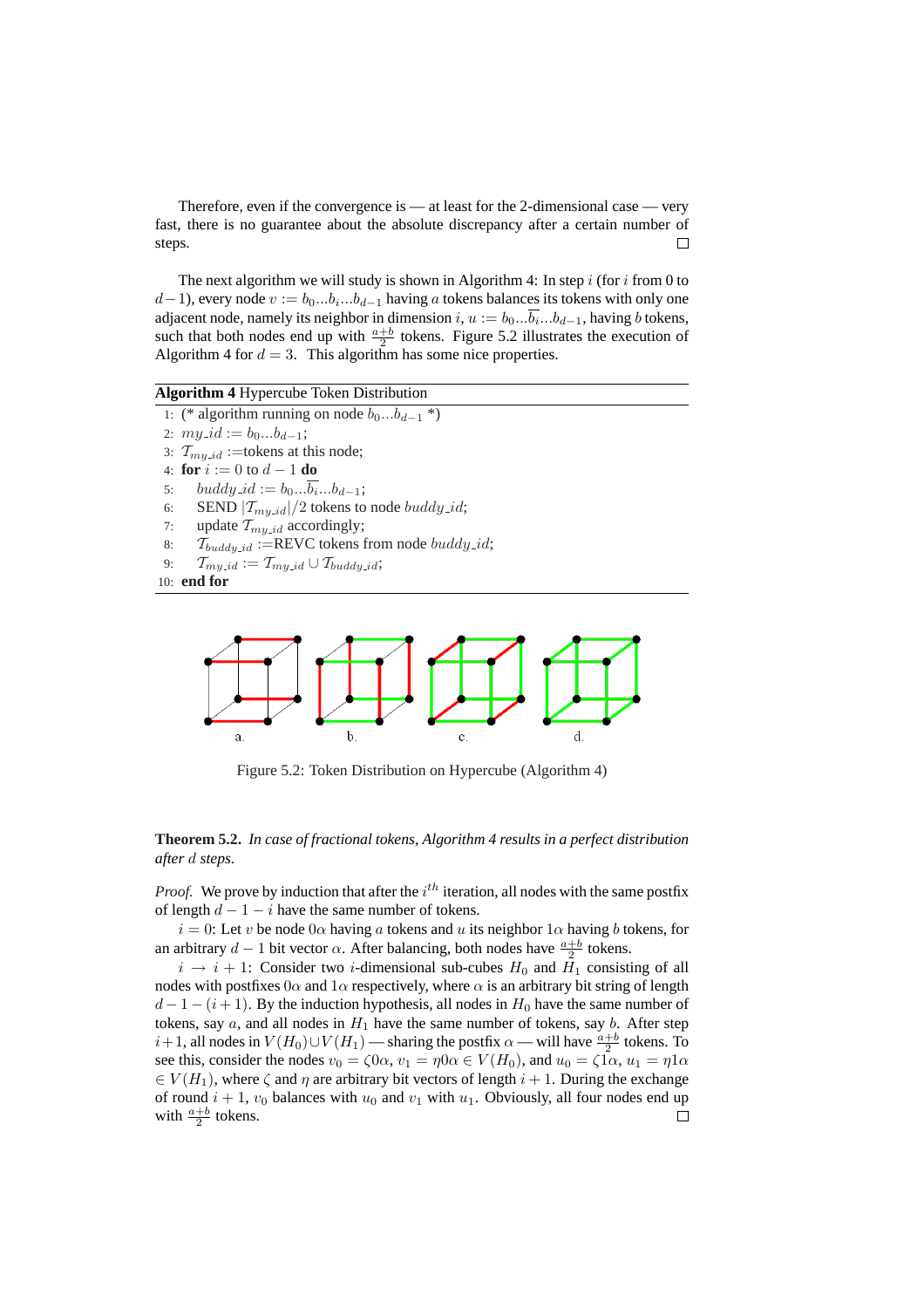Therefore, even if the convergence is — at least for the 2-dimensional case — very fast, there is no guarantee about the absolute discrepancy after a certain number of steps. □

The next algorithm we will study is shown in Algorithm 4: In step $i$ (for $i$ from 0 to $d-1$), every node $v := b_0 \ldots b_i \ldots b_{d-1}$ having $a$ tokens balances its tokens with only one adjacent node, namely its neighbor in dimension $i$, $u := b_0 \ldots \overline{b_i} \ldots b_{d-1}$, having $b$ tokens, such that both nodes end up with $\frac{a+b}{2}$ tokens. Figure 5.2 illustrates the execution of Algorithm 4 for $d = 3$. This algorithm has some nice properties.

**Algorithm 4** Hypercube Token Distribution

```
1: (* algorithm running on node b_0...b_{d-1} *)
2: my_id := b_0...b_{d-1};
3: T_my_id :=tokens at this node;
4: for i := 0 to d − 1 do
5:     buddy_id := b_0...¬b_i...b_{d-1};
6:     SEND |T_my_id|/2 tokens to node buddy_id;
7:     update T_my_id accordingly;
8:     T_buddy_id :=REVC tokens from node buddy_id;
9:     T_my_id := T_my_id ∪ T_buddy_id;
10: end for
```

Figure 5.2: Token Distribution on Hypercube (Algorithm 4)

**Theorem 5.2.** *In case of fractional tokens, Algorithm 4 results in a perfect distribution after $d$ steps.*

*Proof.* We prove by induction that after the $i^{th}$ iteration, all nodes with the same postfix of length $d-1-i$ have the same number of tokens.

$i = 0$: Let $v$ be node $0\alpha$ having $a$ tokens and $u$ its neighbor $1\alpha$ having $b$ tokens, for an arbitrary $d-1$ bit vector $\alpha$. After balancing, both nodes have $\frac{a+b}{2}$ tokens.

$i \to i+1$: Consider two $i$-dimensional sub-cubes $H_0$ and $H_1$ consisting of all nodes with postfixes $0\alpha$ and $1\alpha$ respectively, where $\alpha$ is an arbitrary bit string of length $d-1-(i+1)$. By the induction hypothesis, all nodes in $H_0$ have the same number of tokens, say $a$, and all nodes in $H_1$ have the same number of tokens, say $b$. After step $i+1$, all nodes in $V(H_0) \cup V(H_1)$ — sharing the postfix $\alpha$ — will have $\frac{a+b}{2}$ tokens. To see this, consider the nodes $v_0 = \zeta 0\alpha$, $v_1 = \eta 0\alpha \in V(H_0)$, and $u_0 = \zeta 1\alpha$, $u_1 = \eta 1\alpha \in V(H_1)$, where $\zeta$ and $\eta$ are arbitrary bit vectors of length $i+1$. During the exchange of round $i+1$, $v_0$ balances with $u_0$ and $v_1$ with $u_1$. Obviously, all four nodes end up with $\frac{a+b}{2}$ tokens. □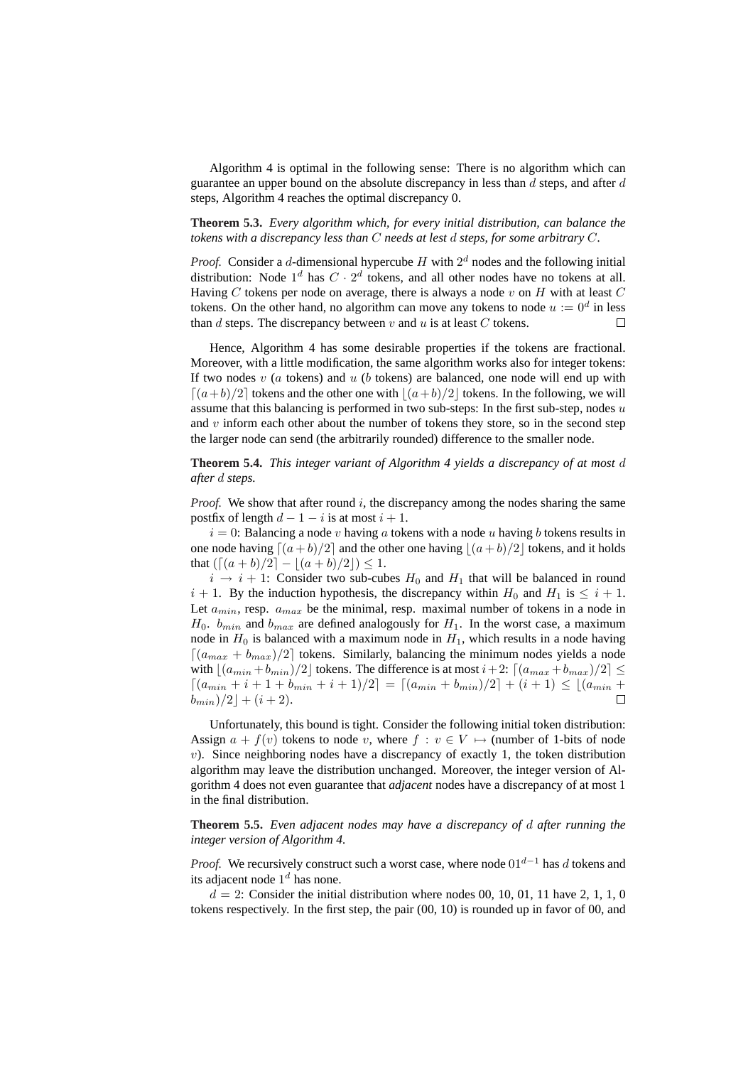Algorithm 4 is optimal in the following sense: There is no algorithm which can guarantee an upper bound on the absolute discrepancy in less than $d$ steps, and after $d$ steps, Algorithm 4 reaches the optimal discrepancy 0.

**Theorem 5.3.** *Every algorithm which, for every initial distribution, can balance the tokens with a discrepancy less than $C$ needs at lest $d$ steps, for some arbitrary $C$.*

*Proof.* Consider a $d$-dimensional hypercube $H$ with $2^d$ nodes and the following initial distribution: Node $1^d$ has $C \cdot 2^d$ tokens, and all other nodes have no tokens at all. Having $C$ tokens per node on average, there is always a node $v$ on $H$ with at least $C$ tokens. On the other hand, no algorithm can move any tokens to node $u := 0^d$ in less than $d$ steps. The discrepancy between $v$ and $u$ is at least $C$ tokens. $\square$

Hence, Algorithm 4 has some desirable properties if the tokens are fractional. Moreover, with a little modification, the same algorithm works also for integer tokens: If two nodes $v$ ($a$ tokens) and $u$ ($b$ tokens) are balanced, one node will end up with $\lceil (a+b)/2 \rceil$ tokens and the other one with $\lfloor (a+b)/2 \rfloor$ tokens. In the following, we will assume that this balancing is performed in two sub-steps: In the first sub-step, nodes $u$ and $v$ inform each other about the number of tokens they store, so in the second step the larger node can send (the arbitrarily rounded) difference to the smaller node.

**Theorem 5.4.** *This integer variant of Algorithm 4 yields a discrepancy of at most $d$ after $d$ steps.*

*Proof.* We show that after round $i$, the discrepancy among the nodes sharing the same postfix of length $d-1-i$ is at most $i+1$.

$i = 0$: Balancing a node $v$ having $a$ tokens with a node $u$ having $b$ tokens results in one node having $\lceil (a+b)/2 \rceil$ and the other one having $\lfloor (a+b)/2 \rfloor$ tokens, and it holds that $(\lceil (a+b)/2 \rceil - \lfloor (a+b)/2 \rfloor) \leq 1$.

$i \rightarrow i+1$: Consider two sub-cubes $H_0$ and $H_1$ that will be balanced in round $i+1$. By the induction hypothesis, the discrepancy within $H_0$ and $H_1$ is $\leq i+1$. Let $a_{min}$, resp. $a_{max}$ be the minimal, resp. maximal number of tokens in a node in $H_0$. $b_{min}$ and $b_{max}$ are defined analogously for $H_1$. In the worst case, a maximum node in $H_0$ is balanced with a maximum node in $H_1$, which results in a node having $\lceil (a_{max} + b_{max})/2 \rceil$ tokens. Similarly, balancing the minimum nodes yields a node with $\lfloor (a_{min} + b_{min})/2 \rfloor$ tokens. The difference is at most $i+2$: $\lceil (a_{max} + b_{max})/2 \rceil \leq \lceil (a_{min} + i + 1 + b_{min} + i + 1)/2 \rceil = \lceil (a_{min} + b_{min})/2 \rceil + (i+1) \leq \lfloor (a_{min} + b_{min})/2 \rfloor + (i+2)$. $\square$

Unfortunately, this bound is tight. Consider the following initial token distribution: Assign $a + f(v)$ tokens to node $v$, where $f : v \in V \mapsto$ (number of 1-bits of node $v$). Since neighboring nodes have a discrepancy of exactly 1, the token distribution algorithm may leave the distribution unchanged. Moreover, the integer version of Algorithm 4 does not even guarantee that *adjacent* nodes have a discrepancy of at most 1 in the final distribution.

**Theorem 5.5.** *Even adjacent nodes may have a discrepancy of $d$ after running the integer version of Algorithm 4.*

*Proof.* We recursively construct such a worst case, where node $01^{d-1}$ has $d$ tokens and its adjacent node $1^d$ has none.

$d = 2$: Consider the initial distribution where nodes 00, 10, 01, 11 have 2, 1, 1, 0 tokens respectively. In the first step, the pair (00, 10) is rounded up in favor of 00, and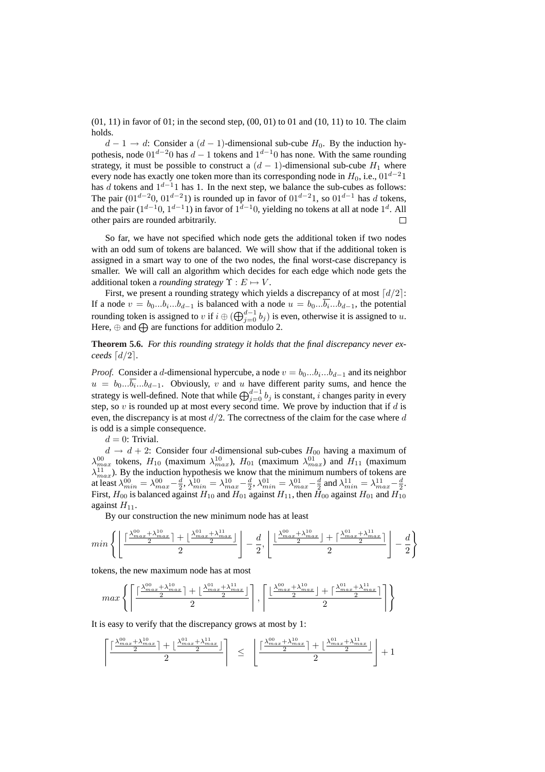(01, 11) in favor of 01; in the second step, (00, 01) to 01 and (10, 11) to 10. The claim holds.

$d-1 \to d$: Consider a $(d-1)$-dimensional sub-cube $H_0$. By the induction hypothesis, node $01^{d-2}0$ has $d-1$ tokens and $1^{d-1}0$ has none. With the same rounding strategy, it must be possible to construct a $(d-1)$-dimensional sub-cube $H_1$ where every node has exactly one token more than its corresponding node in $H_0$, i.e., $01^{d-2}1$ has $d$ tokens and $1^{d-1}1$ has 1. In the next step, we balance the sub-cubes as follows: The pair ($01^{d-2}0$, $01^{d-2}1$) is rounded up in favor of $01^{d-2}1$, so $01^{d-1}$ has $d$ tokens, and the pair ($1^{d-1}0$, $1^{d-1}1$) in favor of $1^{d-1}0$, yielding no tokens at all at node $1^d$. All other pairs are rounded arbitrarily. □

So far, we have not specified which node gets the additional token if two nodes with an odd sum of tokens are balanced. We will show that if the additional token is assigned in a smart way to one of the two nodes, the final worst-case discrepancy is smaller. We will call an algorithm which decides for each edge which node gets the additional token a *rounding strategy* $\Upsilon : E \mapsto V$.

First, we present a rounding strategy which yields a discrepancy of at most $\lceil d/2 \rceil$: If a node $v = b_0...b_i...b_{d-1}$ is balanced with a node $u = b_0...\overline{b_i}...b_{d-1}$, the potential rounding token is assigned to $v$ if $i \oplus (\bigoplus_{j=0}^{d-1} b_j)$ is even, otherwise it is assigned to $u$. Here, $\oplus$ and $\bigoplus$ are functions for addition modulo 2.

**Theorem 5.6.** *For this rounding strategy it holds that the final discrepancy never exceeds* $\lceil d/2 \rceil$.

*Proof.* Consider a $d$-dimensional hypercube, a node $v = b_0...b_i...b_{d-1}$ and its neighbor $u = b_0...\overline{b_i}...b_{d-1}$. Obviously, $v$ and $u$ have different parity sums, and hence the strategy is well-defined. Note that while $\bigoplus_{j=0}^{d-1} b_j$ is constant, $i$ changes parity in every step, so $v$ is rounded up at most every second time. We prove by induction that if $d$ is even, the discrepancy is at most $d/2$. The correctness of the claim for the case where $d$ is odd is a simple consequence.

$d = 0$: Trivial.

$d \to d+2$: Consider four $d$-dimensional sub-cubes $H_{00}$ having a maximum of $\lambda_{max}^{00}$ tokens, $H_{10}$ (maximum $\lambda_{max}^{10}$), $H_{01}$ (maximum $\lambda_{max}^{01}$) and $H_{11}$ (maximum $\lambda_{max}^{11}$). By the induction hypothesis we know that the minimum numbers of tokens are at least $\lambda_{min}^{00} = \lambda_{max}^{00} - \frac{d}{2}$, $\lambda_{min}^{10} = \lambda_{max}^{10} - \frac{d}{2}$, $\lambda_{min}^{01} = \lambda_{max}^{01} - \frac{d}{2}$ and $\lambda_{min}^{11} = \lambda_{max}^{11} - \frac{d}{2}$. First, $H_{00}$ is balanced against $H_{10}$ and $H_{01}$ against $H_{11}$, then $H_{00}$ against $H_{01}$ and $H_{10}$ against $H_{11}$.

By our construction the new minimum node has at least

$$min\left\{ \left\lfloor \frac{\lceil \frac{\lambda_{max}^{00}+\lambda_{max}^{10}}{2} \rceil + \lfloor \frac{\lambda_{max}^{01}+\lambda_{max}^{11}}{2} \rfloor}{2} \right\rfloor - \frac{d}{2}, \left\lfloor \frac{\lfloor \frac{\lambda_{max}^{00}+\lambda_{max}^{10}}{2} \rfloor + \lceil \frac{\lambda_{max}^{01}+\lambda_{max}^{11}}{2} \rceil}{2} \right\rfloor - \frac{d}{2} \right\}$$

tokens, the new maximum node has at most

$$max\left\{ \left\lceil \frac{\lceil \frac{\lambda_{max}^{00}+\lambda_{max}^{10}}{2} \rceil + \lfloor \frac{\lambda_{max}^{01}+\lambda_{max}^{11}}{2} \rfloor}{2} \right\rceil, \left\lceil \frac{\lfloor \frac{\lambda_{max}^{00}+\lambda_{max}^{10}}{2} \rfloor + \lceil \frac{\lambda_{max}^{01}+\lambda_{max}^{11}}{2} \rceil}{2} \right\rceil \right\}$$

It is easy to verify that the discrepancy grows at most by 1:

$$\left\lceil \frac{\lceil \frac{\lambda_{max}^{00}+\lambda_{max}^{10}}{2} \rceil + \lfloor \frac{\lambda_{max}^{01}+\lambda_{max}^{11}}{2} \rfloor}{2} \right\rceil \quad \leq \quad \left\lfloor \frac{\lceil \frac{\lambda_{max}^{00}+\lambda_{max}^{10}}{2} \rceil + \lfloor \frac{\lambda_{max}^{01}+\lambda_{max}^{11}}{2} \rfloor}{2} \right\rfloor + 1$$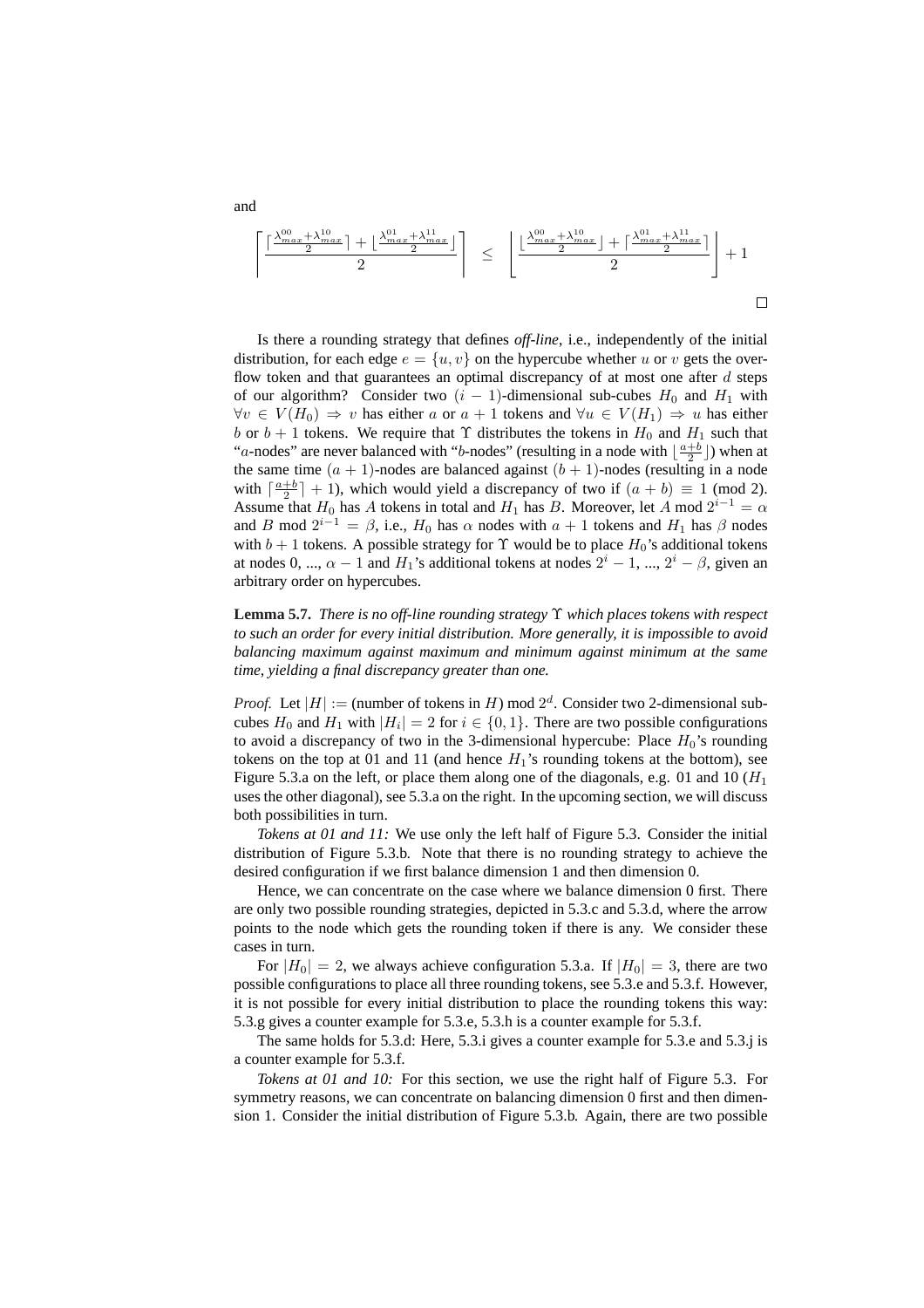and

$$\left\lceil \frac{\lceil \frac{\lambda_{max}^{00}+\lambda_{max}^{10}}{2} \rceil + \lfloor \frac{\lambda_{max}^{01}+\lambda_{max}^{11}}{2} \rfloor}{2} \right\rceil \;\leq\; \left\lfloor \frac{\lfloor \frac{\lambda_{max}^{00}+\lambda_{max}^{10}}{2} \rfloor + \lceil \frac{\lambda_{max}^{01}+\lambda_{max}^{11}}{2} \rceil}{2} \right\rfloor + 1$$

$\square$

Is there a rounding strategy that defines *off-line*, i.e., independently of the initial distribution, for each edge $e = \{u, v\}$ on the hypercube whether $u$ or $v$ gets the overflow token and that guarantees an optimal discrepancy of at most one after $d$ steps of our algorithm? Consider two $(i-1)$-dimensional sub-cubes $H_0$ and $H_1$ with $\forall v \in V(H_0) \Rightarrow v$ has either $a$ or $a+1$ tokens and $\forall u \in V(H_1) \Rightarrow u$ has either $b$ or $b+1$ tokens. We require that $\Upsilon$ distributes the tokens in $H_0$ and $H_1$ such that "$a$-nodes" are never balanced with "$b$-nodes" (resulting in a node with $\lfloor \frac{a+b}{2} \rfloor$) when at the same time $(a+1)$-nodes are balanced against $(b+1)$-nodes (resulting in a node with $\lceil \frac{a+b}{2} \rceil + 1$), which would yield a discrepancy of two if $(a+b) \equiv 1 \pmod 2$. Assume that $H_0$ has $A$ tokens in total and $H_1$ has $B$. Moreover, let $A \bmod 2^{i-1} = \alpha$ and $B \bmod 2^{i-1} = \beta$, i.e., $H_0$ has $\alpha$ nodes with $a+1$ tokens and $H_1$ has $\beta$ nodes with $b+1$ tokens. A possible strategy for $\Upsilon$ would be to place $H_0$'s additional tokens at nodes 0, ..., $\alpha - 1$ and $H_1$'s additional tokens at nodes $2^i - 1$, ..., $2^i - \beta$, given an arbitrary order on hypercubes.

**Lemma 5.7.** *There is no off-line rounding strategy $\Upsilon$ which places tokens with respect to such an order for every initial distribution. More generally, it is impossible to avoid balancing maximum against maximum and minimum against minimum at the same time, yielding a final discrepancy greater than one.*

*Proof.* Let $|H| :=$ (number of tokens in $H$) mod $2^d$. Consider two 2-dimensional sub-cubes $H_0$ and $H_1$ with $|H_i| = 2$ for $i \in \{0, 1\}$. There are two possible configurations to avoid a discrepancy of two in the 3-dimensional hypercube: Place $H_0$'s rounding tokens on the top at 01 and 11 (and hence $H_1$'s rounding tokens at the bottom), see Figure 5.3.a on the left, or place them along one of the diagonals, e.g. 01 and 10 ($H_1$ uses the other diagonal), see 5.3.a on the right. In the upcoming section, we will discuss both possibilities in turn.

*Tokens at 01 and 11:* We use only the left half of Figure 5.3. Consider the initial distribution of Figure 5.3.b. Note that there is no rounding strategy to achieve the desired configuration if we first balance dimension 1 and then dimension 0.

Hence, we can concentrate on the case where we balance dimension 0 first. There are only two possible rounding strategies, depicted in 5.3.c and 5.3.d, where the arrow points to the node which gets the rounding token if there is any. We consider these cases in turn.

For $|H_0| = 2$, we always achieve configuration 5.3.a. If $|H_0| = 3$, there are two possible configurations to place all three rounding tokens, see 5.3.e and 5.3.f. However, it is not possible for every initial distribution to place the rounding tokens this way: 5.3.g gives a counter example for 5.3.e, 5.3.h is a counter example for 5.3.f.

The same holds for 5.3.d: Here, 5.3.i gives a counter example for 5.3.e and 5.3.j is a counter example for 5.3.f.

*Tokens at 01 and 10:* For this section, we use the right half of Figure 5.3. For symmetry reasons, we can concentrate on balancing dimension 0 first and then dimension 1. Consider the initial distribution of Figure 5.3.b. Again, there are two possible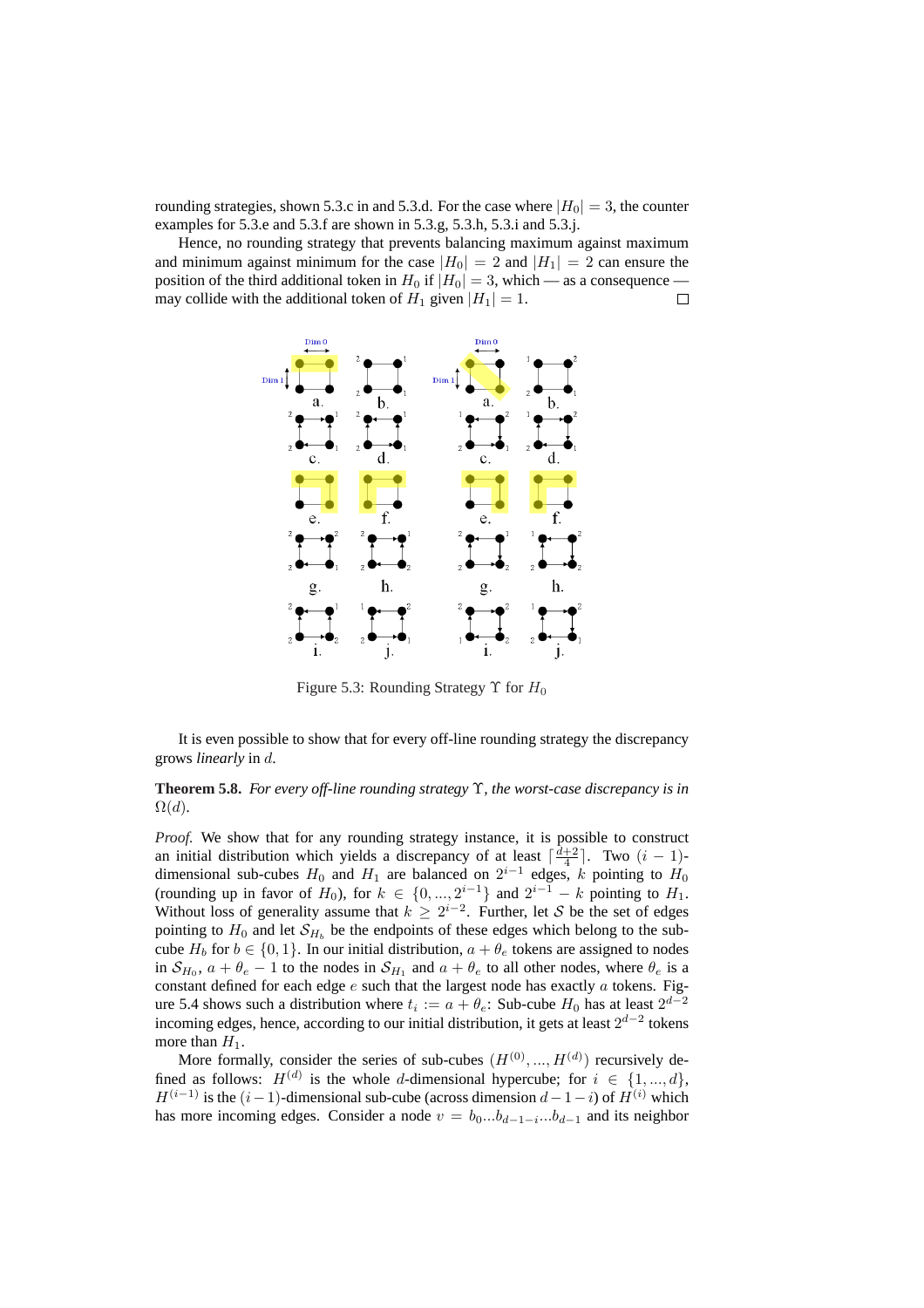rounding strategies, shown 5.3.c in and 5.3.d. For the case where $|H_0| = 3$, the counter examples for 5.3.e and 5.3.f are shown in 5.3.g, 5.3.h, 5.3.i and 5.3.j.

Hence, no rounding strategy that prevents balancing maximum against maximum and minimum against minimum for the case $|H_0| = 2$ and $|H_1| = 2$ can ensure the position of the third additional token in $H_0$ if $|H_0| = 3$, which — as a consequence — may collide with the additional token of $H_1$ given $|H_1| = 1$. □

Figure 5.3: Rounding Strategy $\Upsilon$ for $H_0$

It is even possible to show that for every off-line rounding strategy the discrepancy grows *linearly* in $d$.

**Theorem 5.8.** *For every off-line rounding strategy* $\Upsilon$*, the worst-case discrepancy is in* $\Omega(d)$.

*Proof.* We show that for any rounding strategy instance, it is possible to construct an initial distribution which yields a discrepancy of at least $\lceil \frac{d+2}{4} \rceil$. Two $(i-1)$-dimensional sub-cubes $H_0$ and $H_1$ are balanced on $2^{i-1}$ edges, $k$ pointing to $H_0$ (rounding up in favor of $H_0$), for $k \in \{0, ..., 2^{i-1}\}$ and $2^{i-1} - k$ pointing to $H_1$. Without loss of generality assume that $k \geq 2^{i-2}$. Further, let $\mathcal{S}$ be the set of edges pointing to $H_0$ and let $\mathcal{S}_{H_b}$ be the endpoints of these edges which belong to the sub-cube $H_b$ for $b \in \{0, 1\}$. In our initial distribution, $a + \theta_e$ tokens are assigned to nodes in $\mathcal{S}_{H_0}$, $a + \theta_e - 1$ to the nodes in $\mathcal{S}_{H_1}$ and $a + \theta_e$ to all other nodes, where $\theta_e$ is a constant defined for each edge $e$ such that the largest node has exactly $a$ tokens. Figure 5.4 shows such a distribution where $t_i := a + \theta_e$: Sub-cube $H_0$ has at least $2^{d-2}$ incoming edges, hence, according to our initial distribution, it gets at least $2^{d-2}$ tokens more than $H_1$.

More formally, consider the series of sub-cubes $(H^{(0)}, ..., H^{(d)})$ recursively defined as follows: $H^{(d)}$ is the whole $d$-dimensional hypercube; for $i \in \{1, ..., d\}$, $H^{(i-1)}$ is the $(i-1)$-dimensional sub-cube (across dimension $d-1-i$) of $H^{(i)}$ which has more incoming edges. Consider a node $v = b_0 ... b_{d-1-i} ... b_{d-1}$ and its neighbor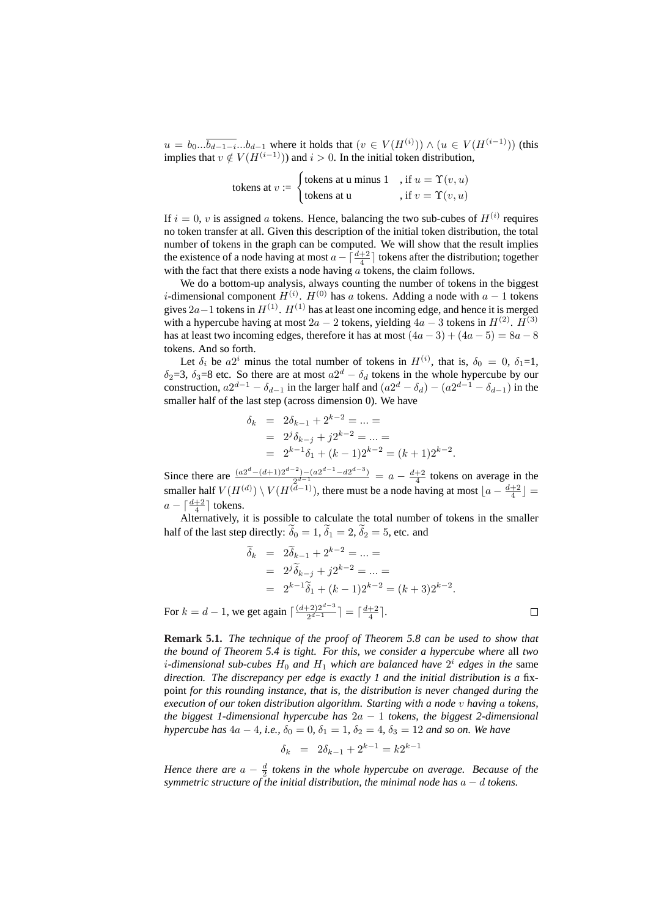$u = b_0 ... \overline{b_{d-1-i}} ... b_{d-1}$ where it holds that $(v \in V(H^{(i)})) \wedge (u \in V(H^{(i-1)}))$ (this implies that $v \notin V(H^{(i-1)})$) and $i > 0$. In the initial token distribution,

$$\text{tokens at } v := \begin{cases} \text{tokens at u minus 1} & \text{, if } u = \Upsilon(v, u) \\ \text{tokens at u} & \text{, if } v = \Upsilon(v, u) \end{cases}$$

If $i = 0$, $v$ is assigned $a$ tokens. Hence, balancing the two sub-cubes of $H^{(i)}$ requires no token transfer at all. Given this description of the initial token distribution, the total number of tokens in the graph can be computed. We will show that the result implies the existence of a node having at most $a - \lceil \frac{d+2}{4} \rceil$ tokens after the distribution; together with the fact that there exists a node having $a$ tokens, the claim follows.

We do a bottom-up analysis, always counting the number of tokens in the biggest $i$-dimensional component $H^{(i)}$. $H^{(0)}$ has $a$ tokens. Adding a node with $a - 1$ tokens gives $2a - 1$ tokens in $H^{(1)}$. $H^{(1)}$ has at least one incoming edge, and hence it is merged with a hypercube having at most $2a - 2$ tokens, yielding $4a - 3$ tokens in $H^{(2)}$. $H^{(3)}$ has at least two incoming edges, therefore it has at most $(4a - 3) + (4a - 5) = 8a - 8$ tokens. And so forth.

Let $\delta_i$ be $a2^i$ minus the total number of tokens in $H^{(i)}$, that is, $\delta_0 = 0$, $\delta_1$=1, $\delta_2$=3, $\delta_3$=8 etc. So there are at most $a2^d - \delta_d$ tokens in the whole hypercube by our construction, $a2^{d-1} - \delta_{d-1}$ in the larger half and $(a2^d - \delta_d) - (a2^{d-1} - \delta_{d-1})$ in the smaller half of the last step (across dimension 0). We have

$$\begin{aligned} \delta_k &= 2\delta_{k-1} + 2^{k-2} = ... = \\ &= 2^j \delta_{k-j} + j2^{k-2} = ... = \\ &= 2^{k-1}\delta_1 + (k-1)2^{k-2} = (k+1)2^{k-2}. \end{aligned}$$

Since there are $\frac{(a2^d - (d+1)2^{d-2}) - (a2^{d-1} - d2^{d-3})}{2^{d-1}} = a - \frac{d+2}{4}$ tokens on average in the smaller half $V(H^{(d)}) \setminus V(H^{(d-1)})$, there must be a node having at most $\lfloor a - \frac{d+2}{4} \rfloor = a - \lceil \frac{d+2}{4} \rceil$ tokens.

Alternatively, it is possible to calculate the total number of tokens in the smaller half of the last step directly: $\widetilde{\delta}_0 = 1$, $\widetilde{\delta}_1 = 2$, $\widetilde{\delta}_2 = 5$, etc. and

$$\begin{aligned} \widetilde{\delta}_k &= 2\widetilde{\delta}_{k-1} + 2^{k-2} = ... = \\ &= 2^j \widetilde{\delta}_{k-j} + j2^{k-2} = ... = \\ &= 2^{k-1}\widetilde{\delta}_1 + (k-1)2^{k-2} = (k+3)2^{k-2}. \end{aligned}$$

For $k = d - 1$, we get again $\lceil \frac{(d+2)2^{d-3}}{2^{d-1}} \rceil = \lceil \frac{d+2}{4} \rceil$. □

**Remark 5.1.** *The technique of the proof of Theorem 5.8 can be used to show that the bound of Theorem 5.4 is tight. For this, we consider a hypercube where* all *two $i$-dimensional sub-cubes $H_0$ and $H_1$ which are balanced have $2^i$ edges in the* same *direction. The discrepancy per edge is exactly 1 and the initial distribution is a* fix-point *for this rounding instance, that is, the distribution is never changed during the execution of our token distribution algorithm. Starting with a node $v$ having $a$ tokens, the biggest 1-dimensional hypercube has $2a - 1$ tokens, the biggest 2-dimensional hypercube has $4a - 4$, i.e., $\delta_0 = 0$, $\delta_1 = 1$, $\delta_2 = 4$, $\delta_3 = 12$ and so on. We have*

$$\delta_k = 2\delta_{k-1} + 2^{k-1} = k2^{k-1}$$

*Hence there are $a - \frac{d}{2}$ tokens in the whole hypercube on average. Because of the symmetric structure of the initial distribution, the minimal node has $a - d$ tokens.*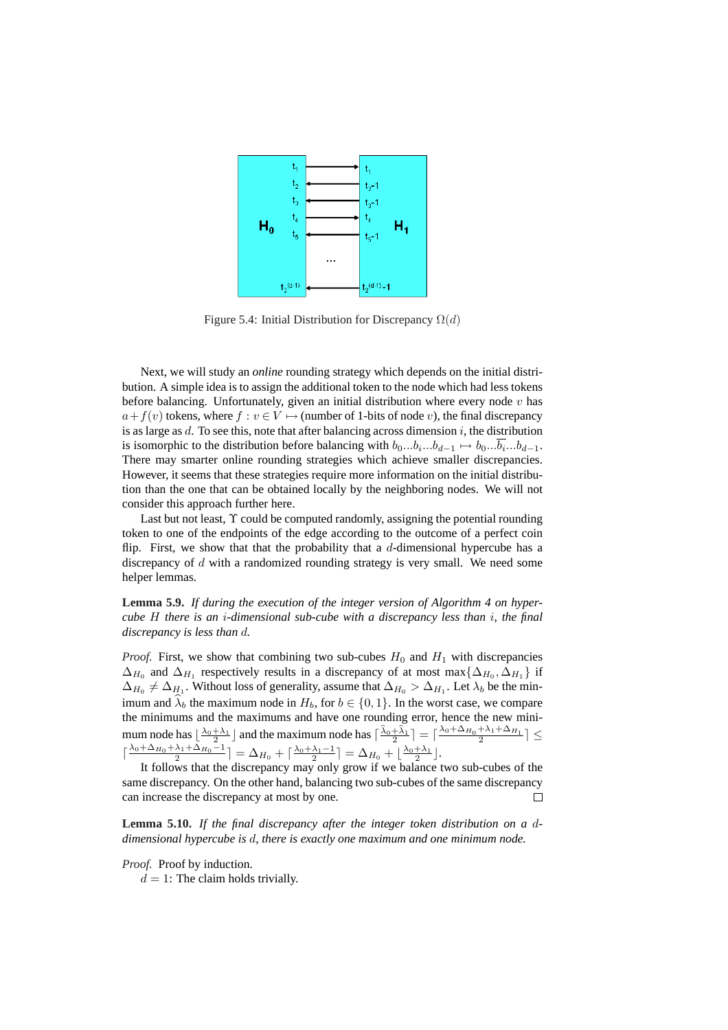Figure 5.4: Initial Distribution for Discrepancy $\Omega(d)$

Next, we will study an *online* rounding strategy which depends on the initial distribution. A simple idea is to assign the additional token to the node which had less tokens before balancing. Unfortunately, given an initial distribution where every node $v$ has $a + f(v)$ tokens, where $f : v \in V \mapsto$ (number of 1-bits of node $v$), the final discrepancy is as large as $d$. To see this, note that after balancing across dimension $i$, the distribution is isomorphic to the distribution before balancing with $b_0...b_i...b_{d-1} \mapsto b_0...\overline{b_i}...b_{d-1}$. There may smarter online rounding strategies which achieve smaller discrepancies. However, it seems that these strategies require more information on the initial distribution than the one that can be obtained locally by the neighboring nodes. We will not consider this approach further here.

Last but not least, $\Upsilon$ could be computed randomly, assigning the potential rounding token to one of the endpoints of the edge according to the outcome of a perfect coin flip. First, we show that that the probability that a $d$-dimensional hypercube has a discrepancy of $d$ with a randomized rounding strategy is very small. We need some helper lemmas.

**Lemma 5.9.** *If during the execution of the integer version of Algorithm 4 on hypercube $H$ there is an $i$-dimensional sub-cube with a discrepancy less than $i$, the final discrepancy is less than $d$.*

*Proof.* First, we show that combining two sub-cubes $H_0$ and $H_1$ with discrepancies $\Delta_{H_0}$ and $\Delta_{H_1}$ respectively results in a discrepancy of at most $\max\{\Delta_{H_0}, \Delta_{H_1}\}$ if $\Delta_{H_0} \neq \Delta_{H_1}$. Without loss of generality, assume that $\Delta_{H_0} > \Delta_{H_1}$. Let $\lambda_b$ be the minimum and $\widehat{\lambda}_b$ the maximum node in $H_b$, for $b \in \{0, 1\}$. In the worst case, we compare the minimums and the maximums and have one rounding error, hence the new minimum node has $\lfloor \frac{\lambda_0+\lambda_1}{2} \rfloor$ and the maximum node has $\lceil \frac{\widehat{\lambda}_0+\widehat{\lambda}_1}{2} \rceil = \lceil \frac{\lambda_0+\Delta_{H_0}+\lambda_1+\Delta_{H_1}}{2} \rceil \leq \lceil \frac{\lambda_0+\Delta_{H_0}+\lambda_1+\Delta_{H_0}-1}{2} \rceil = \Delta_{H_0} + \lceil \frac{\lambda_0+\lambda_1-1}{2} \rceil = \Delta_{H_0} + \lfloor \frac{\lambda_0+\lambda_1}{2} \rfloor$.

It follows that the discrepancy may only grow if we balance two sub-cubes of the same discrepancy. On the other hand, balancing two sub-cubes of the same discrepancy can increase the discrepancy at most by one. $\square$

**Lemma 5.10.** *If the final discrepancy after the integer token distribution on a $d$-dimensional hypercube is $d$, there is exactly one maximum and one minimum node.*

*Proof.* Proof by induction.

$d = 1$: The claim holds trivially.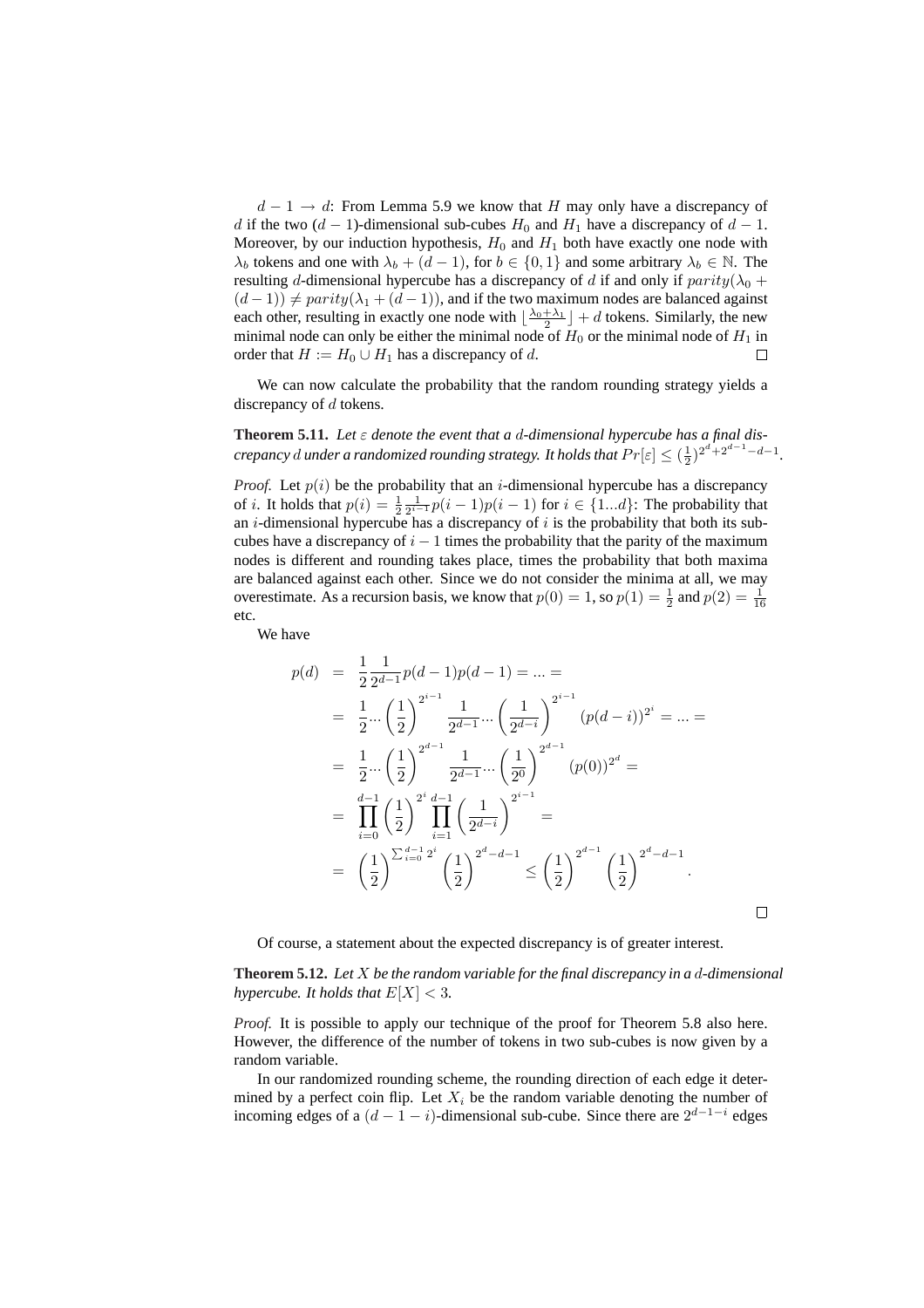$d-1 \to d$: From Lemma 5.9 we know that $H$ may only have a discrepancy of $d$ if the two $(d-1)$-dimensional sub-cubes $H_0$ and $H_1$ have a discrepancy of $d-1$. Moreover, by our induction hypothesis, $H_0$ and $H_1$ both have exactly one node with $\lambda_b$ tokens and one with $\lambda_b + (d-1)$, for $b \in \{0,1\}$ and some arbitrary $\lambda_b \in \mathbb{N}$. The resulting $d$-dimensional hypercube has a discrepancy of $d$ if and only if $parity(\lambda_0 + (d-1)) \neq parity(\lambda_1 + (d-1))$, and if the two maximum nodes are balanced against each other, resulting in exactly one node with $\lfloor \frac{\lambda_0+\lambda_1}{2} \rfloor + d$ tokens. Similarly, the new minimal node can only be either the minimal node of $H_0$ or the minimal node of $H_1$ in order that $H := H_0 \cup H_1$ has a discrepancy of $d$. $\square$

We can now calculate the probability that the random rounding strategy yields a discrepancy of $d$ tokens.

**Theorem 5.11.** *Let $\varepsilon$ denote the event that a $d$-dimensional hypercube has a final discrepancy $d$ under a randomized rounding strategy. It holds that $Pr[\varepsilon] \leq (\frac{1}{2})^{2^d + 2^{d-1} - d - 1}$.*

*Proof.* Let $p(i)$ be the probability that an $i$-dimensional hypercube has a discrepancy of $i$. It holds that $p(i) = \frac{1}{2}\frac{1}{2^{i-1}}p(i-1)p(i-1)$ for $i \in \{1...d\}$: The probability that an $i$-dimensional hypercube has a discrepancy of $i$ is the probability that both its sub-cubes have a discrepancy of $i-1$ times the probability that the parity of the maximum nodes is different and rounding takes place, times the probability that both maxima are balanced against each other. Since we do not consider the minima at all, we may overestimate. As a recursion basis, we know that $p(0) = 1$, so $p(1) = \frac{1}{2}$ and $p(2) = \frac{1}{16}$ etc.

We have

$$
\begin{aligned}
p(d) &= \frac{1}{2}\frac{1}{2^{d-1}}p(d-1)p(d-1) = ... = \\
&= \frac{1}{2}...\left(\frac{1}{2}\right)^{2^{i-1}} \frac{1}{2^{d-1}}...\left(\frac{1}{2^{d-i}}\right)^{2^{i-1}} (p(d-i))^{2^i} = ... = \\
&= \frac{1}{2}...\left(\frac{1}{2}\right)^{2^{d-1}} \frac{1}{2^{d-1}}...\left(\frac{1}{2^0}\right)^{2^{d-1}} (p(0))^{2^d} = \\
&= \prod_{i=0}^{d-1}\left(\frac{1}{2}\right)^{2^i} \prod_{i=1}^{d-1}\left(\frac{1}{2^{d-i}}\right)^{2^{i-1}} = \\
&= \left(\frac{1}{2}\right)^{\sum_{i=0}^{d-1} 2^i} \left(\frac{1}{2}\right)^{2^d-d-1} \leq \left(\frac{1}{2}\right)^{2^{d-1}} \left(\frac{1}{2}\right)^{2^d-d-1}.
\end{aligned}
$$

$\square$

Of course, a statement about the expected discrepancy is of greater interest.

**Theorem 5.12.** *Let $X$ be the random variable for the final discrepancy in a $d$-dimensional hypercube. It holds that $E[X] < 3$.*

*Proof.* It is possible to apply our technique of the proof for Theorem 5.8 also here. However, the difference of the number of tokens in two sub-cubes is now given by a random variable.

In our randomized rounding scheme, the rounding direction of each edge it determined by a perfect coin flip. Let $X_i$ be the random variable denoting the number of incoming edges of a $(d-1-i)$-dimensional sub-cube. Since there are $2^{d-1-i}$ edges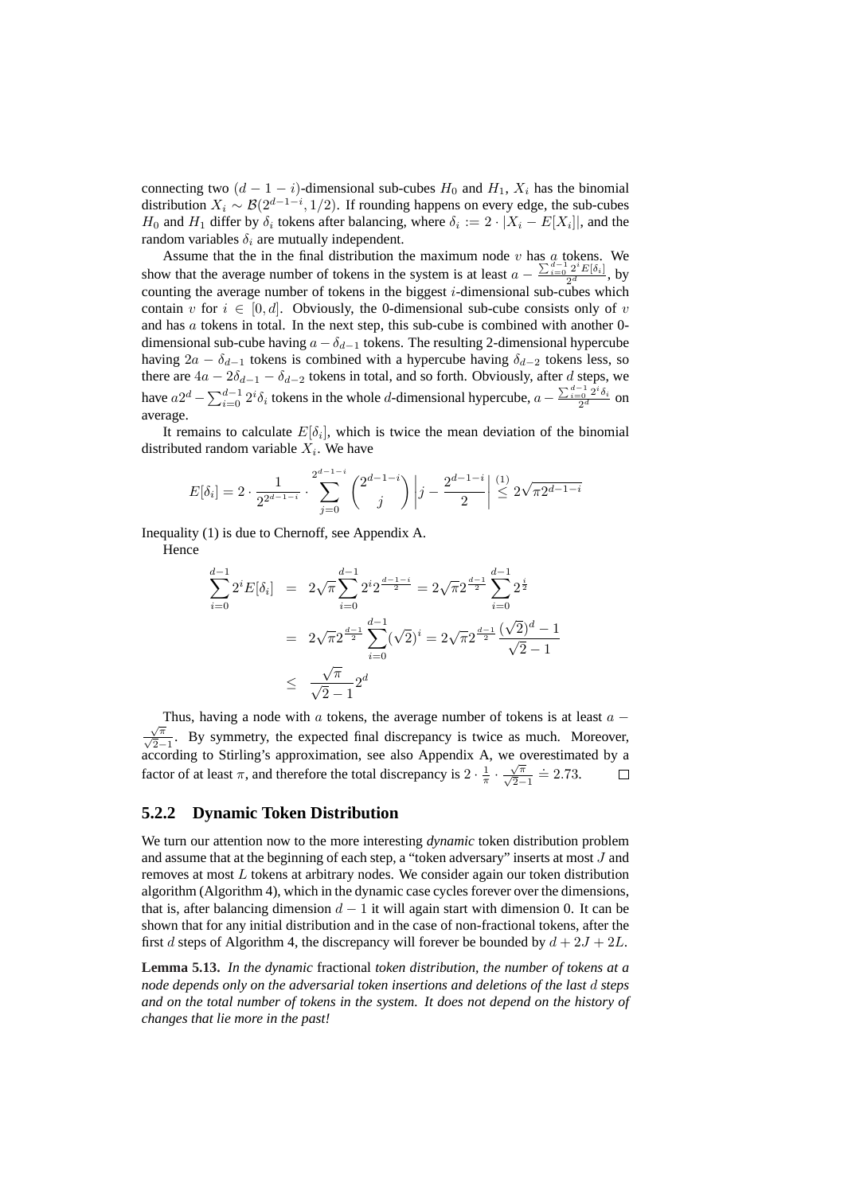connecting two $(d-1-i)$-dimensional sub-cubes $H_0$ and $H_1$, $X_i$ has the binomial distribution $X_i \sim \mathcal{B}(2^{d-1-i}, 1/2)$. If rounding happens on every edge, the sub-cubes $H_0$ and $H_1$ differ by $\delta_i$ tokens after balancing, where $\delta_i := 2 \cdot |X_i - E[X_i]|$, and the random variables $\delta_i$ are mutually independent.

Assume that the in the final distribution the maximum node $v$ has $a$ tokens. We show that the average number of tokens in the system is at least $a - \frac{\sum_{i=0}^{d-1} 2^i E[\delta_i]}{2^d}$, by counting the average number of tokens in the biggest $i$-dimensional sub-cubes which contain $v$ for $i \in [0, d]$. Obviously, the 0-dimensional sub-cube consists only of $v$ and has $a$ tokens in total. In the next step, this sub-cube is combined with another 0-dimensional sub-cube having $a - \delta_{d-1}$ tokens. The resulting 2-dimensional hypercube having $2a - \delta_{d-1}$ tokens is combined with a hypercube having $\delta_{d-2}$ tokens less, so there are $4a - 2\delta_{d-1} - \delta_{d-2}$ tokens in total, and so forth. Obviously, after $d$ steps, we have $a2^d - \sum_{i=0}^{d-1} 2^i \delta_i$ tokens in the whole $d$-dimensional hypercube, $a - \frac{\sum_{i=0}^{d-1} 2^i \delta_i}{2^d}$ on average.

It remains to calculate $E[\delta_i]$, which is twice the mean deviation of the binomial distributed random variable $X_i$. We have

$$E[\delta_i] = 2 \cdot \frac{1}{2^{2^{d-1-i}}} \cdot \sum_{j=0}^{2^{d-1-i}} \binom{2^{d-1-i}}{j} \left| j - \frac{2^{d-1-i}}{2} \right| \overset{(1)}{\leq} 2\sqrt{\pi 2^{d-1-i}}$$

Inequality (1) is due to Chernoff, see Appendix A.

Hence

$$\begin{aligned}
\sum_{i=0}^{d-1} 2^i E[\delta_i] &= 2\sqrt{\pi} \sum_{i=0}^{d-1} 2^i 2^{\frac{d-1-i}{2}} = 2\sqrt{\pi} 2^{\frac{d-1}{2}} \sum_{i=0}^{d-1} 2^{\frac{i}{2}} \\
&= 2\sqrt{\pi} 2^{\frac{d-1}{2}} \sum_{i=0}^{d-1} (\sqrt{2})^i = 2\sqrt{\pi} 2^{\frac{d-1}{2}} \frac{(\sqrt{2})^d - 1}{\sqrt{2} - 1} \\
&\leq \frac{\sqrt{\pi}}{\sqrt{2} - 1} 2^d
\end{aligned}$$

Thus, having a node with $a$ tokens, the average number of tokens is at least $a - \frac{\sqrt{\pi}}{\sqrt{2}-1}$. By symmetry, the expected final discrepancy is twice as much. Moreover, according to Stirling's approximation, see also Appendix A, we overestimated by a factor of at least $\pi$, and therefore the total discrepancy is $2 \cdot \frac{1}{\pi} \cdot \frac{\sqrt{\pi}}{\sqrt{2}-1} \doteq 2.73$. □

### 5.2.2 Dynamic Token Distribution

We turn our attention now to the more interesting *dynamic* token distribution problem and assume that at the beginning of each step, a "token adversary" inserts at most $J$ and removes at most $L$ tokens at arbitrary nodes. We consider again our token distribution algorithm (Algorithm 4), which in the dynamic case cycles forever over the dimensions, that is, after balancing dimension $d-1$ it will again start with dimension 0. It can be shown that for any initial distribution and in the case of non-fractional tokens, after the first $d$ steps of Algorithm 4, the discrepancy will forever be bounded by $d + 2J + 2L$.

**Lemma 5.13.** *In the dynamic* fractional *token distribution, the number of tokens at a node depends only on the adversarial token insertions and deletions of the last $d$ steps and on the total number of tokens in the system. It does not depend on the history of changes that lie more in the past!*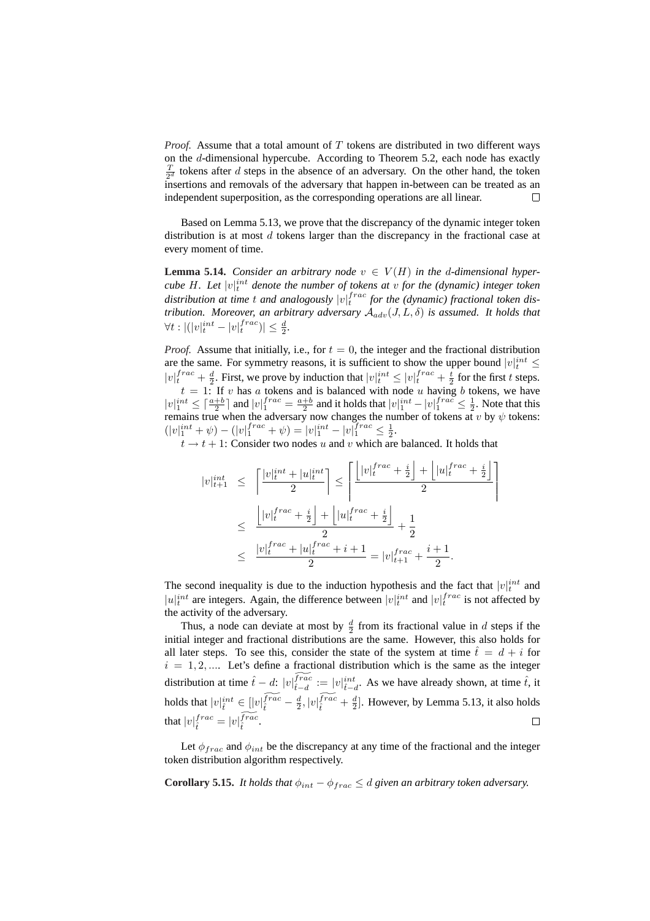*Proof.* Assume that a total amount of $T$ tokens are distributed in two different ways on the $d$-dimensional hypercube. According to Theorem 5.2, each node has exactly $\frac{T}{2^d}$ tokens after $d$ steps in the absence of an adversary. On the other hand, the token insertions and removals of the adversary that happen in-between can be treated as an independent superposition, as the corresponding operations are all linear. □

Based on Lemma 5.13, we prove that the discrepancy of the dynamic integer token distribution is at most $d$ tokens larger than the discrepancy in the fractional case at every moment of time.

**Lemma 5.14.** *Consider an arbitrary node $v \in V(H)$ in the $d$-dimensional hypercube $H$. Let $|v|_t^{int}$ denote the number of tokens at $v$ for the (dynamic) integer token distribution at time $t$ and analogously $|v|_t^{frac}$ for the (dynamic) fractional token distribution. Moreover, an arbitrary adversary $\mathcal{A}_{adv}(J, L, \delta)$ is assumed. It holds that $\forall t : |(|v|_t^{int} - |v|_t^{frac})| \leq \frac{d}{2}$.*

*Proof.* Assume that initially, i.e., for $t = 0$, the integer and the fractional distribution are the same. For symmetry reasons, it is sufficient to show the upper bound $|v|_t^{int} \leq |v|_t^{frac} + \frac{d}{2}$. First, we prove by induction that $|v|_t^{int} \leq |v|_t^{frac} + \frac{t}{2}$ for the first $t$ steps.

$t = 1$: If $v$ has $a$ tokens and is balanced with node $u$ having $b$ tokens, we have $|v|_1^{int} \leq \lceil \frac{a+b}{2} \rceil$ and $|v|_1^{frac} = \frac{a+b}{2}$ and it holds that $|v|_1^{int} - |v|_1^{frac} \leq \frac{1}{2}$. Note that this remains true when the adversary now changes the number of tokens at $v$ by $\psi$ tokens: $(|v|_1^{int} + \psi) - (|v|_1^{frac} + \psi) = |v|_1^{int} - |v|_1^{frac} \leq \frac{1}{2}$.

$t \to t + 1$: Consider two nodes $u$ and $v$ which are balanced. It holds that

$$
\begin{aligned}
|v|_{t+1}^{int} &\leq \left\lceil \frac{|v|_t^{int} + |u|_t^{int}}{2} \right\rceil \leq \left\lceil \frac{\left\lfloor |v|_t^{frac} + \frac{i}{2} \right\rfloor + \left\lfloor |u|_t^{frac} + \frac{i}{2} \right\rfloor}{2} \right\rceil \\
&\leq \frac{\left\lfloor |v|_t^{frac} + \frac{i}{2} \right\rfloor + \left\lfloor |u|_t^{frac} + \frac{i}{2} \right\rfloor}{2} + \frac{1}{2} \\
&\leq \frac{|v|_t^{frac} + |u|_t^{frac} + i + 1}{2} = |v|_{t+1}^{frac} + \frac{i+1}{2}.
\end{aligned}
$$

The second inequality is due to the induction hypothesis and the fact that $|v|_t^{int}$ and $|u|_t^{int}$ are integers. Again, the difference between $|v|_t^{int}$ and $|v|_t^{frac}$ is not affected by the activity of the adversary.

Thus, a node can deviate at most by $\frac{d}{2}$ from its fractional value in $d$ steps if the initial integer and fractional distributions are the same. However, this also holds for all later steps. To see this, consider the state of the system at time $\hat{t} = d + i$ for $i = 1, 2, \ldots$. Let's define a fractional distribution which is the same as the integer distribution at time $\hat{t} - d$: $|v|_{\hat{t}-d}^{\widetilde{frac}} := |v|_{\hat{t}-d}^{int}$. As we have already shown, at time $\hat{t}$, it holds that $|v|_{\hat{t}}^{int} \in [|v|_{\hat{t}}^{\widetilde{frac}} - \frac{d}{2}, |v|_{\hat{t}}^{\widetilde{frac}} + \frac{d}{2}]$. However, by Lemma 5.13, it also holds that $|v|_{\hat{t}}^{frac} = |v|_{\hat{t}}^{\widetilde{frac}}$. □

Let $\phi_{frac}$ and $\phi_{int}$ be the discrepancy at any time of the fractional and the integer token distribution algorithm respectively.

**Corollary 5.15.** *It holds that $\phi_{int} - \phi_{frac} \leq d$ given an arbitrary token adversary.*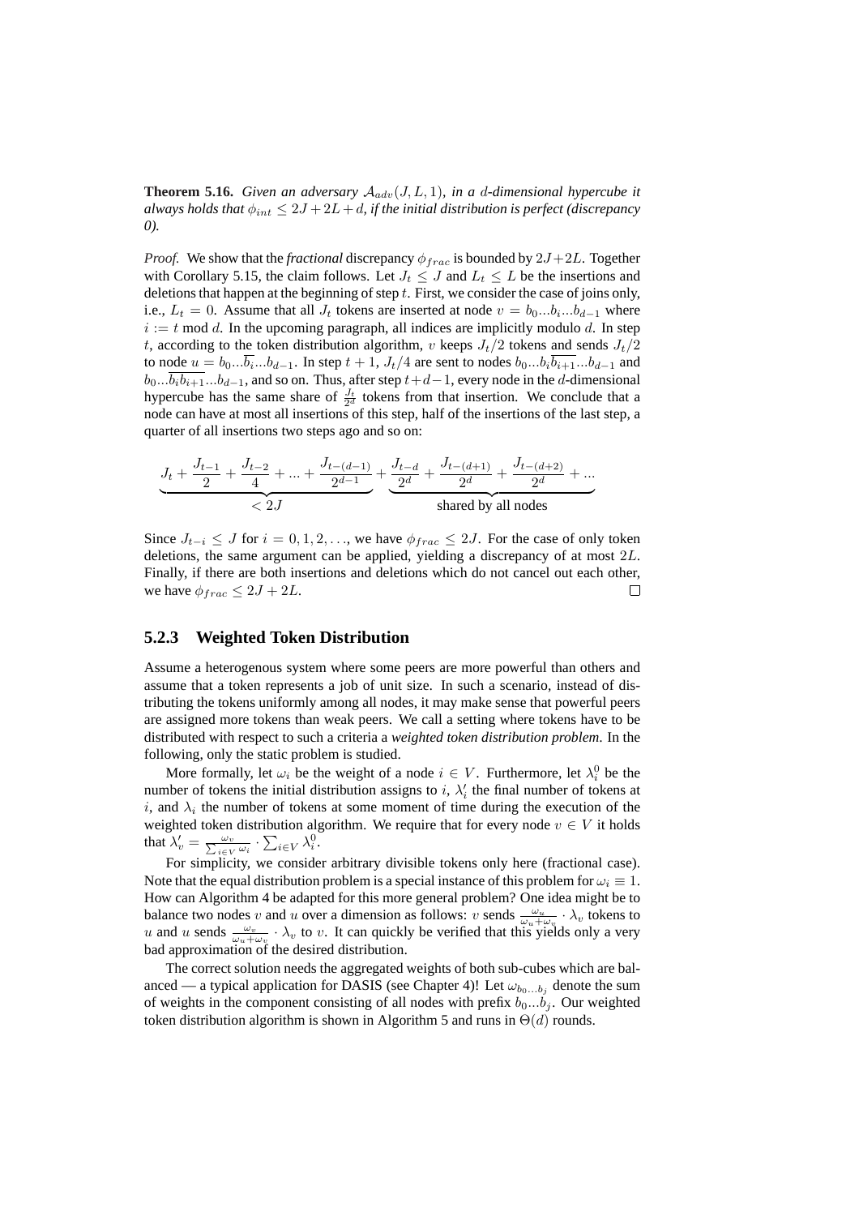**Theorem 5.16.** *Given an adversary $\mathcal{A}_{adv}(J, L, 1)$, in a $d$-dimensional hypercube it always holds that $\phi_{int} \leq 2J + 2L + d$, if the initial distribution is perfect (discrepancy 0).*

*Proof.* We show that the *fractional* discrepancy $\phi_{frac}$ is bounded by $2J+2L$. Together with Corollary 5.15, the claim follows. Let $J_t \leq J$ and $L_t \leq L$ be the insertions and deletions that happen at the beginning of step $t$. First, we consider the case of joins only, i.e., $L_t = 0$. Assume that all $J_t$ tokens are inserted at node $v = b_0...b_i...b_{d-1}$ where $i := t \bmod d$. In the upcoming paragraph, all indices are implicitly modulo $d$. In step $t$, according to the token distribution algorithm, $v$ keeps $J_t/2$ tokens and sends $J_t/2$ to node $u = b_0...\overline{b_i}...b_{d-1}$. In step $t+1$, $J_t/4$ are sent to nodes $b_0...b_i\overline{b_{i+1}}...b_{d-1}$ and $b_0...\overline{b_i b_{i+1}}...b_{d-1}$, and so on. Thus, after step $t+d-1$, every node in the $d$-dimensional hypercube has the same share of $\frac{J_t}{2^d}$ tokens from that insertion. We conclude that a node can have at most all insertions of this step, half of the insertions of the last step, a quarter of all insertions two steps ago and so on:

$$\underbrace{J_t + \frac{J_{t-1}}{2} + \frac{J_{t-2}}{4} + ... + \frac{J_{t-(d-1)}}{2^{d-1}}}_{< 2J} + \underbrace{\frac{J_{t-d}}{2^d} + \frac{J_{t-(d+1)}}{2^d} + \frac{J_{t-(d+2)}}{2^d} + ...}_{\text{shared by all nodes}}$$

Since $J_{t-i} \leq J$ for $i = 0, 1, 2, \ldots$, we have $\phi_{frac} \leq 2J$. For the case of only token deletions, the same argument can be applied, yielding a discrepancy of at most $2L$. Finally, if there are both insertions and deletions which do not cancel out each other, we have $\phi_{frac} \leq 2J + 2L$. ☐

### 5.2.3 Weighted Token Distribution

Assume a heterogenous system where some peers are more powerful than others and assume that a token represents a job of unit size. In such a scenario, instead of distributing the tokens uniformly among all nodes, it may make sense that powerful peers are assigned more tokens than weak peers. We call a setting where tokens have to be distributed with respect to such a criteria a *weighted token distribution problem*. In the following, only the static problem is studied.

More formally, let $\omega_i$ be the weight of a node $i \in V$. Furthermore, let $\lambda_i^0$ be the number of tokens the initial distribution assigns to $i$, $\lambda_i'$ the final number of tokens at $i$, and $\lambda_i$ the number of tokens at some moment of time during the execution of the weighted token distribution algorithm. We require that for every node $v \in V$ it holds that $\lambda_v' = \frac{\omega_v}{\sum_{i \in V} \omega_i} \cdot \sum_{i \in V} \lambda_i^0$.

For simplicity, we consider arbitrary divisible tokens only here (fractional case). Note that the equal distribution problem is a special instance of this problem for $\omega_i \equiv 1$. How can Algorithm 4 be adapted for this more general problem? One idea might be to balance two nodes $v$ and $u$ over a dimension as follows: $v$ sends $\frac{\omega_u}{\omega_u + \omega_v} \cdot \lambda_v$ tokens to $u$ and $u$ sends $\frac{\omega_v}{\omega_u + \omega_v} \cdot \lambda_v$ to $v$. It can quickly be verified that this yields only a very bad approximation of the desired distribution.

The correct solution needs the aggregated weights of both sub-cubes which are balanced — a typical application for DASIS (see Chapter 4)! Let $\omega_{b_0...b_j}$ denote the sum of weights in the component consisting of all nodes with prefix $b_0...b_j$. Our weighted token distribution algorithm is shown in Algorithm 5 and runs in $\Theta(d)$ rounds.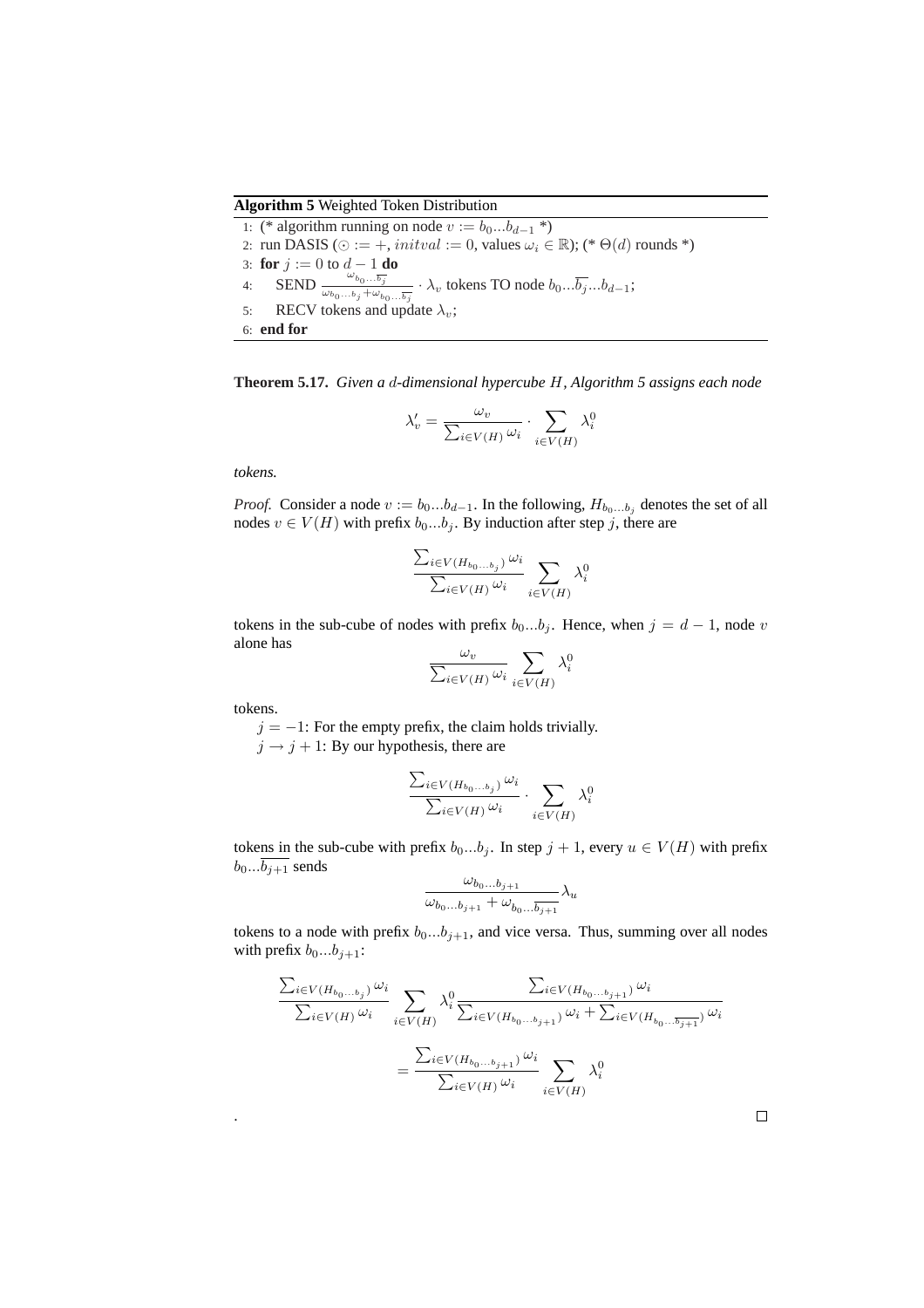**Algorithm 5** Weighted Token Distribution

```
1: (* algorithm running on node v := b_0...b_{d-1} *)
2: run DASIS (⊙ := +, initval := 0, values ω_i ∈ ℝ); (* Θ(d) rounds *)
3: for j := 0 to d − 1 do
4:     SEND ω_{b_0...\overline{b_j}} / (ω_{b_0...b_j} + ω_{b_0...\overline{b_j}}) · λ_v tokens TO node b_0...\overline{b_j}...b_{d-1};
5:     RECV tokens and update λ_v;
6: end for
```

**Theorem 5.17.** *Given a $d$-dimensional hypercube $H$, Algorithm 5 assigns each node*

$$\lambda'_v = \frac{\omega_v}{\sum_{i \in V(H)} \omega_i} \cdot \sum_{i \in V(H)} \lambda_i^0$$

*tokens.*

*Proof.* Consider a node $v := b_0...b_{d-1}$. In the following, $H_{b_0...b_j}$ denotes the set of all nodes $v \in V(H)$ with prefix $b_0...b_j$. By induction after step $j$, there are

$$\frac{\sum_{i \in V(H_{b_0...b_j})} \omega_i}{\sum_{i \in V(H)} \omega_i} \sum_{i \in V(H)} \lambda_i^0$$

tokens in the sub-cube of nodes with prefix $b_0...b_j$. Hence, when $j = d-1$, node $v$ alone has

$$\frac{\omega_v}{\sum_{i \in V(H)} \omega_i} \sum_{i \in V(H)} \lambda_i^0$$

tokens.

$j = -1$: For the empty prefix, the claim holds trivially.

$j \to j+1$: By our hypothesis, there are

$$\frac{\sum_{i \in V(H_{b_0...b_j})} \omega_i}{\sum_{i \in V(H)} \omega_i} \cdot \sum_{i \in V(H)} \lambda_i^0$$

tokens in the sub-cube with prefix $b_0...b_j$. In step $j+1$, every $u \in V(H)$ with prefix $b_0...\overline{b_{j+1}}$ sends

$$\frac{\omega_{b_0...b_{j+1}}}{\omega_{b_0...b_{j+1}} + \omega_{b_0...\overline{b_{j+1}}}} \lambda_u$$

tokens to a node with prefix $b_0...b_{j+1}$, and vice versa. Thus, summing over all nodes with prefix $b_0...b_{j+1}$:

$$\frac{\sum_{i \in V(H_{b_0...b_j})} \omega_i}{\sum_{i \in V(H)} \omega_i} \sum_{i \in V(H)} \lambda_i^0 \frac{\sum_{i \in V(H_{b_0...b_{j+1}})} \omega_i}{\sum_{i \in V(H_{b_0...b_{j+1}})} \omega_i + \sum_{i \in V(H_{b_0...\overline{b_{j+1}}})} \omega_i}$$

$$= \frac{\sum_{i \in V(H_{b_0...b_{j+1}})} \omega_i}{\sum_{i \in V(H)} \omega_i} \sum_{i \in V(H)} \lambda_i^0$$

. □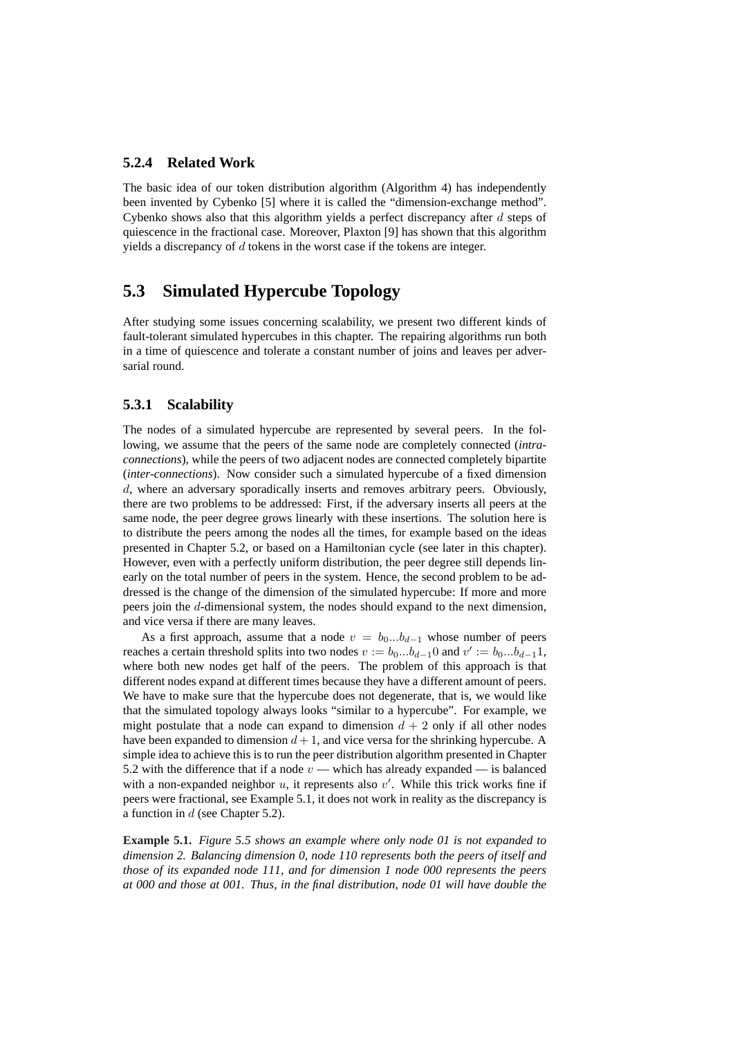### 5.2.4 Related Work

The basic idea of our token distribution algorithm (Algorithm 4) has independently been invented by Cybenko [5] where it is called the "dimension-exchange method". Cybenko shows also that this algorithm yields a perfect discrepancy after $d$ steps of quiescence in the fractional case. Moreover, Plaxton [9] has shown that this algorithm yields a discrepancy of $d$ tokens in the worst case if the tokens are integer.

## 5.3 Simulated Hypercube Topology

After studying some issues concerning scalability, we present two different kinds of fault-tolerant simulated hypercubes in this chapter. The repairing algorithms run both in a time of quiescence and tolerate a constant number of joins and leaves per adversarial round.

### 5.3.1 Scalability

The nodes of a simulated hypercube are represented by several peers. In the following, we assume that the peers of the same node are completely connected (*intra-connections*), while the peers of two adjacent nodes are connected completely bipartite (*inter-connections*). Now consider such a simulated hypercube of a fixed dimension $d$, where an adversary sporadically inserts and removes arbitrary peers. Obviously, there are two problems to be addressed: First, if the adversary inserts all peers at the same node, the peer degree grows linearly with these insertions. The solution here is to distribute the peers among the nodes all the times, for example based on the ideas presented in Chapter 5.2, or based on a Hamiltonian cycle (see later in this chapter). However, even with a perfectly uniform distribution, the peer degree still depends linearly on the total number of peers in the system. Hence, the second problem to be addressed is the change of the dimension of the simulated hypercube: If more and more peers join the $d$-dimensional system, the nodes should expand to the next dimension, and vice versa if there are many leaves.

As a first approach, assume that a node $v = b_0...b_{d-1}$ whose number of peers reaches a certain threshold splits into two nodes $v := b_0...b_{d-1}0$ and $v' := b_0...b_{d-1}1$, where both new nodes get half of the peers. The problem of this approach is that different nodes expand at different times because they have a different amount of peers. We have to make sure that the hypercube does not degenerate, that is, we would like that the simulated topology always looks "similar to a hypercube". For example, we might postulate that a node can expand to dimension $d + 2$ only if all other nodes have been expanded to dimension $d + 1$, and vice versa for the shrinking hypercube. A simple idea to achieve this is to run the peer distribution algorithm presented in Chapter 5.2 with the difference that if a node $v$ — which has already expanded — is balanced with a non-expanded neighbor $u$, it represents also $v'$. While this trick works fine if peers were fractional, see Example 5.1, it does not work in reality as the discrepancy is a function in $d$ (see Chapter 5.2).

**Example 5.1.** *Figure 5.5 shows an example where only node 01 is not expanded to dimension 2. Balancing dimension 0, node 110 represents both the peers of itself and those of its expanded node 111, and for dimension 1 node 000 represents the peers at 000 and those at 001. Thus, in the final distribution, node 01 will have double the*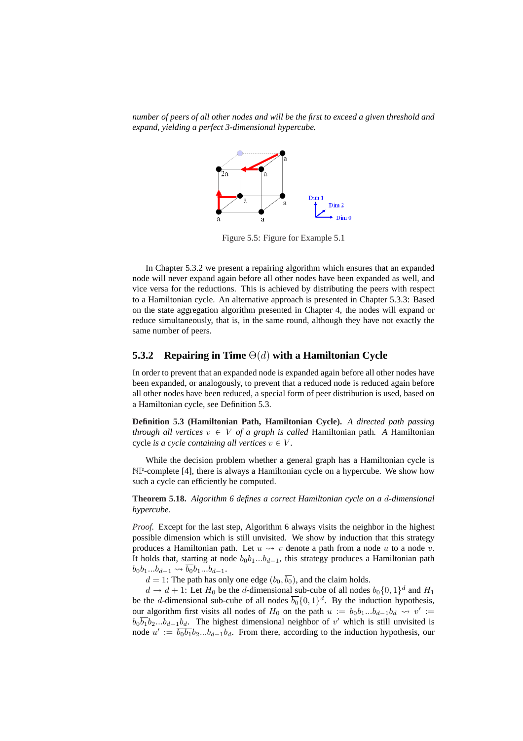*number of peers of all other nodes and will be the first to exceed a given threshold and expand, yielding a perfect 3-dimensional hypercube.*

Figure 5.5: Figure for Example 5.1

In Chapter 5.3.2 we present a repairing algorithm which ensures that an expanded node will never expand again before all other nodes have been expanded as well, and vice versa for the reductions. This is achieved by distributing the peers with respect to a Hamiltonian cycle. An alternative approach is presented in Chapter 5.3.3: Based on the state aggregation algorithm presented in Chapter 4, the nodes will expand or reduce simultaneously, that is, in the same round, although they have not exactly the same number of peers.

### 5.3.2 Repairing in Time $\Theta(d)$ with a Hamiltonian Cycle

In order to prevent that an expanded node is expanded again before all other nodes have been expanded, or analogously, to prevent that a reduced node is reduced again before all other nodes have been reduced, a special form of peer distribution is used, based on a Hamiltonian cycle, see Definition 5.3.

**Definition 5.3 (Hamiltonian Path, Hamiltonian Cycle).** *A directed path passing through all vertices $v \in V$ of a graph is called* Hamiltonian path*. A* Hamiltonian cycle *is a cycle containing all vertices $v \in V$.*

While the decision problem whether a general graph has a Hamiltonian cycle is $\mathbb{NP}$-complete [4], there is always a Hamiltonian cycle on a hypercube. We show how such a cycle can efficiently be computed.

**Theorem 5.18.** *Algorithm 6 defines a correct Hamiltonian cycle on a $d$-dimensional hypercube.*

*Proof.* Except for the last step, Algorithm 6 always visits the neighbor in the highest possible dimension which is still unvisited. We show by induction that this strategy produces a Hamiltonian path. Let $u \rightsquigarrow v$ denote a path from a node $u$ to a node $v$. It holds that, starting at node $b_0b_1...b_{d-1}$, this strategy produces a Hamiltonian path $b_0b_1...b_{d-1} \rightsquigarrow \overline{b_0}b_1...b_{d-1}$.

$d = 1$: The path has only one edge $(b_0, \overline{b_0})$, and the claim holds.

$d \rightarrow d+1$: Let $H_0$ be the $d$-dimensional sub-cube of all nodes $b_0\{0,1\}^d$ and $H_1$ be the $d$-dimensional sub-cube of all nodes $\overline{b_0}\{0,1\}^d$. By the induction hypothesis, our algorithm first visits all nodes of $H_0$ on the path $u := b_0b_1...b_{d-1}b_d \rightsquigarrow v' := b_0\overline{b_1}b_2...b_{d-1}b_d$. The highest dimensional neighbor of $v'$ which is still unvisited is node $u' := \overline{b_0}\overline{b_1}b_2...b_{d-1}b_d$. From there, according to the induction hypothesis, our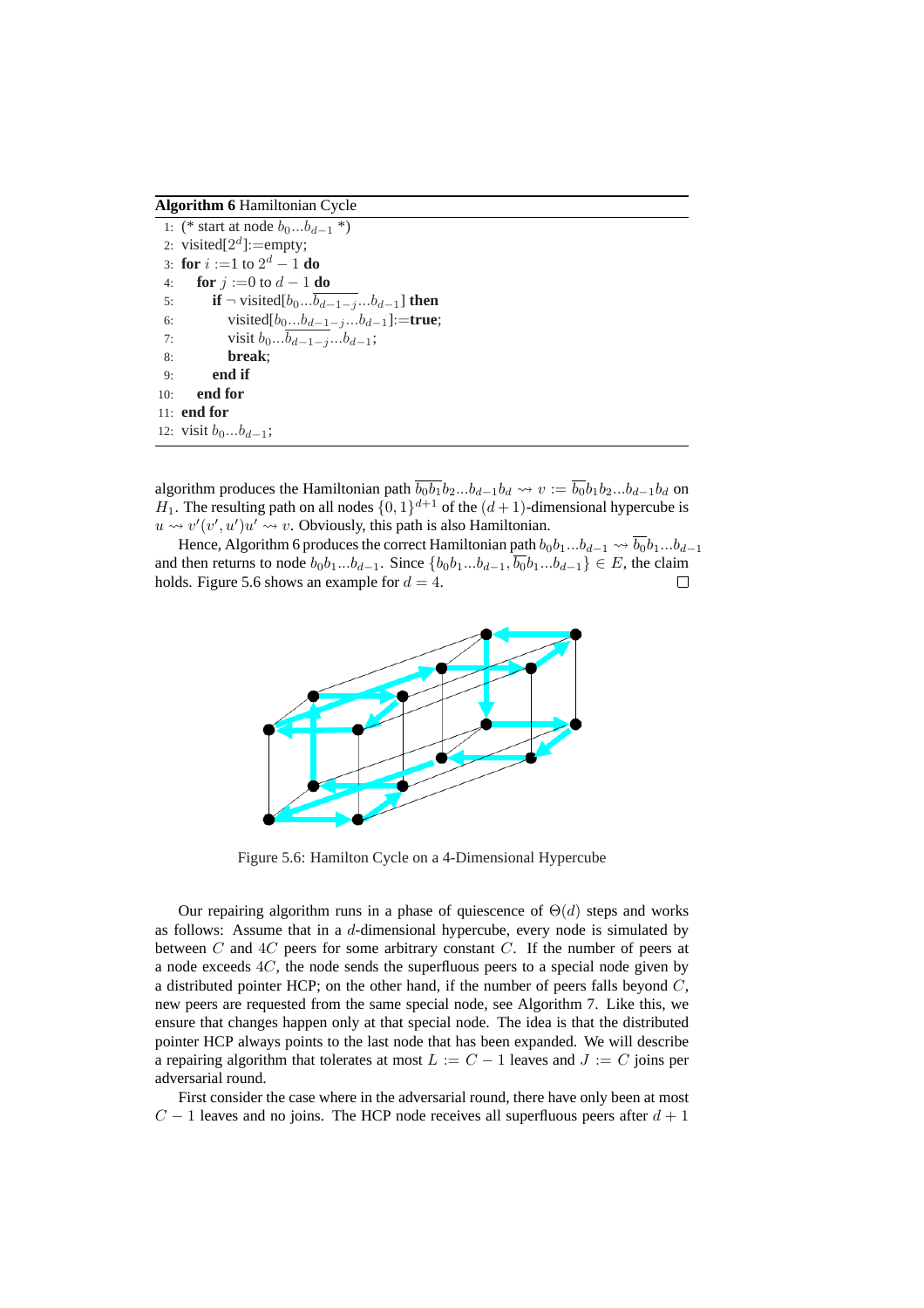**Algorithm 6** Hamiltonian Cycle

```
1:  (* start at node b_0...b_{d-1} *)
2:  visited[2^d]:=empty;
3:  for i :=1 to 2^d − 1 do
4:     for j :=0 to d − 1 do
5:        if ¬ visited[b_0...\overline{b_{d-1-j}}...b_{d-1}] then
6:           visited[b_0...b_{d-1-j}...b_{d-1}]:=true;
7:           visit b_0...\overline{b_{d-1-j}}...b_{d-1};
8:           break;
9:        end if
10:    end for
11: end for
12: visit b_0...b_{d-1};
```

algorithm produces the Hamiltonian path $\overline{b_0 b_1} b_2 ... b_{d-1} b_d \rightsquigarrow v := \overline{b_0} b_1 b_2 ... b_{d-1} b_d$ on $H_1$. The resulting path on all nodes $\{0,1\}^{d+1}$ of the $(d+1)$-dimensional hypercube is $u \rightsquigarrow v'(v', u')u' \rightsquigarrow v$. Obviously, this path is also Hamiltonian.

Hence, Algorithm 6 produces the correct Hamiltonian path $b_0 b_1 ... b_{d-1} \rightsquigarrow \overline{b_0} b_1 ... b_{d-1}$ and then returns to node $b_0 b_1 ... b_{d-1}$. Since $\{b_0 b_1 ... b_{d-1}, \overline{b_0} b_1 ... b_{d-1}\} \in E$, the claim holds. Figure 5.6 shows an example for $d = 4$. □

Figure 5.6: Hamilton Cycle on a 4-Dimensional Hypercube

Our repairing algorithm runs in a phase of quiescence of $\Theta(d)$ steps and works as follows: Assume that in a $d$-dimensional hypercube, every node is simulated by between $C$ and $4C$ peers for some arbitrary constant $C$. If the number of peers at a node exceeds $4C$, the node sends the superfluous peers to a special node given by a distributed pointer HCP; on the other hand, if the number of peers falls beyond $C$, new peers are requested from the same special node, see Algorithm 7. Like this, we ensure that changes happen only at that special node. The idea is that the distributed pointer HCP always points to the last node that has been expanded. We will describe a repairing algorithm that tolerates at most $L := C - 1$ leaves and $J := C$ joins per adversarial round.

First consider the case where in the adversarial round, there have only been at most $C - 1$ leaves and no joins. The HCP node receives all superfluous peers after $d + 1$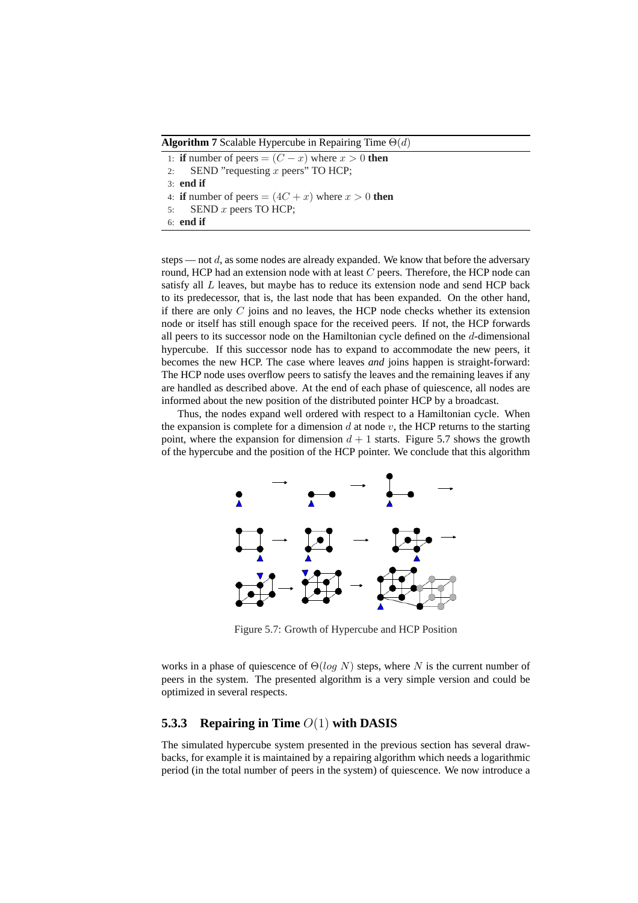**Algorithm 7** Scalable Hypercube in Repairing Time $\Theta(d)$

```
1: if number of peers = (C − x) where x > 0 then
2:     SEND "requesting x peers" TO HCP;
3: end if
4: if number of peers = (4C + x) where x > 0 then
5:     SEND x peers TO HCP;
6: end if
```

steps — not $d$, as some nodes are already expanded. We know that before the adversary round, HCP had an extension node with at least $C$ peers. Therefore, the HCP node can satisfy all $L$ leaves, but maybe has to reduce its extension node and send HCP back to its predecessor, that is, the last node that has been expanded. On the other hand, if there are only $C$ joins and no leaves, the HCP node checks whether its extension node or itself has still enough space for the received peers. If not, the HCP forwards all peers to its successor node on the Hamiltonian cycle defined on the $d$-dimensional hypercube. If this successor node has to expand to accommodate the new peers, it becomes the new HCP. The case where leaves *and* joins happen is straight-forward: The HCP node uses overflow peers to satisfy the leaves and the remaining leaves if any are handled as described above. At the end of each phase of quiescence, all nodes are informed about the new position of the distributed pointer HCP by a broadcast.

Thus, the nodes expand well ordered with respect to a Hamiltonian cycle. When the expansion is complete for a dimension $d$ at node $v$, the HCP returns to the starting point, where the expansion for dimension $d + 1$ starts. Figure 5.7 shows the growth of the hypercube and the position of the HCP pointer. We conclude that this algorithm

Figure 5.7: Growth of Hypercube and HCP Position

works in a phase of quiescence of $\Theta(log\ N)$ steps, where $N$ is the current number of peers in the system. The presented algorithm is a very simple version and could be optimized in several respects.

### 5.3.3 Repairing in Time $O(1)$ with DASIS

The simulated hypercube system presented in the previous section has several drawbacks, for example it is maintained by a repairing algorithm which needs a logarithmic period (in the total number of peers in the system) of quiescence. We now introduce a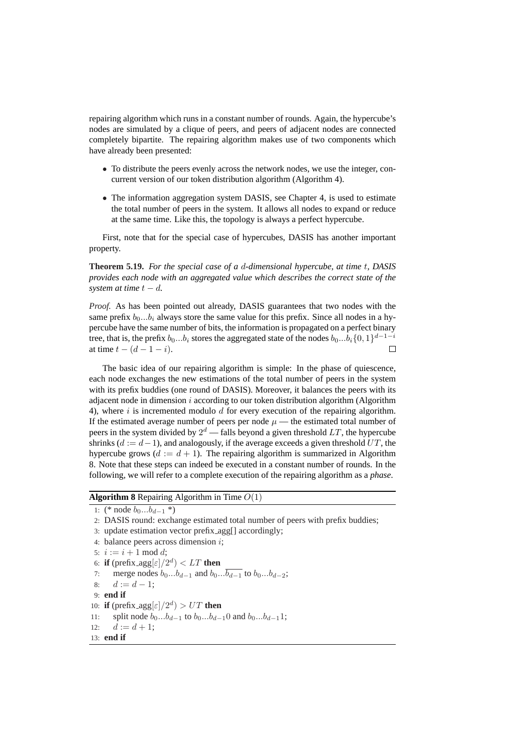repairing algorithm which runs in a constant number of rounds. Again, the hypercube's nodes are simulated by a clique of peers, and peers of adjacent nodes are connected completely bipartite. The repairing algorithm makes use of two components which have already been presented:

- To distribute the peers evenly across the network nodes, we use the integer, concurrent version of our token distribution algorithm (Algorithm 4).
- The information aggregation system DASIS, see Chapter 4, is used to estimate the total number of peers in the system. It allows all nodes to expand or reduce at the same time. Like this, the topology is always a perfect hypercube.

First, note that for the special case of hypercubes, DASIS has another important property.

**Theorem 5.19.** *For the special case of a $d$-dimensional hypercube, at time $t$, DASIS provides each node with an aggregated value which describes the correct state of the system at time $t - d$.*

*Proof.* As has been pointed out already, DASIS guarantees that two nodes with the same prefix $b_0...b_i$ always store the same value for this prefix. Since all nodes in a hypercube have the same number of bits, the information is propagated on a perfect binary tree, that is, the prefix $b_0...b_i$ stores the aggregated state of the nodes $b_0...b_i\{0,1\}^{d-1-i}$ at time $t - (d - 1 - i)$. □

The basic idea of our repairing algorithm is simple: In the phase of quiescence, each node exchanges the new estimations of the total number of peers in the system with its prefix buddies (one round of DASIS). Moreover, it balances the peers with its adjacent node in dimension $i$ according to our token distribution algorithm (Algorithm 4), where $i$ is incremented modulo $d$ for every execution of the repairing algorithm. If the estimated average number of peers per node $\mu$ — the estimated total number of peers in the system divided by $2^d$ — falls beyond a given threshold $LT$, the hypercube shrinks ($d := d - 1$), and analogously, if the average exceeds a given threshold $UT$, the hypercube grows ($d := d + 1$). The repairing algorithm is summarized in Algorithm 8. Note that these steps can indeed be executed in a constant number of rounds. In the following, we will refer to a complete execution of the repairing algorithm as a *phase*.

**Algorithm 8** Repairing Algorithm in Time $O(1)$

1: (* node $b_0...b_{d-1}$ *)
2: DASIS round: exchange estimated total number of peers with prefix buddies;
3: update estimation vector prefix_agg[] accordingly;
4: balance peers across dimension $i$;
5: $i := i + 1 \bmod d$;
6: **if** (prefix_agg$[\varepsilon]/2^d$) $< LT$ **then**
7: &nbsp;&nbsp;&nbsp;&nbsp;merge nodes $b_0...b_{d-1}$ and $b_0...\overline{b_{d-1}}$ to $b_0...b_{d-2}$;
8: &nbsp;&nbsp;&nbsp;&nbsp;$d := d - 1$;
9: **end if**
10: **if** (prefix_agg$[\varepsilon]/2^d$) $> UT$ **then**
11: &nbsp;&nbsp;&nbsp;&nbsp;split node $b_0...b_{d-1}$ to $b_0...b_{d-1}0$ and $b_0...b_{d-1}1$;
12: &nbsp;&nbsp;&nbsp;&nbsp;$d := d + 1$;
13: **end if**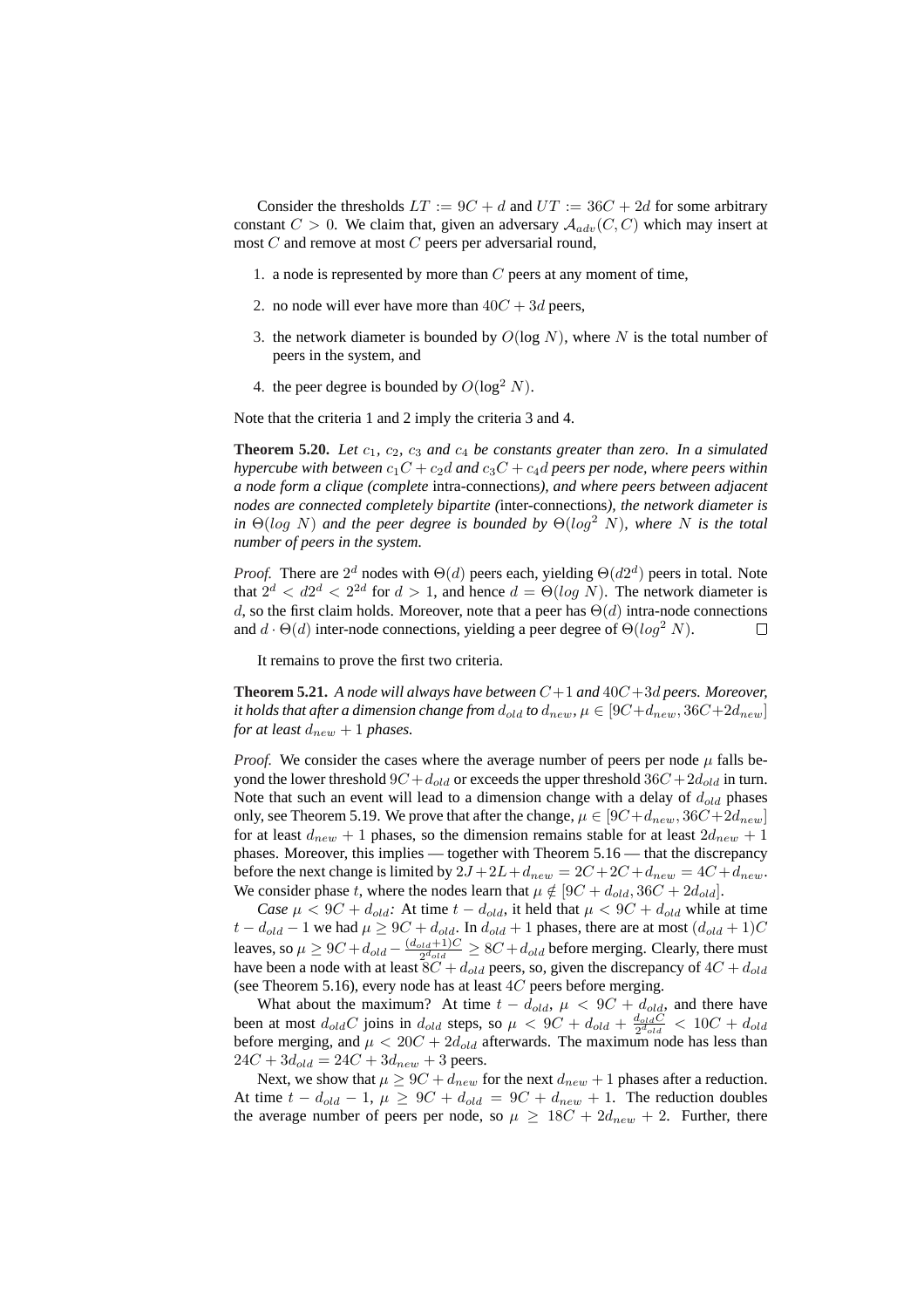Consider the thresholds $LT := 9C + d$ and $UT := 36C + 2d$ for some arbitrary constant $C > 0$. We claim that, given an adversary $\mathcal{A}_{adv}(C, C)$ which may insert at most $C$ and remove at most $C$ peers per adversarial round,

1. a node is represented by more than $C$ peers at any moment of time,
2. no node will ever have more than $40C + 3d$ peers,
3. the network diameter is bounded by $O(\log N)$, where $N$ is the total number of peers in the system, and
4. the peer degree is bounded by $O(\log^2 N)$.

Note that the criteria 1 and 2 imply the criteria 3 and 4.

**Theorem 5.20.** *Let $c_1$, $c_2$, $c_3$ and $c_4$ be constants greater than zero. In a simulated hypercube with between $c_1C + c_2d$ and $c_3C + c_4d$ peers per node, where peers within a node form a clique (complete* intra-connections*), and where peers between adjacent nodes are connected completely bipartite (*inter-connections*), the network diameter is in $\Theta(log\ N)$ and the peer degree is bounded by $\Theta(log^2\ N)$, where $N$ is the total number of peers in the system.*

*Proof.* There are $2^d$ nodes with $\Theta(d)$ peers each, yielding $\Theta(d2^d)$ peers in total. Note that $2^d < d2^d < 2^{2d}$ for $d > 1$, and hence $d = \Theta(log\ N)$. The network diameter is $d$, so the first claim holds. Moreover, note that a peer has $\Theta(d)$ intra-node connections and $d \cdot \Theta(d)$ inter-node connections, yielding a peer degree of $\Theta(log^2\ N)$. □

It remains to prove the first two criteria.

**Theorem 5.21.** *A node will always have between $C+1$ and $40C+3d$ peers. Moreover, it holds that after a dimension change from $d_{old}$ to $d_{new}$, $\mu \in [9C+d_{new}, 36C+2d_{new}]$ for at least $d_{new} + 1$ phases.*

*Proof.* We consider the cases where the average number of peers per node $\mu$ falls beyond the lower threshold $9C + d_{old}$ or exceeds the upper threshold $36C + 2d_{old}$ in turn. Note that such an event will lead to a dimension change with a delay of $d_{old}$ phases only, see Theorem 5.19. We prove that after the change, $\mu \in [9C+d_{new}, 36C+2d_{new}]$ for at least $d_{new} + 1$ phases, so the dimension remains stable for at least $2d_{new} + 1$ phases. Moreover, this implies — together with Theorem 5.16 — that the discrepancy before the next change is limited by $2J + 2L + d_{new} = 2C + 2C + d_{new} = 4C + d_{new}$. We consider phase $t$, where the nodes learn that $\mu \notin [9C + d_{old}, 36C + 2d_{old}]$.

*Case $\mu < 9C + d_{old}$:* At time $t - d_{old}$, it held that $\mu < 9C + d_{old}$ while at time $t - d_{old} - 1$ we had $\mu \geq 9C + d_{old}$. In $d_{old} + 1$ phases, there are at most $(d_{old} + 1)C$ leaves, so $\mu \geq 9C + d_{old} - \frac{(d_{old}+1)C}{2^{d_{old}}} \geq 8C + d_{old}$ before merging. Clearly, there must have been a node with at least $8C + d_{old}$ peers, so, given the discrepancy of $4C + d_{old}$ (see Theorem 5.16), every node has at least $4C$ peers before merging.

What about the maximum? At time $t - d_{old}$, $\mu < 9C + d_{old}$, and there have been at most $d_{old}C$ joins in $d_{old}$ steps, so $\mu < 9C + d_{old} + \frac{d_{old}C}{2^{d_{old}}} < 10C + d_{old}$ before merging, and $\mu < 20C + 2d_{old}$ afterwards. The maximum node has less than $24C + 3d_{old} = 24C + 3d_{new} + 3$ peers.

Next, we show that $\mu \geq 9C + d_{new}$ for the next $d_{new} + 1$ phases after a reduction. At time $t - d_{old} - 1$, $\mu \geq 9C + d_{old} = 9C + d_{new} + 1$. The reduction doubles the average number of peers per node, so $\mu \geq 18C + 2d_{new} + 2$. Further, there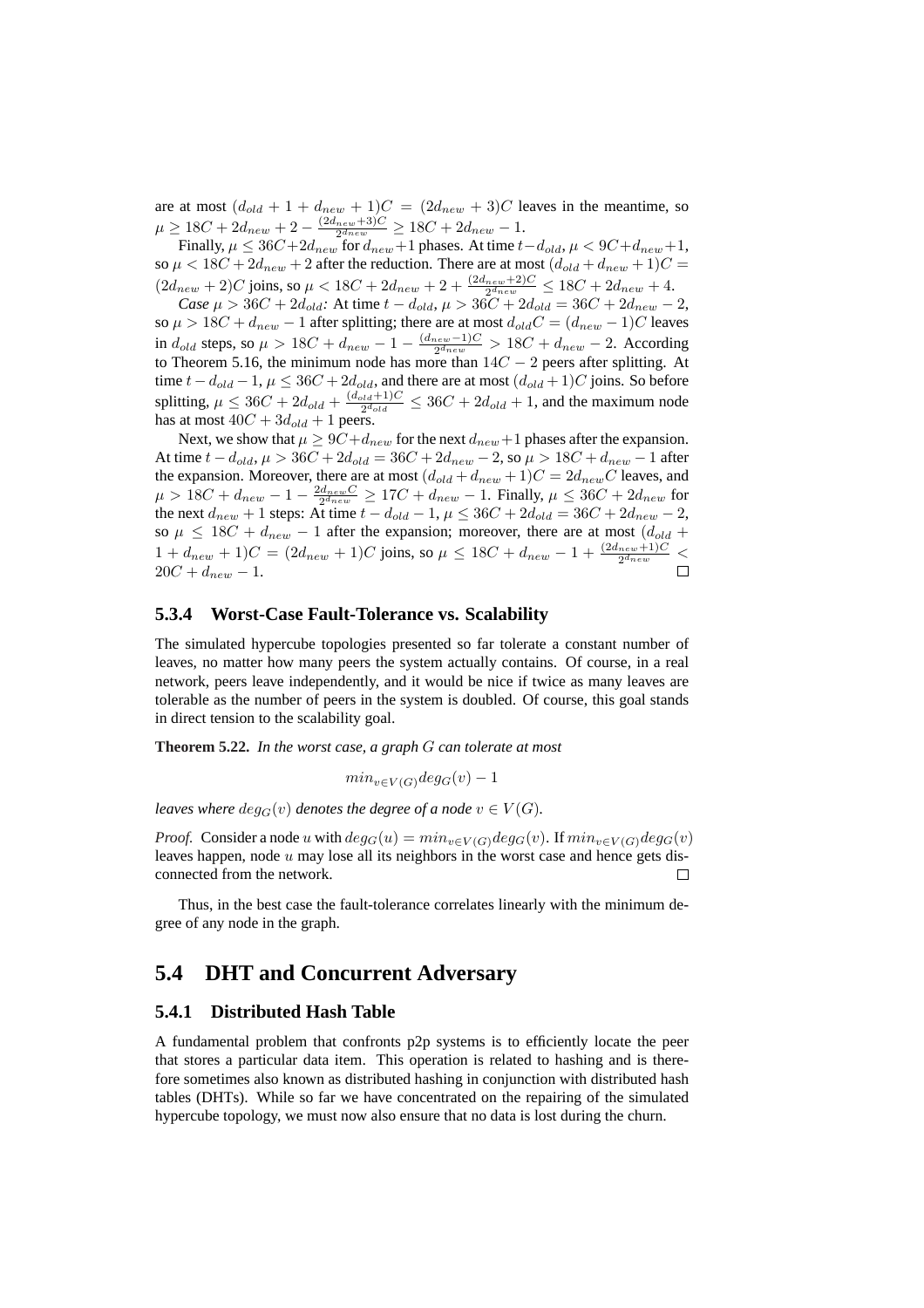are at most $(d_{old} + 1 + d_{new} + 1)C = (2d_{new} + 3)C$ leaves in the meantime, so $\mu \geq 18C + 2d_{new} + 2 - \frac{(2d_{new}+3)C}{2^{d_{new}}} \geq 18C + 2d_{new} - 1$.

Finally, $\mu \leq 36C + 2d_{new}$ for $d_{new}+1$ phases. At time $t - d_{old}$, $\mu < 9C + d_{new} + 1$, so $\mu < 18C + 2d_{new} + 2$ after the reduction. There are at most $(d_{old} + d_{new} + 1)C = (2d_{new} + 2)C$ joins, so $\mu < 18C + 2d_{new} + 2 + \frac{(2d_{new}+2)C}{2^{d_{new}}} \leq 18C + 2d_{new} + 4$.

*Case* $\mu > 36C + 2d_{old}$*:* At time $t - d_{old}$, $\mu > 36C + 2d_{old} = 36C + 2d_{new} - 2$, so $\mu > 18C + d_{new} - 1$ after splitting; there are at most $d_{old}C = (d_{new} - 1)C$ leaves in $d_{old}$ steps, so $\mu > 18C + d_{new} - 1 - \frac{(d_{new}-1)C}{2^{d_{new}}} > 18C + d_{new} - 2$. According to Theorem 5.16, the minimum node has more than $14C - 2$ peers after splitting. At time $t - d_{old} - 1$, $\mu \leq 36C + 2d_{old}$, and there are at most $(d_{old} + 1)C$ joins. So before splitting, $\mu \leq 36C + 2d_{old} + \frac{(d_{old}+1)C}{2^{d_{old}}} \leq 36C + 2d_{old} + 1$, and the maximum node has at most $40C + 3d_{old} + 1$ peers.

Next, we show that $\mu \geq 9C + d_{new}$ for the next $d_{new}+1$ phases after the expansion. At time $t - d_{old}$, $\mu > 36C + 2d_{old} = 36C + 2d_{new} - 2$, so $\mu > 18C + d_{new} - 1$ after the expansion. Moreover, there are at most $(d_{old} + d_{new} + 1)C = 2d_{new}C$ leaves, and $\mu > 18C + d_{new} - 1 - \frac{2d_{new}C}{2^{d_{new}}} \geq 17C + d_{new} - 1$. Finally, $\mu \leq 36C + 2d_{new}$ for the next $d_{new} + 1$ steps: At time $t - d_{old} - 1$, $\mu \leq 36C + 2d_{old} = 36C + 2d_{new} - 2$, so $\mu \leq 18C + d_{new} - 1$ after the expansion; moreover, there are at most $(d_{old} + 1 + d_{new} + 1)C = (2d_{new} + 1)C$ joins, so $\mu \leq 18C + d_{new} - 1 + \frac{(2d_{new}+1)C}{2^{d_{new}}} < 20C + d_{new} - 1$. □

### 5.3.4 Worst-Case Fault-Tolerance vs. Scalability

The simulated hypercube topologies presented so far tolerate a constant number of leaves, no matter how many peers the system actually contains. Of course, in a real network, peers leave independently, and it would be nice if twice as many leaves are tolerable as the number of peers in the system is doubled. Of course, this goal stands in direct tension to the scalability goal.

**Theorem 5.22.** *In the worst case, a graph $G$ can tolerate at most*

$$min_{v \in V(G)} deg_G(v) - 1$$

*leaves where $deg_G(v)$ denotes the degree of a node $v \in V(G)$.*

*Proof.* Consider a node $u$ with $deg_G(u) = min_{v \in V(G)} deg_G(v)$. If $min_{v \in V(G)} deg_G(v)$ leaves happen, node $u$ may lose all its neighbors in the worst case and hence gets disconnected from the network. □

Thus, in the best case the fault-tolerance correlates linearly with the minimum degree of any node in the graph.

## 5.4 DHT and Concurrent Adversary

### 5.4.1 Distributed Hash Table

A fundamental problem that confronts p2p systems is to efficiently locate the peer that stores a particular data item. This operation is related to hashing and is therefore sometimes also known as distributed hashing in conjunction with distributed hash tables (DHTs). While so far we have concentrated on the repairing of the simulated hypercube topology, we must now also ensure that no data is lost during the churn.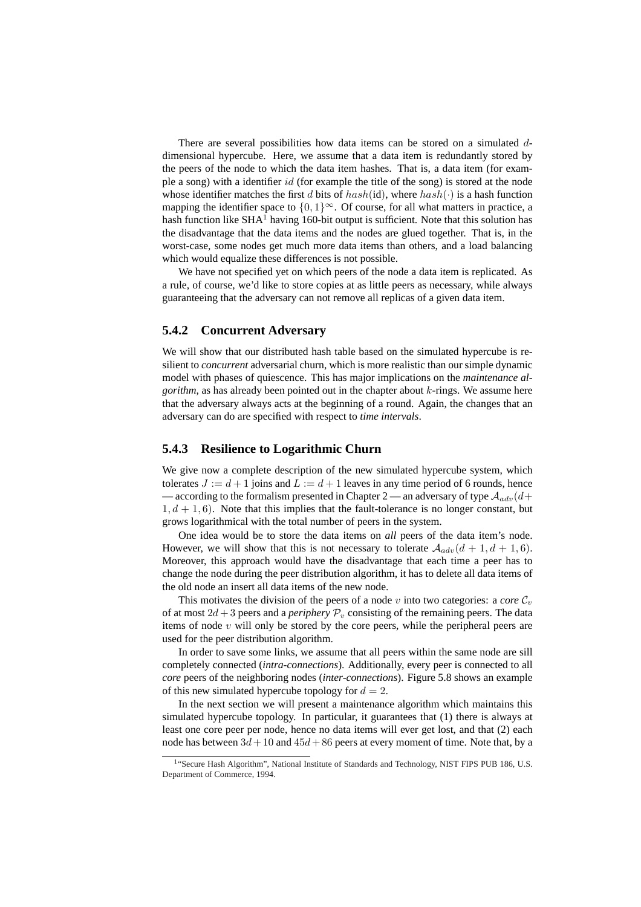There are several possibilities how data items can be stored on a simulated $d$-dimensional hypercube. Here, we assume that a data item is redundantly stored by the peers of the node to which the data item hashes. That is, a data item (for example a song) with a identifier $id$ (for example the title of the song) is stored at the node whose identifier matches the first $d$ bits of $hash(\text{id})$, where $hash(\cdot)$ is a hash function mapping the identifier space to $\{0,1\}^{\infty}$. Of course, for all what matters in practice, a hash function like SHA[1] having 160-bit output is sufficient. Note that this solution has the disadvantage that the data items and the nodes are glued together. That is, in the worst-case, some nodes get much more data items than others, and a load balancing which would equalize these differences is not possible.

We have not specified yet on which peers of the node a data item is replicated. As a rule, of course, we'd like to store copies at as little peers as necessary, while always guaranteeing that the adversary can not remove all replicas of a given data item.

### 5.4.2 Concurrent Adversary

We will show that our distributed hash table based on the simulated hypercube is resilient to *concurrent* adversarial churn, which is more realistic than our simple dynamic model with phases of quiescence. This has major implications on the *maintenance algorithm*, as has already been pointed out in the chapter about $k$-rings. We assume here that the adversary always acts at the beginning of a round. Again, the changes that an adversary can do are specified with respect to *time intervals*.

### 5.4.3 Resilience to Logarithmic Churn

We give now a complete description of the new simulated hypercube system, which tolerates $J := d+1$ joins and $L := d+1$ leaves in any time period of 6 rounds, hence — according to the formalism presented in Chapter 2 — an adversary of type $\mathcal{A}_{adv}(d+1, d+1, 6)$. Note that this implies that the fault-tolerance is no longer constant, but grows logarithmical with the total number of peers in the system.

One idea would be to store the data items on *all* peers of the data item's node. However, we will show that this is not necessary to tolerate $\mathcal{A}_{adv}(d+1, d+1, 6)$. Moreover, this approach would have the disadvantage that each time a peer has to change the node during the peer distribution algorithm, it has to delete all data items of the old node an insert all data items of the new node.

This motivates the division of the peers of a node $v$ into two categories: a *core* $\mathcal{C}_v$ of at most $2d+3$ peers and a *periphery* $\mathcal{P}_v$ consisting of the remaining peers. The data items of node $v$ will only be stored by the core peers, while the peripheral peers are used for the peer distribution algorithm.

In order to save some links, we assume that all peers within the same node are sill completely connected (*intra-connections*). Additionally, every peer is connected to all *core* peers of the neighboring nodes (*inter-connections*). Figure 5.8 shows an example of this new simulated hypercube topology for $d = 2$.

In the next section we will present a maintenance algorithm which maintains this simulated hypercube topology. In particular, it guarantees that (1) there is always at least one core peer per node, hence no data items will ever get lost, and that (2) each node has between $3d+10$ and $45d+86$ peers at every moment of time. Note that, by a

[1] "Secure Hash Algorithm", National Institute of Standards and Technology, NIST FIPS PUB 186, U.S. Department of Commerce, 1994.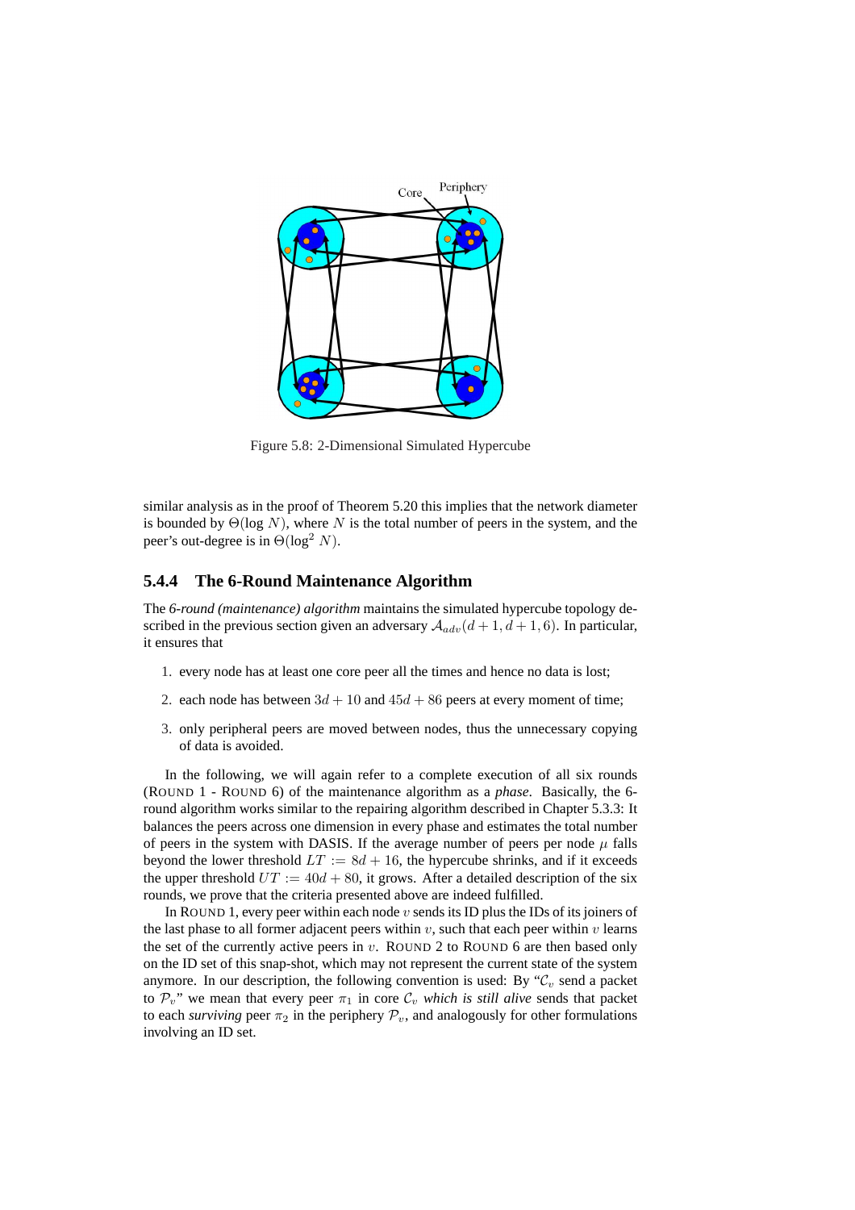Figure 5.8: 2-Dimensional Simulated Hypercube

similar analysis as in the proof of Theorem 5.20 this implies that the network diameter is bounded by $\Theta(\log N)$, where $N$ is the total number of peers in the system, and the peer's out-degree is in $\Theta(\log^2 N)$.

### 5.4.4 The 6-Round Maintenance Algorithm

The *6-round (maintenance) algorithm* maintains the simulated hypercube topology described in the previous section given an adversary $\mathcal{A}_{adv}(d+1, d+1, 6)$. In particular, it ensures that

1. every node has at least one core peer all the times and hence no data is lost;
2. each node has between $3d + 10$ and $45d + 86$ peers at every moment of time;
3. only peripheral peers are moved between nodes, thus the unnecessary copying of data is avoided.

In the following, we will again refer to a complete execution of all six rounds (ROUND 1 - ROUND 6) of the maintenance algorithm as a *phase*. Basically, the 6-round algorithm works similar to the repairing algorithm described in Chapter 5.3.3: It balances the peers across one dimension in every phase and estimates the total number of peers in the system with DASIS. If the average number of peers per node $\mu$ falls beyond the lower threshold $LT := 8d + 16$, the hypercube shrinks, and if it exceeds the upper threshold $UT := 40d + 80$, it grows. After a detailed description of the six rounds, we prove that the criteria presented above are indeed fulfilled.

In ROUND 1, every peer within each node $v$ sends its ID plus the IDs of its joiners of the last phase to all former adjacent peers within $v$, such that each peer within $v$ learns the set of the currently active peers in $v$. ROUND 2 to ROUND 6 are then based only on the ID set of this snap-shot, which may not represent the current state of the system anymore. In our description, the following convention is used: By "$\mathcal{C}_v$ send a packet to $\mathcal{P}_v$" we mean that every peer $\pi_1$ in core $\mathcal{C}_v$ *which is still alive* sends that packet to each *surviving* peer $\pi_2$ in the periphery $\mathcal{P}_v$, and analogously for other formulations involving an ID set.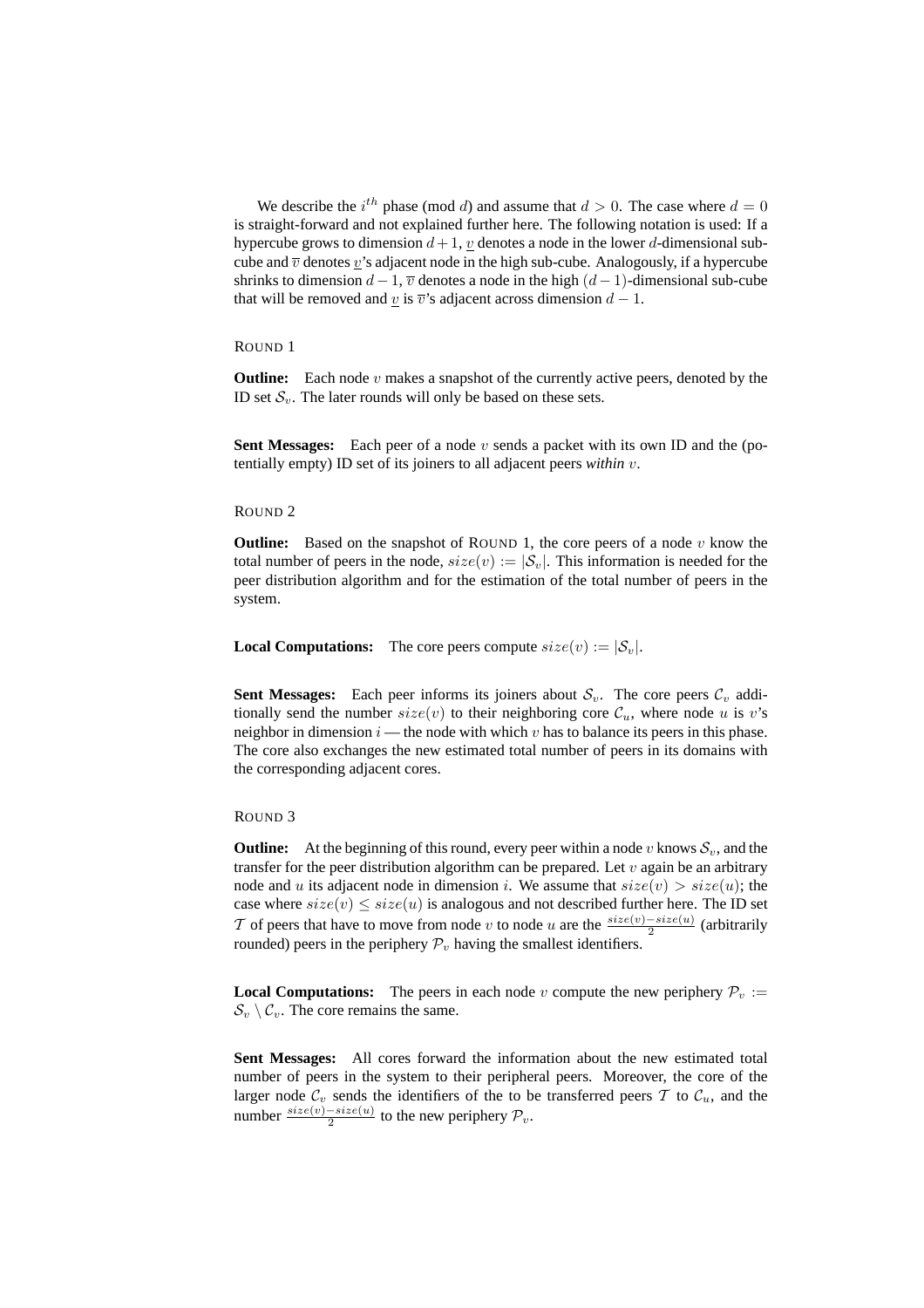We describe the $i^{th}$ phase (mod $d$) and assume that $d > 0$. The case where $d = 0$ is straight-forward and not explained further here. The following notation is used: If a hypercube grows to dimension $d+1$, $\underline{v}$ denotes a node in the lower $d$-dimensional sub-cube and $\overline{v}$ denotes $\underline{v}$'s adjacent node in the high sub-cube. Analogously, if a hypercube shrinks to dimension $d-1$, $\overline{v}$ denotes a node in the high $(d-1)$-dimensional sub-cube that will be removed and $\underline{v}$ is $\overline{v}$'s adjacent across dimension $d-1$.

ROUND 1

**Outline:** Each node $v$ makes a snapshot of the currently active peers, denoted by the ID set $\mathcal{S}_v$. The later rounds will only be based on these sets.

**Sent Messages:** Each peer of a node $v$ sends a packet with its own ID and the (potentially empty) ID set of its joiners to all adjacent peers *within* $v$.

ROUND 2

**Outline:** Based on the snapshot of ROUND 1, the core peers of a node $v$ know the total number of peers in the node, $size(v) := |\mathcal{S}_v|$. This information is needed for the peer distribution algorithm and for the estimation of the total number of peers in the system.

**Local Computations:** The core peers compute $size(v) := |\mathcal{S}_v|$.

**Sent Messages:** Each peer informs its joiners about $\mathcal{S}_v$. The core peers $\mathcal{C}_v$ additionally send the number $size(v)$ to their neighboring core $\mathcal{C}_u$, where node $u$ is $v$'s neighbor in dimension $i$ — the node with which $v$ has to balance its peers in this phase. The core also exchanges the new estimated total number of peers in its domains with the corresponding adjacent cores.

ROUND 3

**Outline:** At the beginning of this round, every peer within a node $v$ knows $\mathcal{S}_v$, and the transfer for the peer distribution algorithm can be prepared. Let $v$ again be an arbitrary node and $u$ its adjacent node in dimension $i$. We assume that $size(v) > size(u)$; the case where $size(v) \leq size(u)$ is analogous and not described further here. The ID set $\mathcal{T}$ of peers that have to move from node $v$ to node $u$ are the $\frac{size(v)-size(u)}{2}$ (arbitrarily rounded) peers in the periphery $\mathcal{P}_v$ having the smallest identifiers.

**Local Computations:** The peers in each node $v$ compute the new periphery $\mathcal{P}_v := \mathcal{S}_v \setminus \mathcal{C}_v$. The core remains the same.

**Sent Messages:** All cores forward the information about the new estimated total number of peers in the system to their peripheral peers. Moreover, the core of the larger node $\mathcal{C}_v$ sends the identifiers of the to be transferred peers $\mathcal{T}$ to $\mathcal{C}_u$, and the number $\frac{size(v)-size(u)}{2}$ to the new periphery $\mathcal{P}_v$.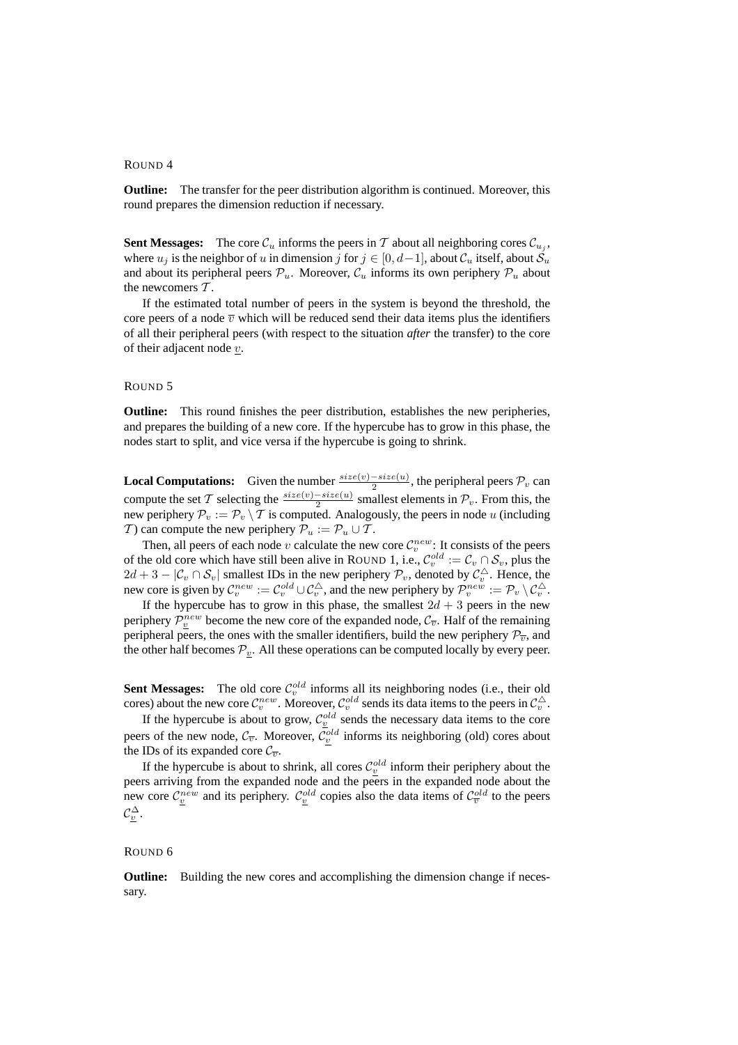ROUND 4

**Outline:** The transfer for the peer distribution algorithm is continued. Moreover, this round prepares the dimension reduction if necessary.

**Sent Messages:** The core $\mathcal{C}_u$ informs the peers in $\mathcal{T}$ about all neighboring cores $\mathcal{C}_{u_j}$, where $u_j$ is the neighbor of $u$ in dimension $j$ for $j \in [0, d-1]$, about $\mathcal{C}_u$ itself, about $\mathcal{S}_u$ and about its peripheral peers $\mathcal{P}_u$. Moreover, $\mathcal{C}_u$ informs its own periphery $\mathcal{P}_u$ about the newcomers $\mathcal{T}$.

If the estimated total number of peers in the system is beyond the threshold, the core peers of a node $\overline{v}$ which will be reduced send their data items plus the identifiers of all their peripheral peers (with respect to the situation *after* the transfer) to the core of their adjacent node $\underline{v}$.

ROUND 5

**Outline:** This round finishes the peer distribution, establishes the new peripheries, and prepares the building of a new core. If the hypercube has to grow in this phase, the nodes start to split, and vice versa if the hypercube is going to shrink.

**Local Computations:** Given the number $\frac{size(v)-size(u)}{2}$, the peripheral peers $\mathcal{P}_v$ can compute the set $\mathcal{T}$ selecting the $\frac{size(v)-size(u)}{2}$ smallest elements in $\mathcal{P}_v$. From this, the new periphery $\mathcal{P}_v := \mathcal{P}_v \setminus \mathcal{T}$ is computed. Analogously, the peers in node $u$ (including $\mathcal{T}$) can compute the new periphery $\mathcal{P}_u := \mathcal{P}_u \cup \mathcal{T}$.

Then, all peers of each node $v$ calculate the new core $\mathcal{C}_v^{new}$: It consists of the peers of the old core which have still been alive in ROUND 1, i.e., $\mathcal{C}_v^{old} := \mathcal{C}_v \cap \mathcal{S}_v$, plus the $2d + 3 - |\mathcal{C}_v \cap \mathcal{S}_v|$ smallest IDs in the new periphery $\mathcal{P}_v$, denoted by $\mathcal{C}_v^{\triangle}$. Hence, the new core is given by $\mathcal{C}_v^{new} := \mathcal{C}_v^{old} \cup \mathcal{C}_v^{\triangle}$, and the new periphery by $\mathcal{P}_v^{new} := \mathcal{P}_v \setminus \mathcal{C}_v^{\triangle}$.

If the hypercube has to grow in this phase, the smallest $2d + 3$ peers in the new periphery $\mathcal{P}_{\underline{v}}^{new}$ become the new core of the expanded node, $\mathcal{C}_{\overline{v}}$. Half of the remaining peripheral peers, the ones with the smaller identifiers, build the new periphery $\mathcal{P}_{\overline{v}}$, and the other half becomes $\mathcal{P}_{\underline{v}}$. All these operations can be computed locally by every peer.

**Sent Messages:** The old core $\mathcal{C}_v^{old}$ informs all its neighboring nodes (i.e., their old cores) about the new core $\mathcal{C}_v^{new}$. Moreover, $\mathcal{C}_v^{old}$ sends its data items to the peers in $\mathcal{C}_v^{\triangle}$.

If the hypercube is about to grow, $\mathcal{C}_{\underline{v}}^{old}$ sends the necessary data items to the core peers of the new node, $\mathcal{C}_{\overline{v}}$. Moreover, $\mathcal{C}_{\underline{v}}^{old}$ informs its neighboring (old) cores about the IDs of its expanded core $\mathcal{C}_{\overline{v}}$.

If the hypercube is about to shrink, all cores $\mathcal{C}_{\underline{v}}^{old}$ inform their periphery about the peers arriving from the expanded node and the peers in the expanded node about the new core $\mathcal{C}_{\underline{v}}^{new}$ and its periphery. $\mathcal{C}_{\underline{v}}^{old}$ copies also the data items of $\mathcal{C}_{\overline{v}}^{old}$ to the peers $\mathcal{C}_{\underline{v}}^{\Delta}$.

ROUND 6

**Outline:** Building the new cores and accomplishing the dimension change if necessary.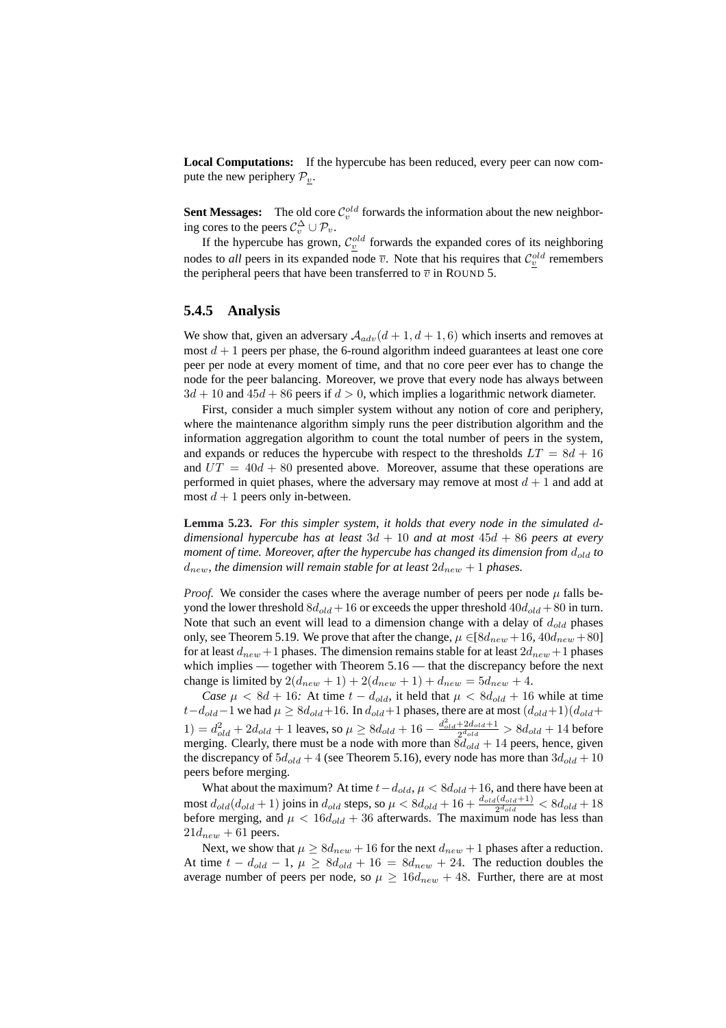**Local Computations:** If the hypercube has been reduced, every peer can now compute the new periphery $\mathcal{P}_{\underline{v}}$.

**Sent Messages:** The old core $\mathcal{C}_v^{old}$ forwards the information about the new neighboring cores to the peers $\mathcal{C}_v^{\Delta} \cup \mathcal{P}_v$.

If the hypercube has grown, $\mathcal{C}_{\underline{v}}^{old}$ forwards the expanded cores of its neighboring nodes to *all* peers in its expanded node $\overline{v}$. Note that his requires that $\mathcal{C}_{\underline{v}}^{old}$ remembers the peripheral peers that have been transferred to $\overline{v}$ in ROUND 5.

### 5.4.5 Analysis

We show that, given an adversary $\mathcal{A}_{adv}(d+1, d+1, 6)$ which inserts and removes at most $d+1$ peers per phase, the 6-round algorithm indeed guarantees at least one core peer per node at every moment of time, and that no core peer ever has to change the node for the peer balancing. Moreover, we prove that every node has always between $3d + 10$ and $45d + 86$ peers if $d > 0$, which implies a logarithmic network diameter.

First, consider a much simpler system without any notion of core and periphery, where the maintenance algorithm simply runs the peer distribution algorithm and the information aggregation algorithm to count the total number of peers in the system, and expands or reduces the hypercube with respect to the thresholds $LT = 8d + 16$ and $UT = 40d + 80$ presented above. Moreover, assume that these operations are performed in quiet phases, where the adversary may remove at most $d+1$ and add at most $d+1$ peers only in-between.

**Lemma 5.23.** *For this simpler system, it holds that every node in the simulated $d$-dimensional hypercube has at least $3d + 10$ and at most $45d + 86$ peers at every moment of time. Moreover, after the hypercube has changed its dimension from $d_{old}$ to $d_{new}$, the dimension will remain stable for at least $2d_{new} + 1$ phases.*

*Proof.* We consider the cases where the average number of peers per node $\mu$ falls beyond the lower threshold $8d_{old} + 16$ or exceeds the upper threshold $40d_{old} + 80$ in turn. Note that such an event will lead to a dimension change with a delay of $d_{old}$ phases only, see Theorem 5.19. We prove that after the change, $\mu \in [8d_{new} + 16, 40d_{new} + 80]$ for at least $d_{new} + 1$ phases. The dimension remains stable for at least $2d_{new} + 1$ phases which implies — together with Theorem 5.16 — that the discrepancy before the next change is limited by $2(d_{new} + 1) + 2(d_{new} + 1) + d_{new} = 5d_{new} + 4$.

*Case $\mu < 8d + 16$:* At time $t - d_{old}$, it held that $\mu < 8d_{old} + 16$ while at time $t - d_{old} - 1$ we had $\mu \geq 8d_{old} + 16$. In $d_{old} + 1$ phases, there are at most $(d_{old} + 1)(d_{old} + 1) = d_{old}^2 + 2d_{old} + 1$ leaves, so $\mu \geq 8d_{old} + 16 - \frac{d_{old}^2 + 2d_{old} + 1}{2^{d_{old}}} > 8d_{old} + 14$ before merging. Clearly, there must be a node with more than $8d_{old} + 14$ peers, hence, given the discrepancy of $5d_{old} + 4$ (see Theorem 5.16), every node has more than $3d_{old} + 10$ peers before merging.

What about the maximum? At time $t - d_{old}$, $\mu < 8d_{old} + 16$, and there have been at most $d_{old}(d_{old} + 1)$ joins in $d_{old}$ steps, so $\mu < 8d_{old} + 16 + \frac{d_{old}(d_{old}+1)}{2^{d_{old}}} < 8d_{old} + 18$ before merging, and $\mu < 16d_{old} + 36$ afterwards. The maximum node has less than $21d_{new} + 61$ peers.

Next, we show that $\mu \geq 8d_{new} + 16$ for the next $d_{new} + 1$ phases after a reduction. At time $t - d_{old} - 1$, $\mu \geq 8d_{old} + 16 = 8d_{new} + 24$. The reduction doubles the average number of peers per node, so $\mu \geq 16d_{new} + 48$. Further, there are at most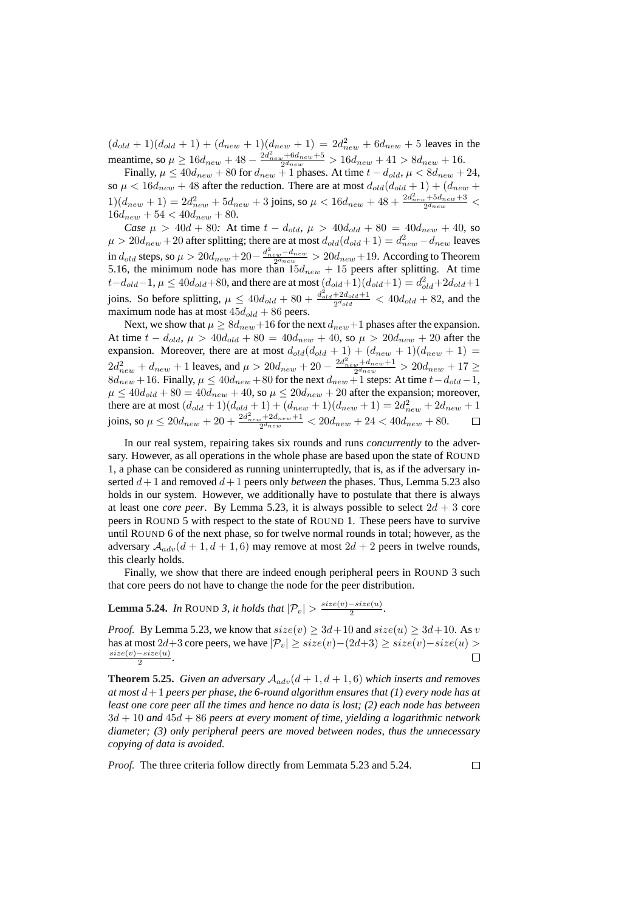$(d_{old}+1)(d_{old}+1) + (d_{new}+1)(d_{new}+1) = 2d_{new}^2 + 6d_{new} + 5$ leaves in the meantime, so $\mu \geq 16d_{new} + 48 - \frac{2d_{new}^2+6d_{new}+5}{2^{d_{new}}} > 16d_{new} + 41 > 8d_{new} + 16$.

Finally, $\mu \leq 40d_{new} + 80$ for $d_{new}+1$ phases. At time $t - d_{old}$, $\mu < 8d_{new} + 24$, so $\mu < 16d_{new} + 48$ after the reduction. There are at most $d_{old}(d_{old}+1) + (d_{new}+1)(d_{new}+1) = 2d_{new}^2 + 5d_{new} + 3$ joins, so $\mu < 16d_{new} + 48 + \frac{2d_{new}^2+5d_{new}+3}{2^{d_{new}}} < 16d_{new} + 54 < 40d_{new} + 80$.

*Case* $\mu > 40d + 80$*:* At time $t - d_{old}$, $\mu > 40d_{old} + 80 = 40d_{new} + 40$, so $\mu > 20d_{new} + 20$ after splitting; there are at most $d_{old}(d_{old}+1) = d_{new}^2 - d_{new}$ leaves in $d_{old}$ steps, so $\mu > 20d_{new} + 20 - \frac{d_{new}^2 - d_{new}}{2^{d_{new}}} > 20d_{new} + 19$. According to Theorem 5.16, the minimum node has more than $15d_{new} + 15$ peers after splitting. At time $t - d_{old} - 1$, $\mu \leq 40d_{old} + 80$, and there are at most $(d_{old}+1)(d_{old}+1) = d_{old}^2 + 2d_{old} + 1$ joins. So before splitting, $\mu \leq 40d_{old} + 80 + \frac{d_{old}^2+2d_{old}+1}{2^{d_{old}}} < 40d_{old} + 82$, and the maximum node has at most $45d_{old} + 86$ peers.

Next, we show that $\mu \geq 8d_{new} + 16$ for the next $d_{new}+1$ phases after the expansion. At time $t - d_{old}$, $\mu > 40d_{old} + 80 = 40d_{new} + 40$, so $\mu > 20d_{new} + 20$ after the expansion. Moreover, there are at most $d_{old}(d_{old}+1) + (d_{new}+1)(d_{new}+1) = 2d_{new}^2 + d_{new} + 1$ leaves, and $\mu > 20d_{new} + 20 - \frac{2d_{new}^2+d_{new}+1}{2^{d_{new}}} > 20d_{new} + 17 \geq 8d_{new} + 16$. Finally, $\mu \leq 40d_{new} + 80$ for the next $d_{new}+1$ steps: At time $t - d_{old} - 1$, $\mu \leq 40d_{old} + 80 = 40d_{new} + 40$, so $\mu \leq 20d_{new} + 20$ after the expansion; moreover, there are at most $(d_{old}+1)(d_{old}+1) + (d_{new}+1)(d_{new}+1) = 2d_{new}^2 + 2d_{new} + 1$ joins, so $\mu \leq 20d_{new} + 20 + \frac{2d_{new}^2+2d_{new}+1}{2^{d_{new}}} < 20d_{new} + 24 < 40d_{new} + 80$. □

In our real system, repairing takes six rounds and runs *concurrently* to the adversary. However, as all operations in the whole phase are based upon the state of ROUND 1, a phase can be considered as running uninterruptedly, that is, as if the adversary inserted $d+1$ and removed $d+1$ peers only *between* the phases. Thus, Lemma 5.23 also holds in our system. However, we additionally have to postulate that there is always at least one *core peer*. By Lemma 5.23, it is always possible to select $2d+3$ core peers in ROUND 5 with respect to the state of ROUND 1. These peers have to survive until ROUND 6 of the next phase, so for twelve normal rounds in total; however, as the adversary $\mathcal{A}_{adv}(d+1, d+1, 6)$ may remove at most $2d+2$ peers in twelve rounds, this clearly holds.

Finally, we show that there are indeed enough peripheral peers in ROUND 3 such that core peers do not have to change the node for the peer distribution.

**Lemma 5.24.** *In* ROUND *3, it holds that* $|\mathcal{P}_v| > \frac{size(v) - size(u)}{2}$.

*Proof.* By Lemma 5.23, we know that $size(v) \geq 3d+10$ and $size(u) \geq 3d+10$. As $v$ has at most $2d+3$ core peers, we have $|\mathcal{P}_v| \geq size(v) - (2d+3) \geq size(v) - size(u) > \frac{size(v)-size(u)}{2}$. □

**Theorem 5.25.** *Given an adversary* $\mathcal{A}_{adv}(d+1, d+1, 6)$ *which inserts and removes at most* $d+1$ *peers per phase, the 6-round algorithm ensures that (1) every node has at least one core peer all the times and hence no data is lost; (2) each node has between* $3d+10$ *and* $45d+86$ *peers at every moment of time, yielding a logarithmic network diameter; (3) only peripheral peers are moved between nodes, thus the unnecessary copying of data is avoided.*

*Proof.* The three criteria follow directly from Lemmata 5.23 and 5.24. □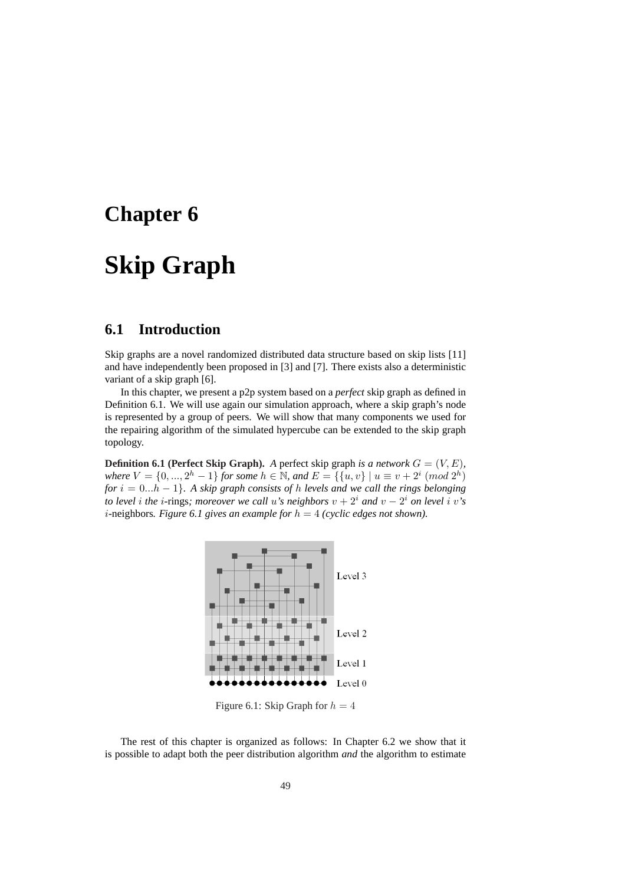# Chapter 6

# Skip Graph

## 6.1 Introduction

Skip graphs are a novel randomized distributed data structure based on skip lists [11] and have independently been proposed in [3] and [7]. There exists also a deterministic variant of a skip graph [6].

In this chapter, we present a p2p system based on a *perfect* skip graph as defined in Definition 6.1. We will use again our simulation approach, where a skip graph's node is represented by a group of peers. We will show that many components we used for the repairing algorithm of the simulated hypercube can be extended to the skip graph topology.

**Definition 6.1 (Perfect Skip Graph).** *A* perfect skip graph *is a network* $G = (V, E)$*, where* $V = \{0, ..., 2^h - 1\}$ *for some* $h \in \mathbb{N}$*, and* $E = \{\{u, v\} \mid u \equiv v + 2^i \ (mod\ 2^h)$ *for* $i = 0...h - 1\}$*. A skip graph consists of* $h$ *levels and we call the rings belonging to level* $i$ *the* $i$-rings*; moreover we call* $u$*'s neighbors* $v + 2^i$ *and* $v - 2^i$ *on level* $i$ $v$*'s* $i$-neighbors*. Figure 6.1 gives an example for* $h = 4$ *(cyclic edges not shown).*

Figure 6.1: Skip Graph for $h = 4$

The rest of this chapter is organized as follows: In Chapter 6.2 we show that it is possible to adapt both the peer distribution algorithm *and* the algorithm to estimate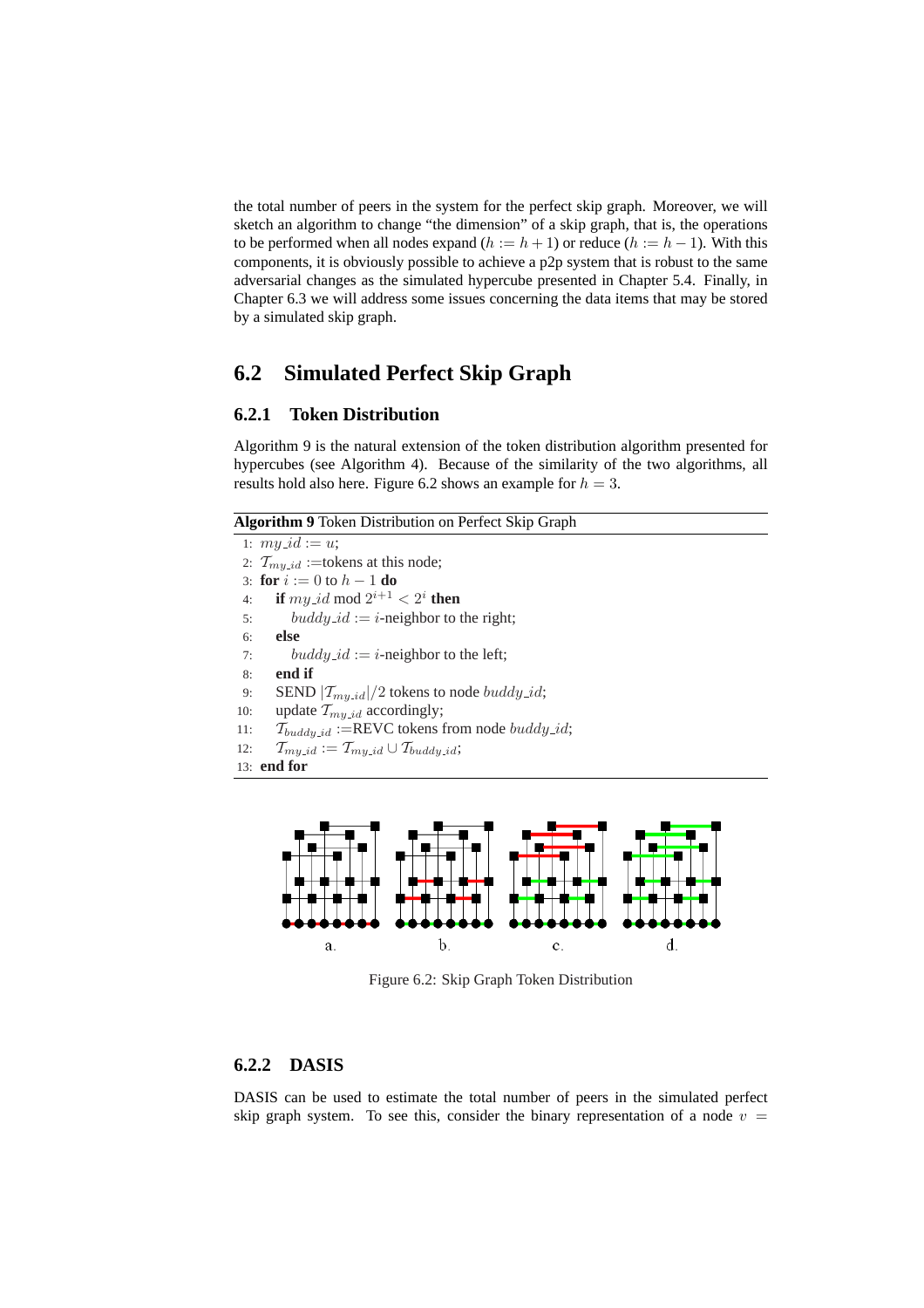the total number of peers in the system for the perfect skip graph. Moreover, we will sketch an algorithm to change "the dimension" of a skip graph, that is, the operations to be performed when all nodes expand ($h := h + 1$) or reduce ($h := h - 1$). With this components, it is obviously possible to achieve a p2p system that is robust to the same adversarial changes as the simulated hypercube presented in Chapter 5.4. Finally, in Chapter 6.3 we will address some issues concerning the data items that may be stored by a simulated skip graph.

## 6.2 Simulated Perfect Skip Graph

### 6.2.1 Token Distribution

Algorithm 9 is the natural extension of the token distribution algorithm presented for hypercubes (see Algorithm 4). Because of the similarity of the two algorithms, all results hold also here. Figure 6.2 shows an example for $h = 3$.

**Algorithm 9** Token Distribution on Perfect Skip Graph

```
1: my_id := u;
2: T_my_id :=tokens at this node;
3: for i := 0 to h − 1 do
4:    if my_id mod 2^(i+1) < 2^i then
5:       buddy_id := i-neighbor to the right;
6:    else
7:       buddy_id := i-neighbor to the left;
8:    end if
9:    SEND |T_my_id|/2 tokens to node buddy_id;
10:   update T_my_id accordingly;
11:   T_buddy_id :=REVC tokens from node buddy_id;
12:   T_my_id := T_my_id ∪ T_buddy_id;
13: end for
```

a. b. c. d.

Figure 6.2: Skip Graph Token Distribution

### 6.2.2 DASIS

DASIS can be used to estimate the total number of peers in the simulated perfect skip graph system. To see this, consider the binary representation of a node $v$ =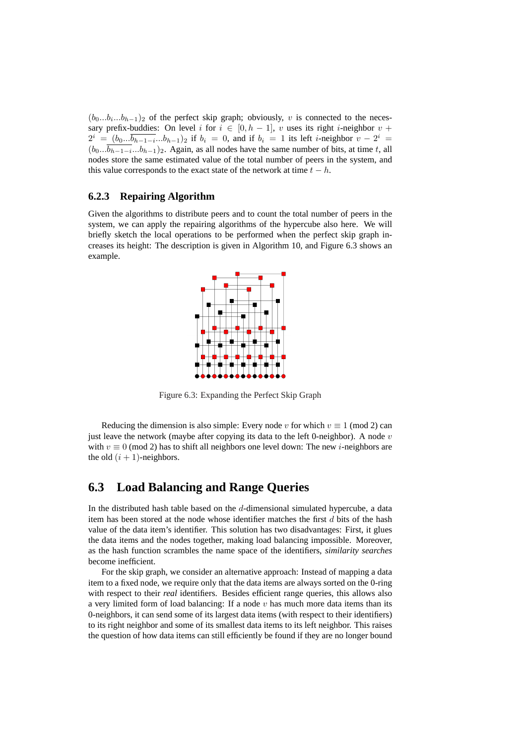$(b_0...b_i...b_{h-1})_2$ of the perfect skip graph; obviously, $v$ is connected to the necessary prefix-buddies: On level $i$ for $i \in [0, h-1]$, $v$ uses its right $i$-neighbor $v + 2^i = (b_0...\overline{b_{h-1-i}}...b_{h-1})_2$ if $b_i = 0$, and if $b_i = 1$ its left $i$-neighbor $v - 2^i = (b_0...\overline{b_{h-1-i}}...b_{h-1})_2$. Again, as all nodes have the same number of bits, at time $t$, all nodes store the same estimated value of the total number of peers in the system, and this value corresponds to the exact state of the network at time $t - h$.

### 6.2.3 Repairing Algorithm

Given the algorithms to distribute peers and to count the total number of peers in the system, we can apply the repairing algorithms of the hypercube also here. We will briefly sketch the local operations to be performed when the perfect skip graph increases its height: The description is given in Algorithm 10, and Figure 6.3 shows an example.

Figure 6.3: Expanding the Perfect Skip Graph

Reducing the dimension is also simple: Every node $v$ for which $v \equiv 1 \pmod 2$ can just leave the network (maybe after copying its data to the left 0-neighbor). A node $v$ with $v \equiv 0 \pmod 2$ has to shift all neighbors one level down: The new $i$-neighbors are the old $(i+1)$-neighbors.

## 6.3 Load Balancing and Range Queries

In the distributed hash table based on the $d$-dimensional simulated hypercube, a data item has been stored at the node whose identifier matches the first $d$ bits of the hash value of the data item's identifier. This solution has two disadvantages: First, it glues the data items and the nodes together, making load balancing impossible. Moreover, as the hash function scrambles the name space of the identifiers, *similarity searches* become inefficient.

For the skip graph, we consider an alternative approach: Instead of mapping a data item to a fixed node, we require only that the data items are always sorted on the 0-ring with respect to their *real* identifiers. Besides efficient range queries, this allows also a very limited form of load balancing: If a node $v$ has much more data items than its 0-neighbors, it can send some of its largest data items (with respect to their identifiers) to its right neighbor and some of its smallest data items to its left neighbor. This raises the question of how data items can still efficiently be found if they are no longer bound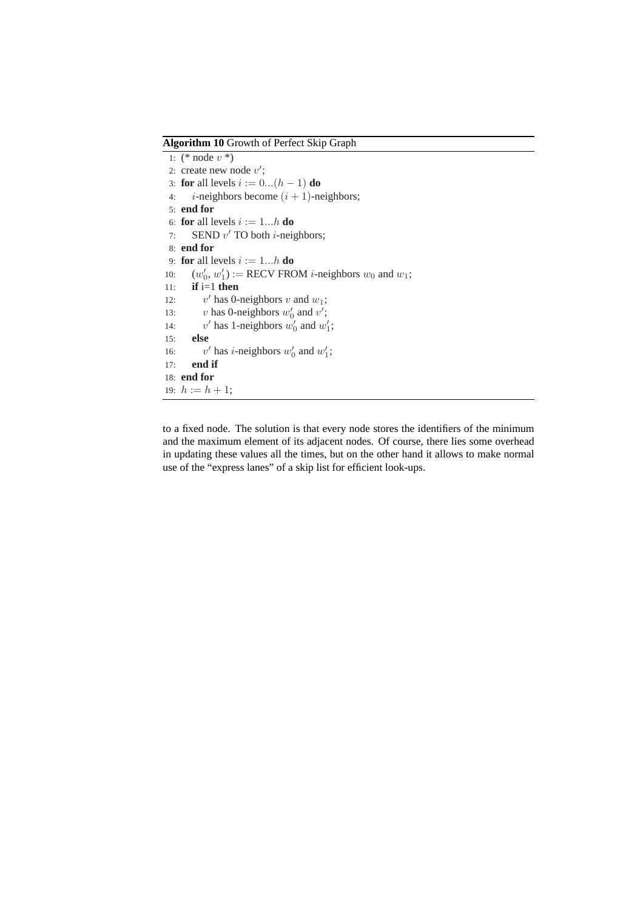**Algorithm 10** Growth of Perfect Skip Graph

```
1: (* node v *)
2: create new node v';
3: for all levels i := 0...(h − 1) do
4:     i-neighbors become (i + 1)-neighbors;
5: end for
6: for all levels i := 1...h do
7:     SEND v' TO both i-neighbors;
8: end for
9: for all levels i := 1...h do
10:    (w'_0, w'_1) := RECV FROM i-neighbors w_0 and w_1;
11:    if i=1 then
12:        v' has 0-neighbors v and w_1;
13:        v has 0-neighbors w'_0 and v';
14:        v' has 1-neighbors w'_0 and w'_1;
15:    else
16:        v' has i-neighbors w'_0 and w'_1;
17:    end if
18: end for
19: h := h + 1;
```

to a fixed node. The solution is that every node stores the identifiers of the minimum and the maximum element of its adjacent nodes. Of course, there lies some overhead in updating these values all the times, but on the other hand it allows to make normal use of the "express lanes" of a skip list for efficient look-ups.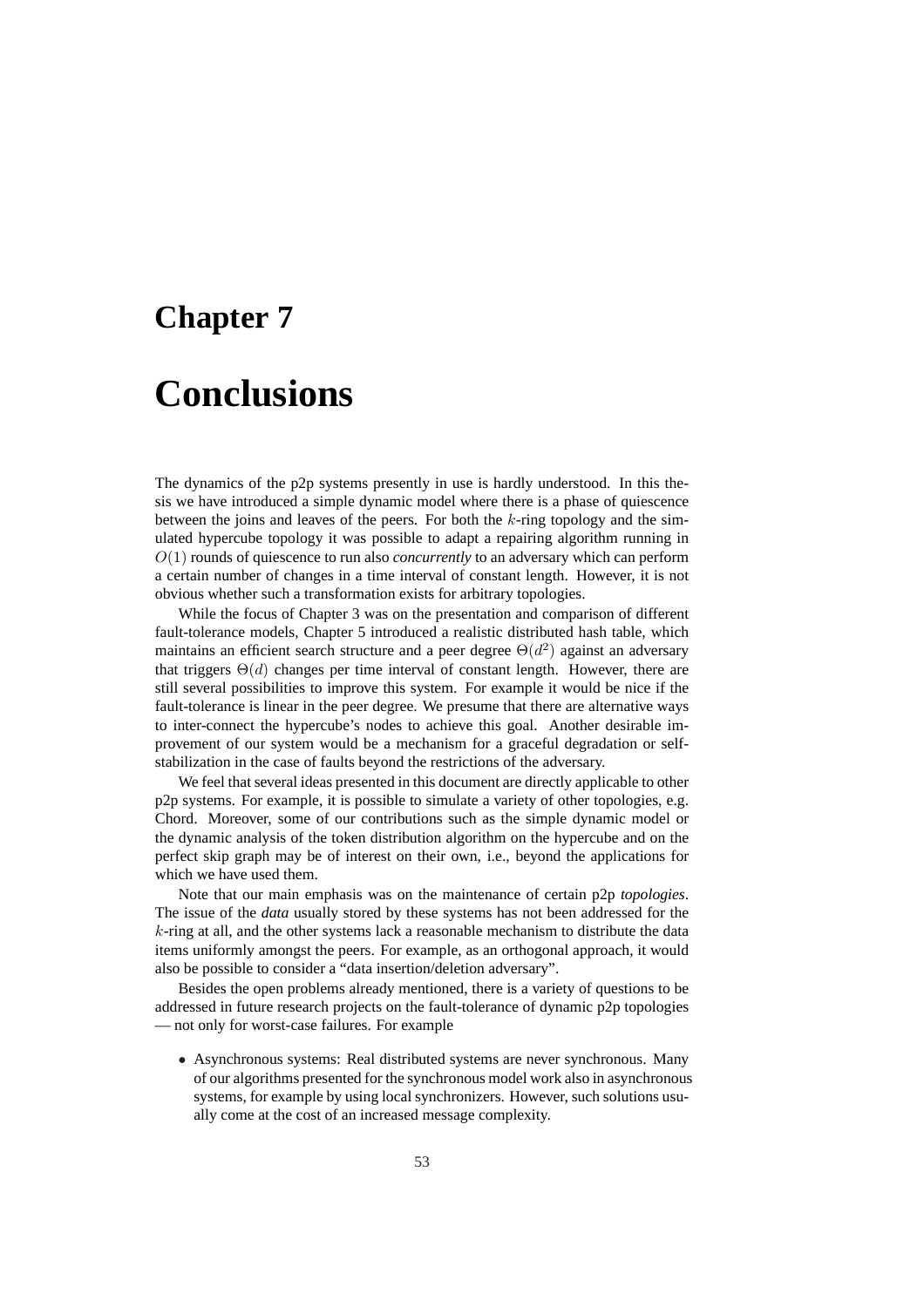# Chapter 7

# Conclusions

The dynamics of the p2p systems presently in use is hardly understood. In this thesis we have introduced a simple dynamic model where there is a phase of quiescence between the joins and leaves of the peers. For both the $k$-ring topology and the simulated hypercube topology it was possible to adapt a repairing algorithm running in $O(1)$ rounds of quiescence to run also *concurrently* to an adversary which can perform a certain number of changes in a time interval of constant length. However, it is not obvious whether such a transformation exists for arbitrary topologies.

While the focus of Chapter 3 was on the presentation and comparison of different fault-tolerance models, Chapter 5 introduced a realistic distributed hash table, which maintains an efficient search structure and a peer degree $\Theta(d^2)$ against an adversary that triggers $\Theta(d)$ changes per time interval of constant length. However, there are still several possibilities to improve this system. For example it would be nice if the fault-tolerance is linear in the peer degree. We presume that there are alternative ways to inter-connect the hypercube's nodes to achieve this goal. Another desirable improvement of our system would be a mechanism for a graceful degradation or self-stabilization in the case of faults beyond the restrictions of the adversary.

We feel that several ideas presented in this document are directly applicable to other p2p systems. For example, it is possible to simulate a variety of other topologies, e.g. Chord. Moreover, some of our contributions such as the simple dynamic model or the dynamic analysis of the token distribution algorithm on the hypercube and on the perfect skip graph may be of interest on their own, i.e., beyond the applications for which we have used them.

Note that our main emphasis was on the maintenance of certain p2p *topologies*. The issue of the *data* usually stored by these systems has not been addressed for the $k$-ring at all, and the other systems lack a reasonable mechanism to distribute the data items uniformly amongst the peers. For example, as an orthogonal approach, it would also be possible to consider a "data insertion/deletion adversary".

Besides the open problems already mentioned, there is a variety of questions to be addressed in future research projects on the fault-tolerance of dynamic p2p topologies — not only for worst-case failures. For example

- Asynchronous systems: Real distributed systems are never synchronous. Many of our algorithms presented for the synchronous model work also in asynchronous systems, for example by using local synchronizers. However, such solutions usually come at the cost of an increased message complexity.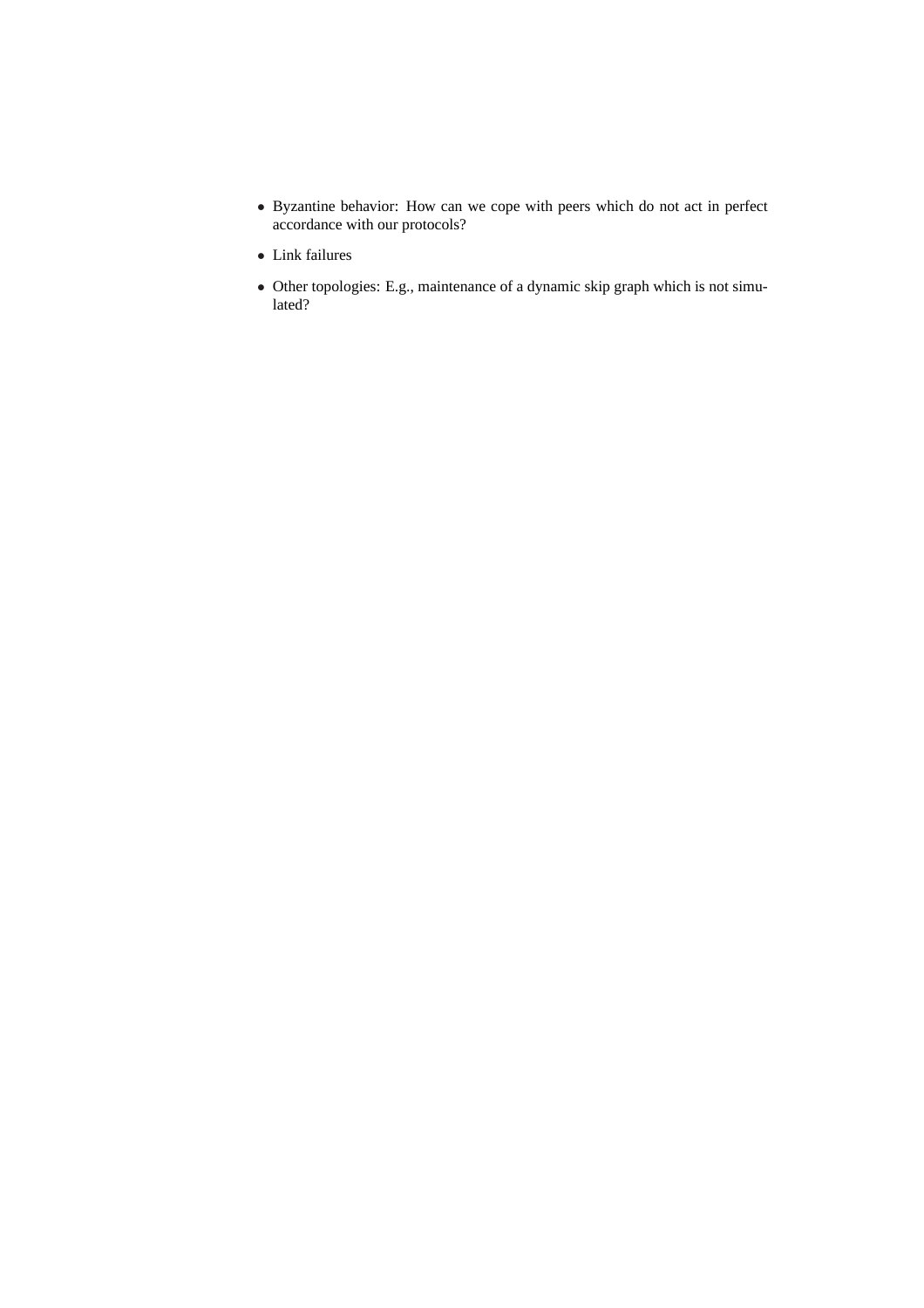- Byzantine behavior: How can we cope with peers which do not act in perfect accordance with our protocols?
- Link failures
- Other topologies: E.g., maintenance of a dynamic skip graph which is not simulated?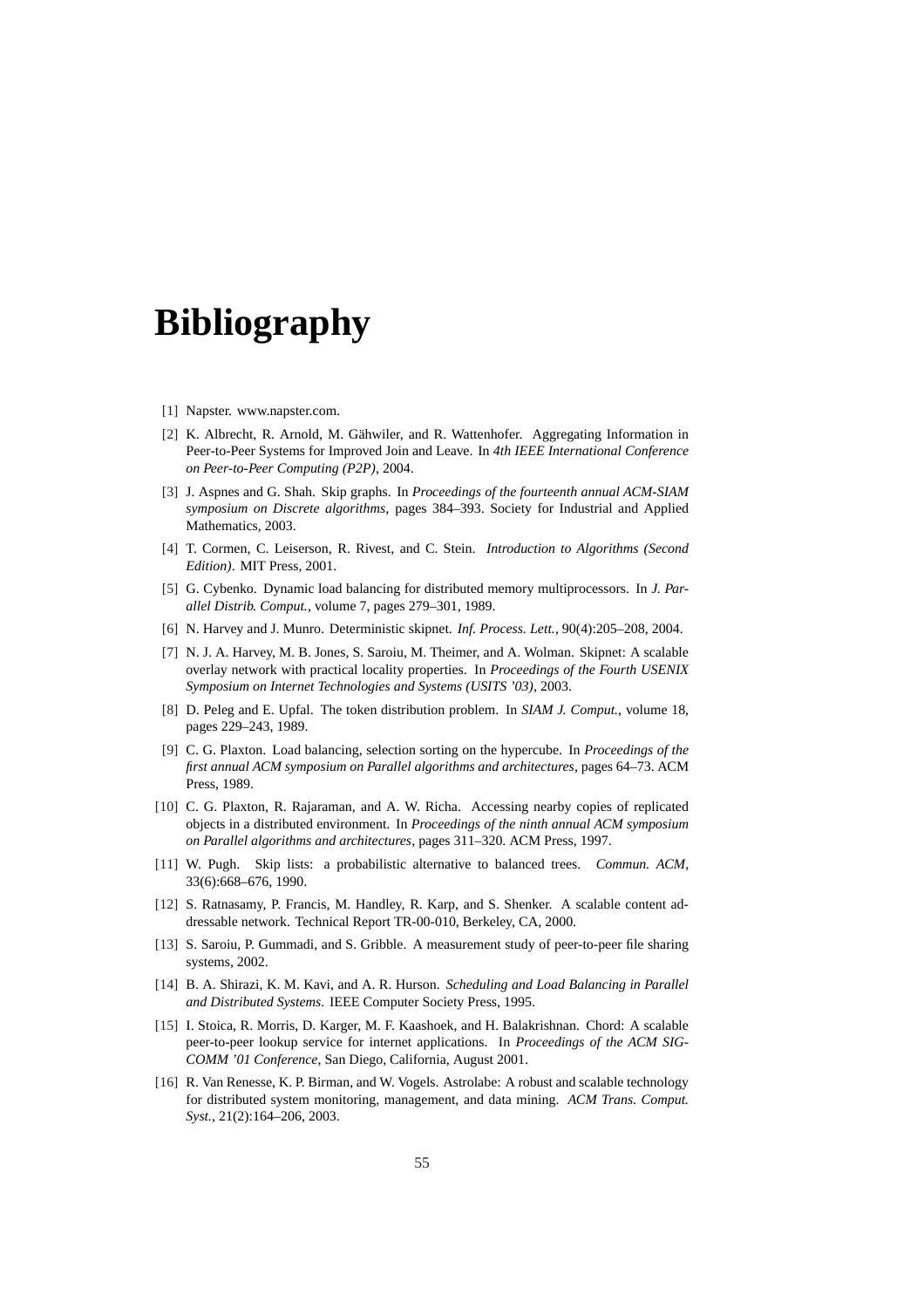# Bibliography

[1] Napster. www.napster.com.

[2] K. Albrecht, R. Arnold, M. Gähwiler, and R. Wattenhofer. Aggregating Information in Peer-to-Peer Systems for Improved Join and Leave. In *4th IEEE International Conference on Peer-to-Peer Computing (P2P)*, 2004.

[3] J. Aspnes and G. Shah. Skip graphs. In *Proceedings of the fourteenth annual ACM-SIAM symposium on Discrete algorithms*, pages 384–393. Society for Industrial and Applied Mathematics, 2003.

[4] T. Cormen, C. Leiserson, R. Rivest, and C. Stein. *Introduction to Algorithms (Second Edition)*. MIT Press, 2001.

[5] G. Cybenko. Dynamic load balancing for distributed memory multiprocessors. In *J. Parallel Distrib. Comput.*, volume 7, pages 279–301, 1989.

[6] N. Harvey and J. Munro. Deterministic skipnet. *Inf. Process. Lett.*, 90(4):205–208, 2004.

[7] N. J. A. Harvey, M. B. Jones, S. Saroiu, M. Theimer, and A. Wolman. Skipnet: A scalable overlay network with practical locality properties. In *Proceedings of the Fourth USENIX Symposium on Internet Technologies and Systems (USITS '03)*, 2003.

[8] D. Peleg and E. Upfal. The token distribution problem. In *SIAM J. Comput.*, volume 18, pages 229–243, 1989.

[9] C. G. Plaxton. Load balancing, selection sorting on the hypercube. In *Proceedings of the first annual ACM symposium on Parallel algorithms and architectures*, pages 64–73. ACM Press, 1989.

[10] C. G. Plaxton, R. Rajaraman, and A. W. Richa. Accessing nearby copies of replicated objects in a distributed environment. In *Proceedings of the ninth annual ACM symposium on Parallel algorithms and architectures*, pages 311–320. ACM Press, 1997.

[11] W. Pugh. Skip lists: a probabilistic alternative to balanced trees. *Commun. ACM*, 33(6):668–676, 1990.

[12] S. Ratnasamy, P. Francis, M. Handley, R. Karp, and S. Shenker. A scalable content addressable network. Technical Report TR-00-010, Berkeley, CA, 2000.

[13] S. Saroiu, P. Gummadi, and S. Gribble. A measurement study of peer-to-peer file sharing systems, 2002.

[14] B. A. Shirazi, K. M. Kavi, and A. R. Hurson. *Scheduling and Load Balancing in Parallel and Distributed Systems*. IEEE Computer Society Press, 1995.

[15] I. Stoica, R. Morris, D. Karger, M. F. Kaashoek, and H. Balakrishnan. Chord: A scalable peer-to-peer lookup service for internet applications. In *Proceedings of the ACM SIGCOMM '01 Conference*, San Diego, California, August 2001.

[16] R. Van Renesse, K. P. Birman, and W. Vogels. Astrolabe: A robust and scalable technology for distributed system monitoring, management, and data mining. *ACM Trans. Comput. Syst.*, 21(2):164–206, 2003.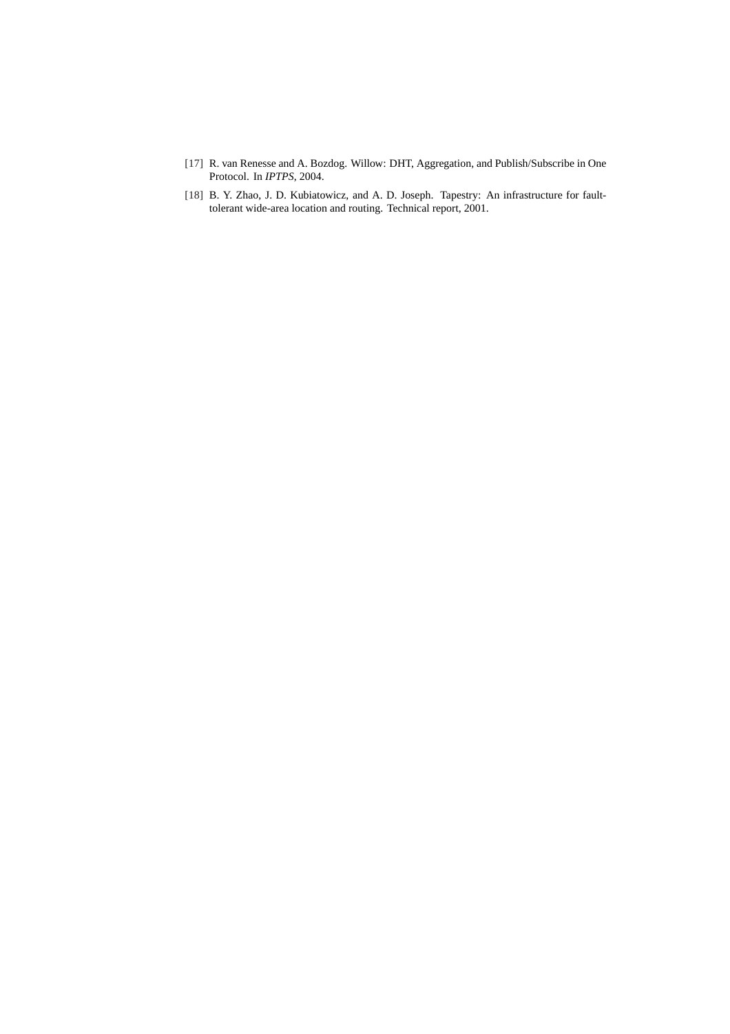[17] R. van Renesse and A. Bozdog. Willow: DHT, Aggregation, and Publish/Subscribe in One Protocol. In *IPTPS*, 2004.

[18] B. Y. Zhao, J. D. Kubiatowicz, and A. D. Joseph. Tapestry: An infrastructure for fault-tolerant wide-area location and routing. Technical report, 2001.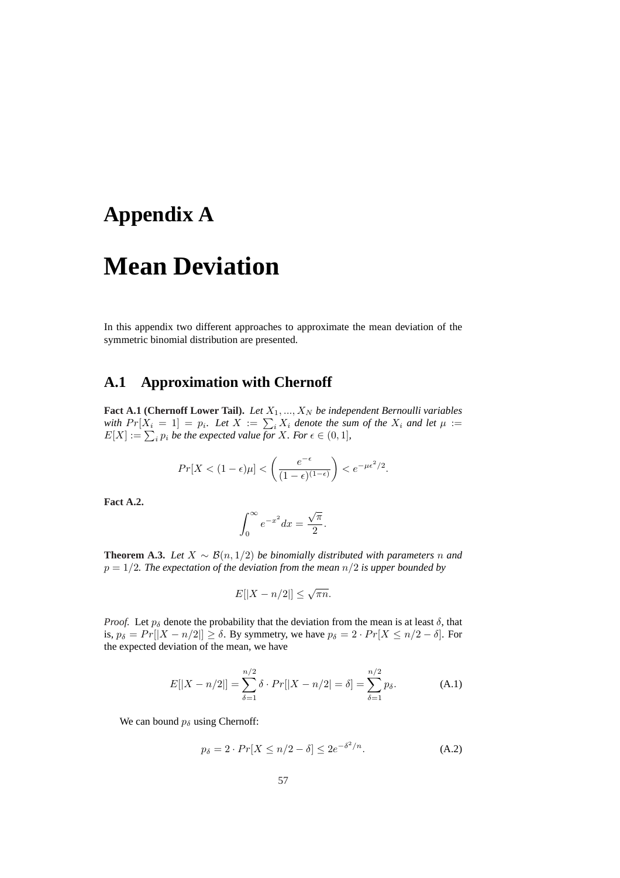# Appendix A

# Mean Deviation

In this appendix two different approaches to approximate the mean deviation of the symmetric binomial distribution are presented.

## A.1 Approximation with Chernoff

**Fact A.1 (Chernoff Lower Tail).** *Let $X_1, ..., X_N$ be independent Bernoulli variables with $Pr[X_i = 1] = p_i$. Let $X := \sum_i X_i$ denote the sum of the $X_i$ and let $\mu := E[X] := \sum_i p_i$ be the expected value for $X$. For $\epsilon \in (0, 1]$,*

$$Pr[X < (1 - \epsilon)\mu] < \left( \frac{e^{-\epsilon}}{(1 - \epsilon)^{(1-\epsilon)}} \right) < e^{-\mu\epsilon^2/2}.$$

**Fact A.2.**

$$\int_0^\infty e^{-x^2} dx = \frac{\sqrt{\pi}}{2}.$$

**Theorem A.3.** *Let $X \sim \mathcal{B}(n, 1/2)$ be binomially distributed with parameters $n$ and $p = 1/2$. The expectation of the deviation from the mean $n/2$ is upper bounded by*

$$E[|X - n/2|] \leq \sqrt{\pi n}.$$

*Proof.* Let $p_\delta$ denote the probability that the deviation from the mean is at least $\delta$, that is, $p_\delta = Pr[|X - n/2|] \geq \delta$. By symmetry, we have $p_\delta = 2 \cdot Pr[X \leq n/2 - \delta]$. For the expected deviation of the mean, we have

$$E[|X - n/2|] = \sum_{\delta=1}^{n/2} \delta \cdot Pr[|X - n/2| = \delta] = \sum_{\delta=1}^{n/2} p_\delta. \tag{A.1}$$

We can bound $p_\delta$ using Chernoff:

$$p_\delta = 2 \cdot Pr[X \leq n/2 - \delta] \leq 2e^{-\delta^2/n}. \tag{A.2}$$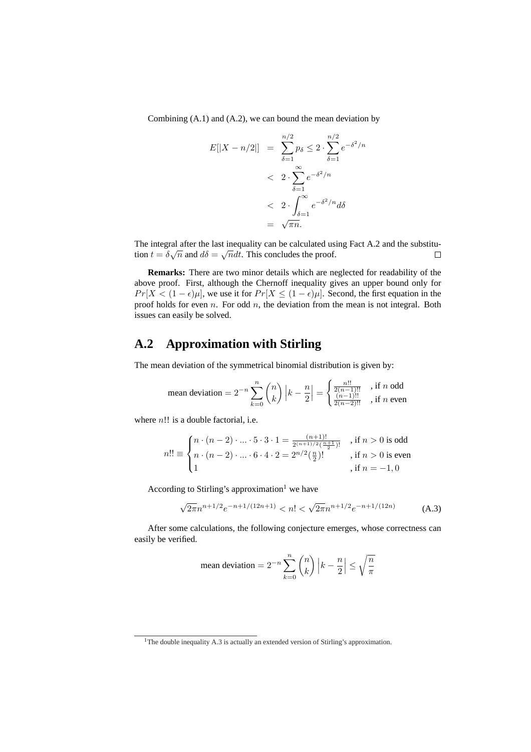Combining (A.1) and (A.2), we can bound the mean deviation by

$$
\begin{aligned}
E[|X - n/2|] &= \sum_{\delta=1}^{n/2} p_\delta \leq 2 \cdot \sum_{\delta=1}^{n/2} e^{-\delta^2/n} \\
&< 2 \cdot \sum_{\delta=1}^{\infty} e^{-\delta^2/n} \\
&< 2 \cdot \int_{\delta=1}^{\infty} e^{-\delta^2/n} d\delta \\
&= \sqrt{\pi n}.
\end{aligned}
$$

The integral after the last inequality can be calculated using Fact A.2 and the substitution $t = \delta\sqrt{n}$ and $d\delta = \sqrt{n}dt$. This concludes the proof. □

**Remarks:** There are two minor details which are neglected for readability of the above proof. First, although the Chernoff inequality gives an upper bound only for $Pr[X < (1-\epsilon)\mu]$, we use it for $Pr[X \leq (1-\epsilon)\mu]$. Second, the first equation in the proof holds for even $n$. For odd $n$, the deviation from the mean is not integral. Both issues can easily be solved.

## A.2 Approximation with Stirling

The mean deviation of the symmetrical binomial distribution is given by:

$$
\text{mean deviation} = 2^{-n} \sum_{k=0}^{n} \binom{n}{k} \left| k - \frac{n}{2} \right| = \begin{cases} \frac{n!!}{2(n-1)!!} & \text{, if } n \text{ odd} \\ \frac{(n-1)!!}{2(n-2)!!} & \text{, if } n \text{ even} \end{cases}
$$

where $n!!$ is a double factorial, i.e.

$$
n!! \equiv \begin{cases} n \cdot (n-2) \cdot \ldots \cdot 5 \cdot 3 \cdot 1 = \frac{(n+1)!}{2^{(n+1)/2}(\frac{n+1}{2})!} & \text{, if } n > 0 \text{ is odd} \\ n \cdot (n-2) \cdot \ldots \cdot 6 \cdot 4 \cdot 2 = 2^{n/2}(\frac{n}{2})! & \text{, if } n > 0 \text{ is even} \\ 1 & \text{, if } n = -1, 0 \end{cases}
$$

According to Stirling's approximation[1] we have

$$
\sqrt{2\pi} n^{n+1/2} e^{-n+1/(12n+1)} < n! < \sqrt{2\pi} n^{n+1/2} e^{-n+1/(12n)} \tag{A.3}
$$

After some calculations, the following conjecture emerges, whose correctness can easily be verified.

$$
\text{mean deviation} = 2^{-n} \sum_{k=0}^{n} \binom{n}{k} \left| k - \frac{n}{2} \right| \leq \sqrt{\frac{n}{\pi}}
$$

[1] The double inequality A.3 is actually an extended version of Stirling's approximation.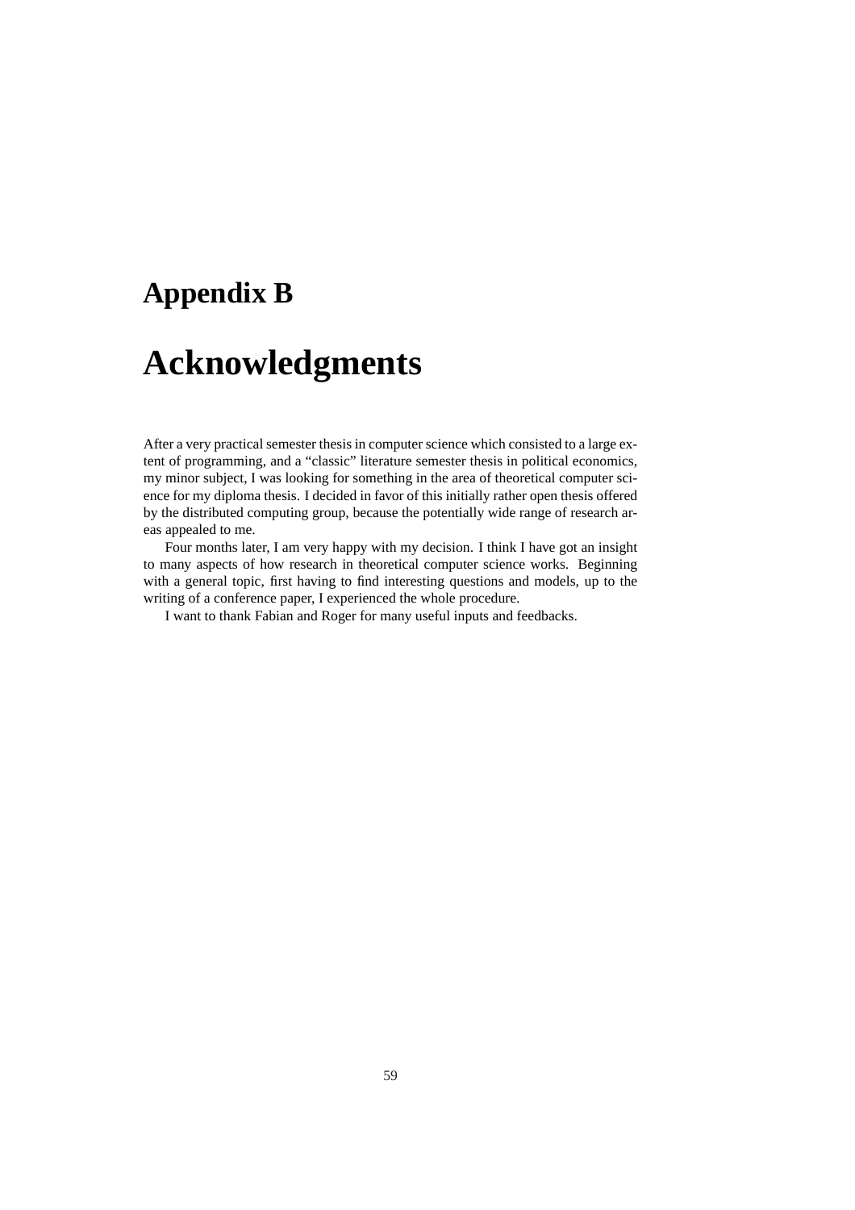# Appendix B

# Acknowledgments

After a very practical semester thesis in computer science which consisted to a large extent of programming, and a "classic" literature semester thesis in political economics, my minor subject, I was looking for something in the area of theoretical computer science for my diploma thesis. I decided in favor of this initially rather open thesis offered by the distributed computing group, because the potentially wide range of research areas appealed to me.

Four months later, I am very happy with my decision. I think I have got an insight to many aspects of how research in theoretical computer science works. Beginning with a general topic, first having to find interesting questions and models, up to the writing of a conference paper, I experienced the whole procedure.

I want to thank Fabian and Roger for many useful inputs and feedbacks.